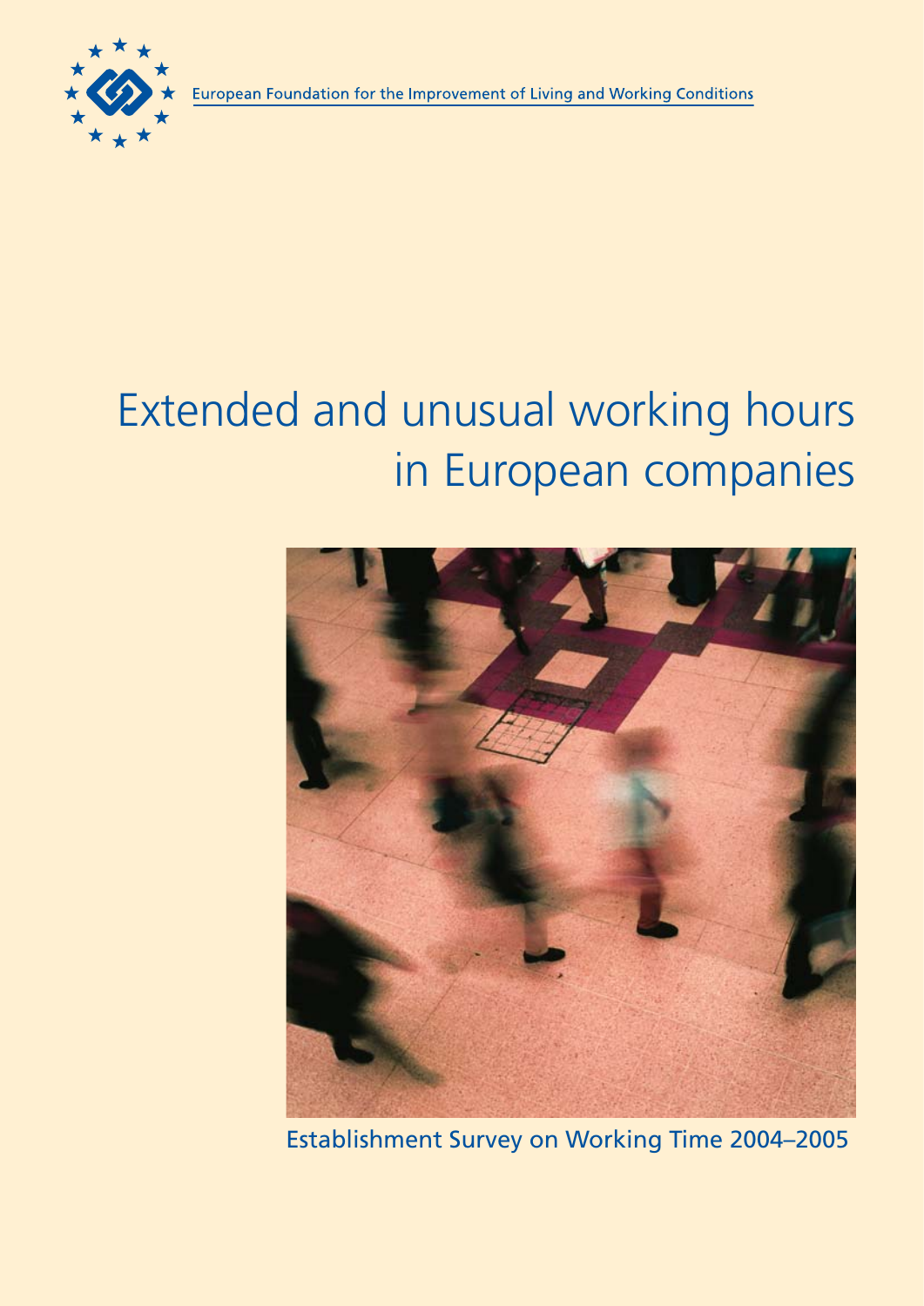European Foundation for the Improvement of Living and Working Conditions

# Extended and unusual working hours in European companies

Establishment Survey on Working Time 2004–2005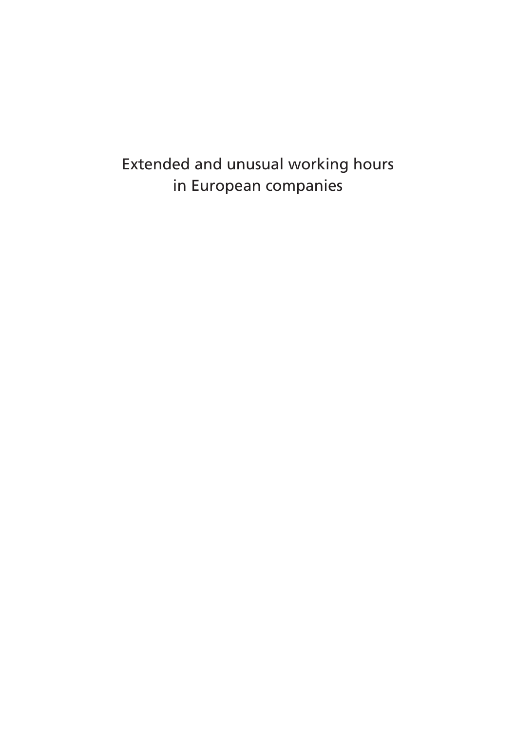Extended and unusual working hours in European companies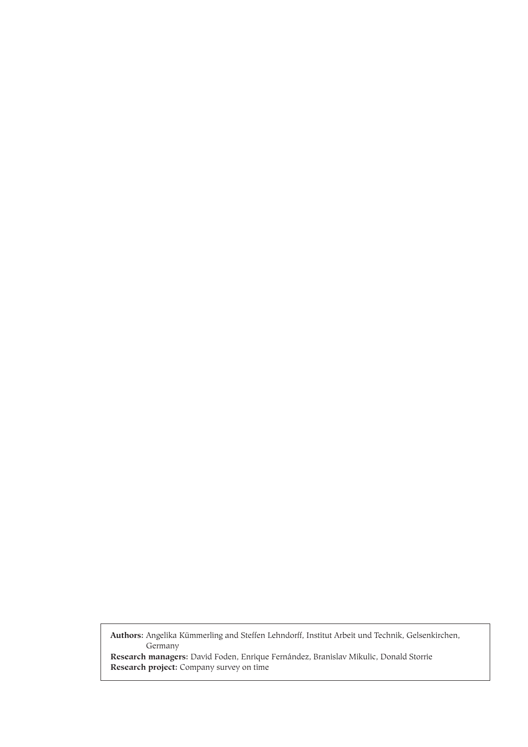**Authors:** Angelika Kümmerling and Steffen Lehndorff, Institut Arbeit und Technik, Gelsenkirchen, Germany
**Research managers:** David Foden, Enrique Fernández, Branislav Mikulic, Donald Storrie
**Research project:** Company survey on time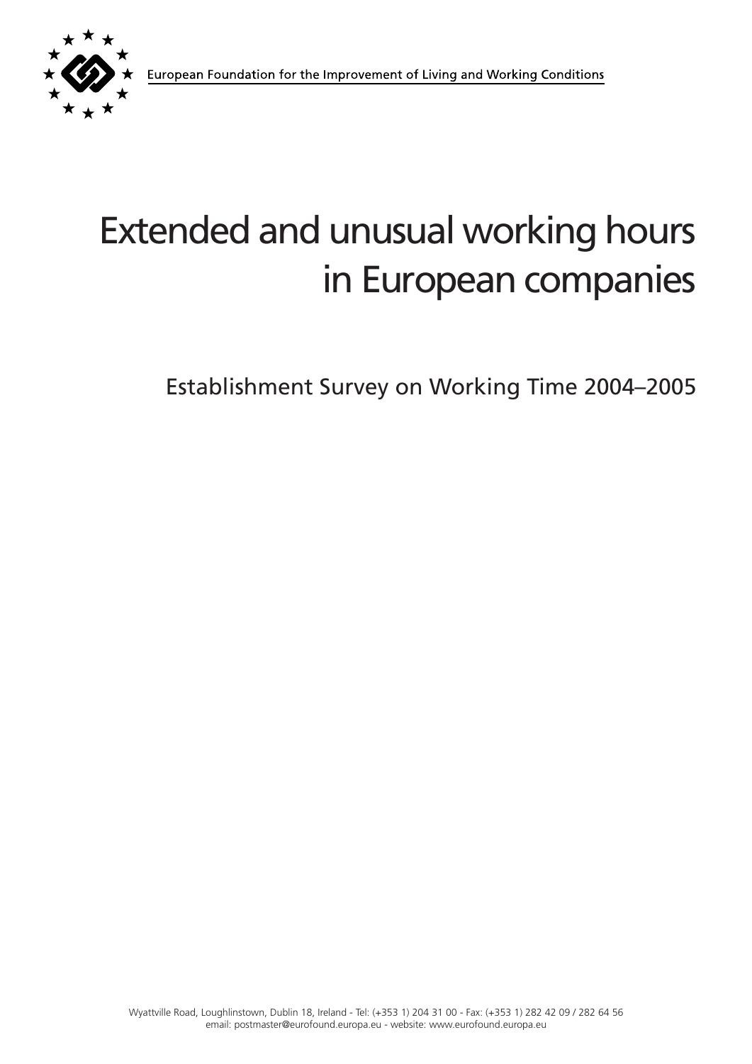European Foundation for the Improvement of Living and Working Conditions

# Extended and unusual working hours in European companies

## Establishment Survey on Working Time 2004–2005

Wyattville Road, Loughlinstown, Dublin 18, Ireland - Tel: (+353 1) 204 31 00 - Fax: (+353 1) 282 42 09 / 282 64 56
email: postmaster@eurofound.europa.eu - website: www.eurofound.europa.eu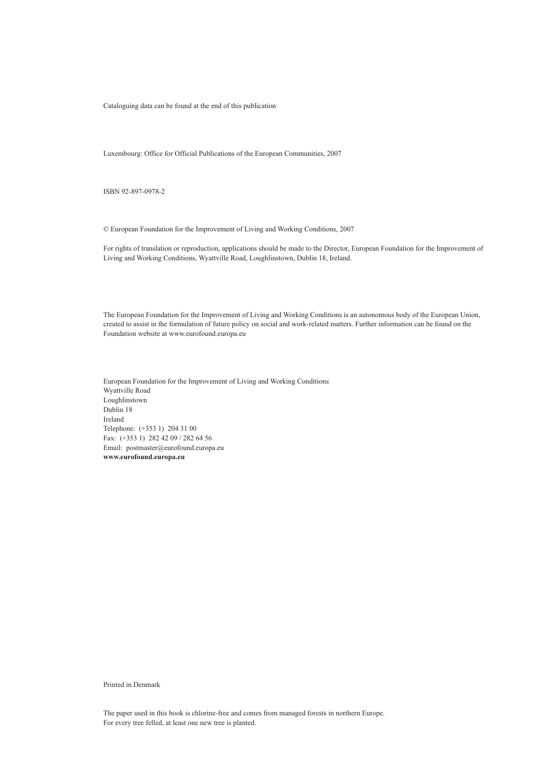Cataloguing data can be found at the end of this publication

Luxembourg: Office for Official Publications of the European Communities, 2007

ISBN 92-897-0978-2

© European Foundation for the Improvement of Living and Working Conditions, 2007

For rights of translation or reproduction, applications should be made to the Director, European Foundation for the Improvement of Living and Working Conditions, Wyattville Road, Loughlinstown, Dublin 18, Ireland.

The European Foundation for the Improvement of Living and Working Conditions is an autonomous body of the European Union, created to assist in the formulation of future policy on social and work-related matters. Further information can be found on the Foundation website at www.eurofound.europa.eu

European Foundation for the Improvement of Living and Working Conditions
Wyattville Road
Loughlinstown
Dublin 18
Ireland
Telephone: (+353 1) 204 31 00
Fax: (+353 1) 282 42 09 / 282 64 56
Email: postmaster@eurofound.europa.eu
**www.eurofound.europa.eu**

Printed in Denmark

The paper used in this book is chlorine-free and comes from managed forests in northern Europe.
For every tree felled, at least one new tree is planted.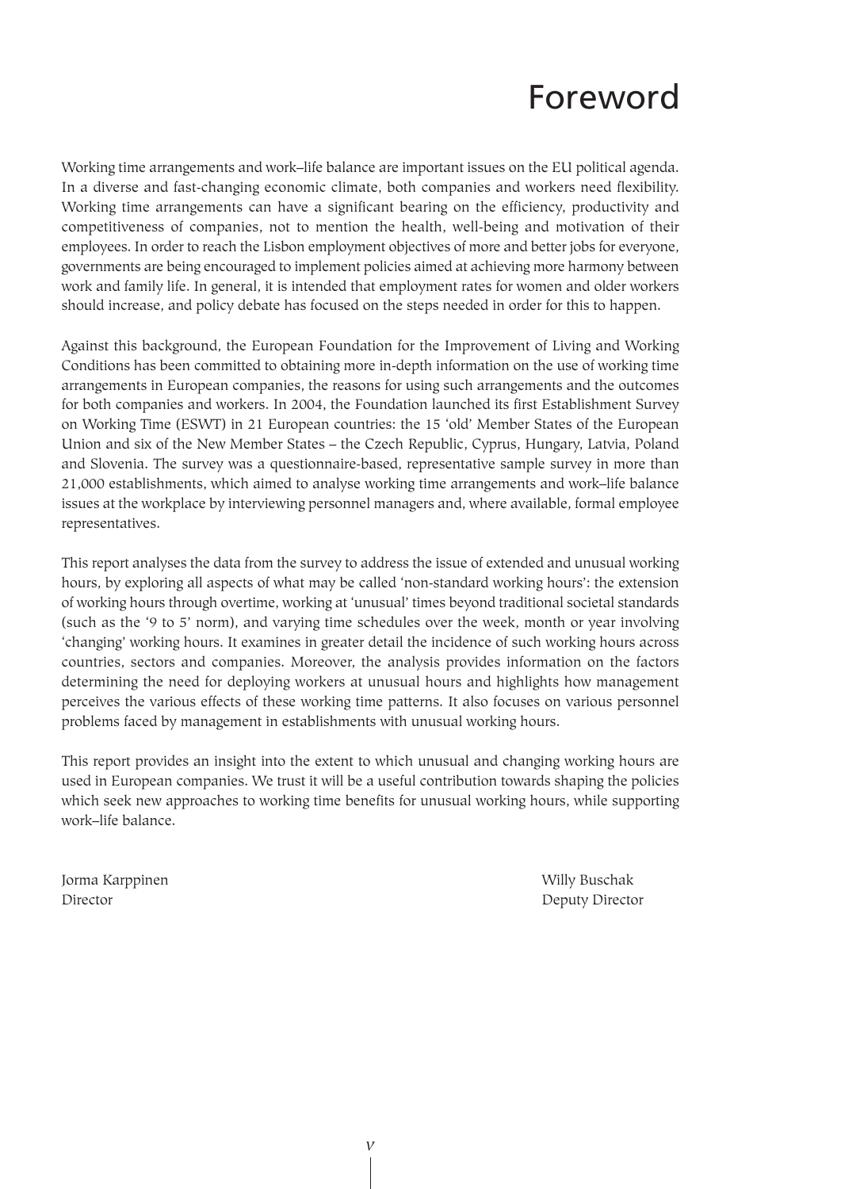# Foreword

Working time arrangements and work–life balance are important issues on the EU political agenda. In a diverse and fast-changing economic climate, both companies and workers need flexibility. Working time arrangements can have a significant bearing on the efficiency, productivity and competitiveness of companies, not to mention the health, well-being and motivation of their employees. In order to reach the Lisbon employment objectives of more and better jobs for everyone, governments are being encouraged to implement policies aimed at achieving more harmony between work and family life. In general, it is intended that employment rates for women and older workers should increase, and policy debate has focused on the steps needed in order for this to happen.

Against this background, the European Foundation for the Improvement of Living and Working Conditions has been committed to obtaining more in-depth information on the use of working time arrangements in European companies, the reasons for using such arrangements and the outcomes for both companies and workers. In 2004, the Foundation launched its first Establishment Survey on Working Time (ESWT) in 21 European countries: the 15 'old' Member States of the European Union and six of the New Member States – the Czech Republic, Cyprus, Hungary, Latvia, Poland and Slovenia. The survey was a questionnaire-based, representative sample survey in more than 21,000 establishments, which aimed to analyse working time arrangements and work–life balance issues at the workplace by interviewing personnel managers and, where available, formal employee representatives.

This report analyses the data from the survey to address the issue of extended and unusual working hours, by exploring all aspects of what may be called 'non-standard working hours': the extension of working hours through overtime, working at 'unusual' times beyond traditional societal standards (such as the '9 to 5' norm), and varying time schedules over the week, month or year involving 'changing' working hours. It examines in greater detail the incidence of such working hours across countries, sectors and companies. Moreover, the analysis provides information on the factors determining the need for deploying workers at unusual hours and highlights how management perceives the various effects of these working time patterns. It also focuses on various personnel problems faced by management in establishments with unusual working hours.

This report provides an insight into the extent to which unusual and changing working hours are used in European companies. We trust it will be a useful contribution towards shaping the policies which seek new approaches to working time benefits for unusual working hours, while supporting work–life balance.

Jorma Karppinen
Director

Willy Buschak
Deputy Director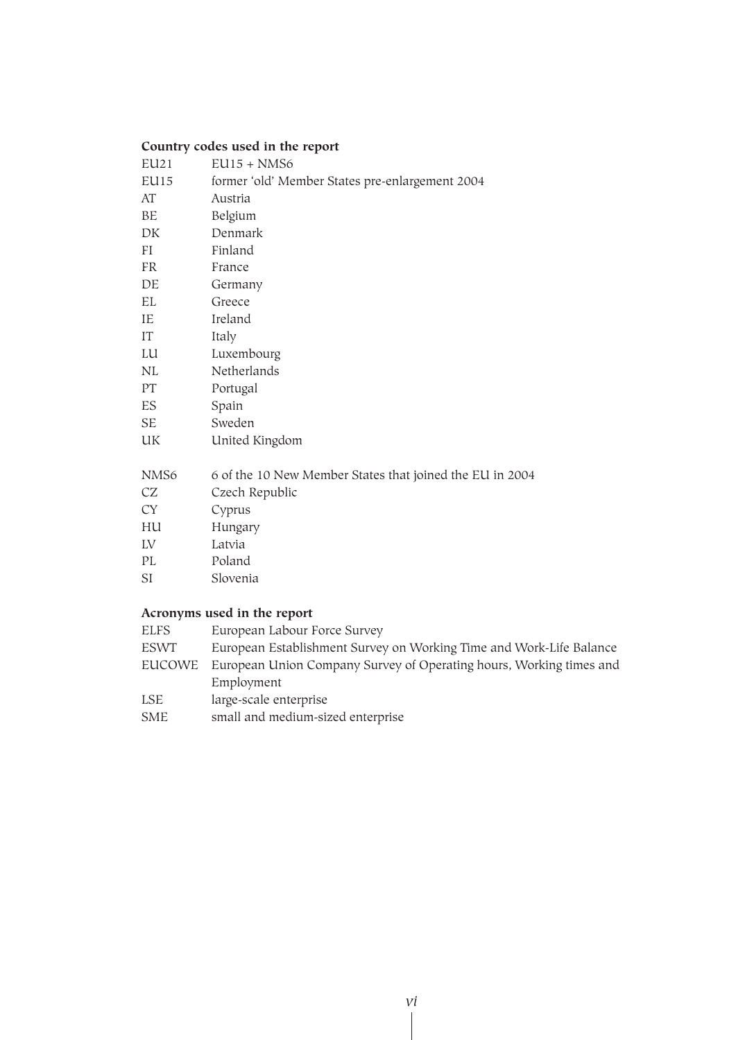**Country codes used in the report**

| | |
|---|---|
| EU21 | EU15 + NMS6 |
| EU15 | former 'old' Member States pre-enlargement 2004 |
| AT | Austria |
| BE | Belgium |
| DK | Denmark |
| FI | Finland |
| FR | France |
| DE | Germany |
| EL | Greece |
| IE | Ireland |
| IT | Italy |
| LU | Luxembourg |
| NL | Netherlands |
| PT | Portugal |
| ES | Spain |
| SE | Sweden |
| UK | United Kingdom |

| | |
|---|---|
| NMS6 | 6 of the 10 New Member States that joined the EU in 2004 |
| CZ | Czech Republic |
| CY | Cyprus |
| HU | Hungary |
| LV | Latvia |
| PL | Poland |
| SI | Slovenia |

**Acronyms used in the report**

| | |
|---|---|
| ELFS | European Labour Force Survey |
| ESWT | European Establishment Survey on Working Time and Work-Life Balance |
| EUCOWE | European Union Company Survey of Operating hours, Working times and Employment |
| LSE | large-scale enterprise |
| SME | small and medium-sized enterprise |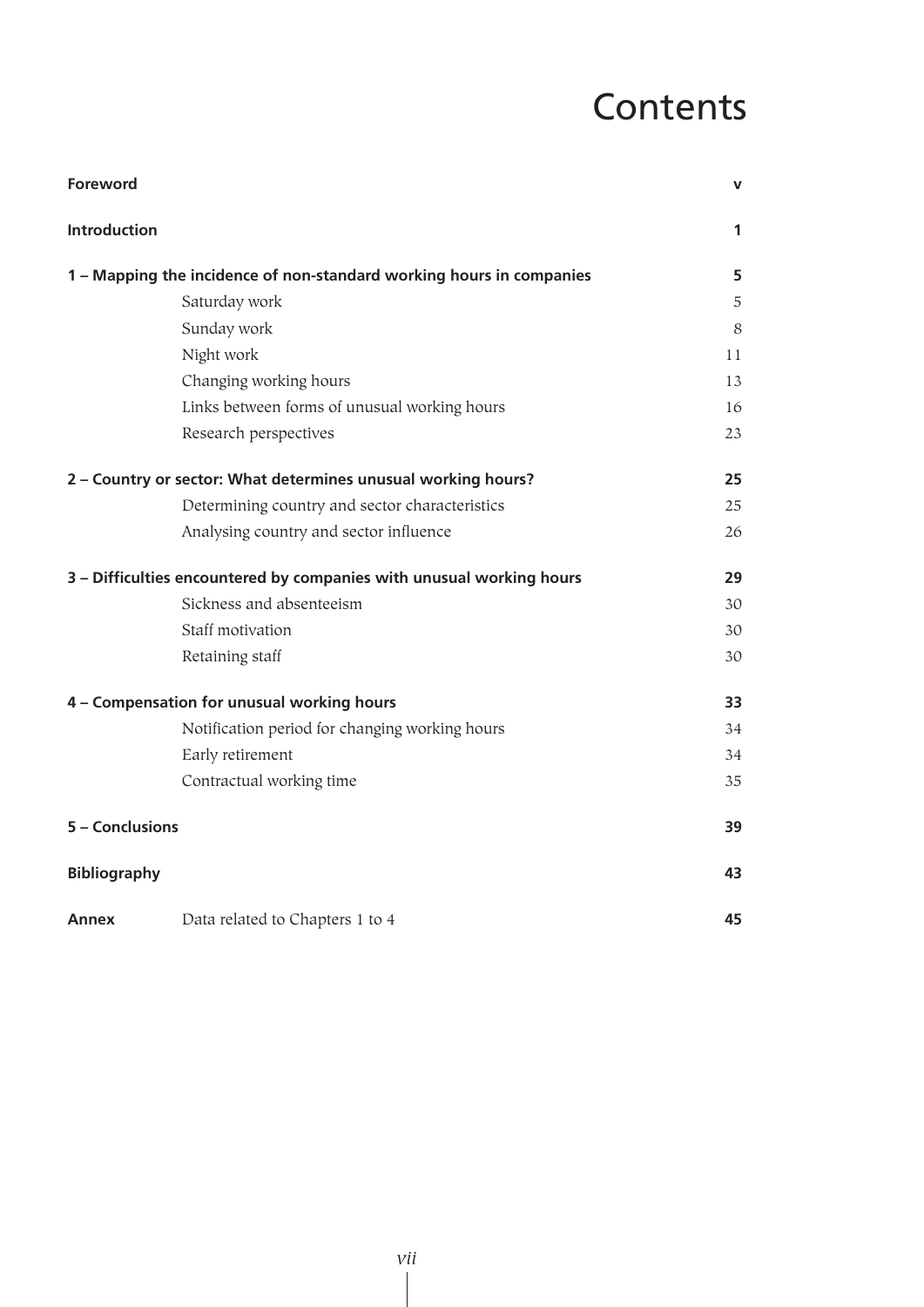# Contents

| | | |
|---|---|---|
| **Foreword** | | **v** |
| **Introduction** | | **1** |
| **1 – Mapping the incidence of non-standard working hours in companies** | | **5** |
| | Saturday work | 5 |
| | Sunday work | 8 |
| | Night work | 11 |
| | Changing working hours | 13 |
| | Links between forms of unusual working hours | 16 |
| | Research perspectives | 23 |
| **2 – Country or sector: What determines unusual working hours?** | | **25** |
| | Determining country and sector characteristics | 25 |
| | Analysing country and sector influence | 26 |
| **3 – Difficulties encountered by companies with unusual working hours** | | **29** |
| | Sickness and absenteeism | 30 |
| | Staff motivation | 30 |
| | Retaining staff | 30 |
| **4 – Compensation for unusual working hours** | | **33** |
| | Notification period for changing working hours | 34 |
| | Early retirement | 34 |
| | Contractual working time | 35 |
| **5 – Conclusions** | | **39** |
| **Bibliography** | | **43** |
| **Annex** | Data related to Chapters 1 to 4 | **45** |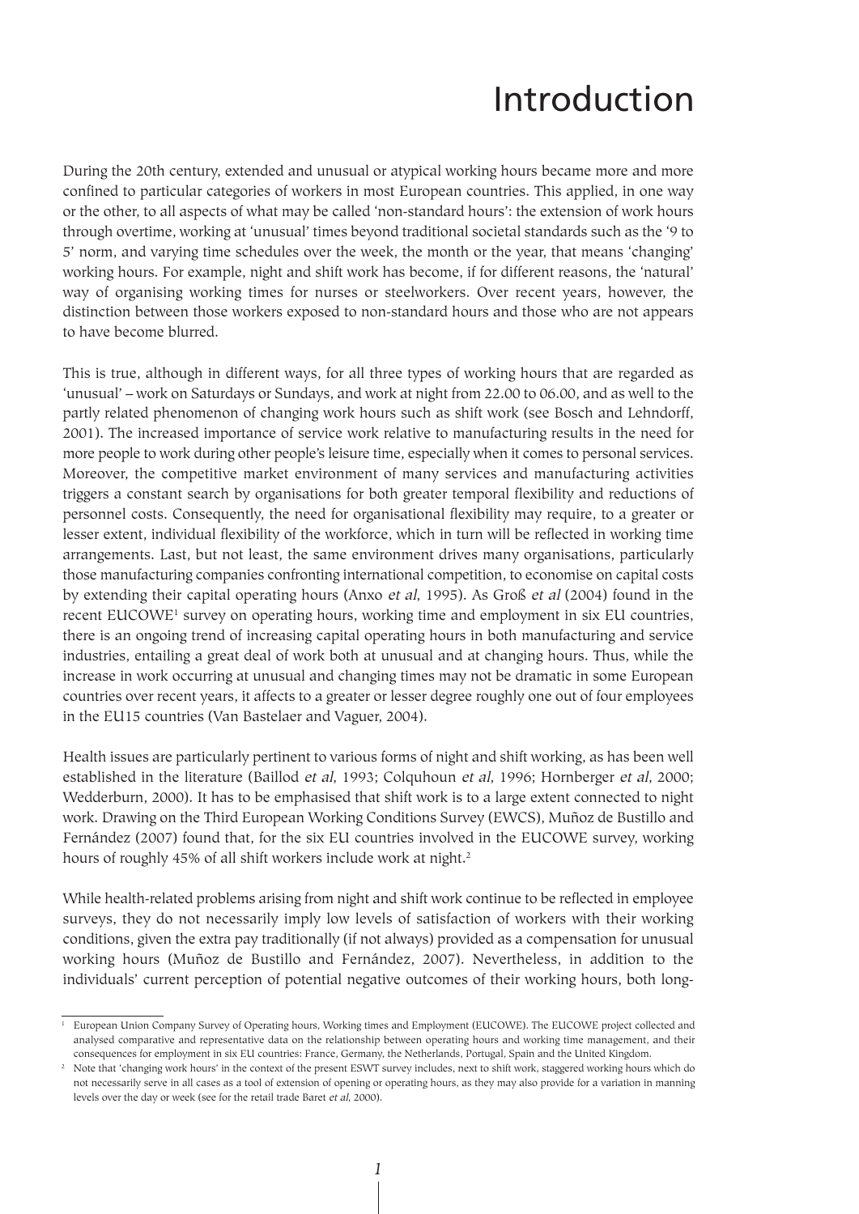# Introduction

During the 20th century, extended and unusual or atypical working hours became more and more confined to particular categories of workers in most European countries. This applied, in one way or the other, to all aspects of what may be called 'non-standard hours': the extension of work hours through overtime, working at 'unusual' times beyond traditional societal standards such as the '9 to 5' norm, and varying time schedules over the week, the month or the year, that means 'changing' working hours. For example, night and shift work has become, if for different reasons, the 'natural' way of organising working times for nurses or steelworkers. Over recent years, however, the distinction between those workers exposed to non-standard hours and those who are not appears to have become blurred.

This is true, although in different ways, for all three types of working hours that are regarded as 'unusual' – work on Saturdays or Sundays, and work at night from 22.00 to 06.00, and as well to the partly related phenomenon of changing work hours such as shift work (see Bosch and Lehndorff, 2001). The increased importance of service work relative to manufacturing results in the need for more people to work during other people's leisure time, especially when it comes to personal services. Moreover, the competitive market environment of many services and manufacturing activities triggers a constant search by organisations for both greater temporal flexibility and reductions of personnel costs. Consequently, the need for organisational flexibility may require, to a greater or lesser extent, individual flexibility of the workforce, which in turn will be reflected in working time arrangements. Last, but not least, the same environment drives many organisations, particularly those manufacturing companies confronting international competition, to economise on capital costs by extending their capital operating hours (Anxo *et al*, 1995). As Groß *et al* (2004) found in the recent EUCOWE[1] survey on operating hours, working time and employment in six EU countries, there is an ongoing trend of increasing capital operating hours in both manufacturing and service industries, entailing a great deal of work both at unusual and at changing hours. Thus, while the increase in work occurring at unusual and changing times may not be dramatic in some European countries over recent years, it affects to a greater or lesser degree roughly one out of four employees in the EU15 countries (Van Bastelaer and Vaguer, 2004).

Health issues are particularly pertinent to various forms of night and shift working, as has been well established in the literature (Baillod *et al*, 1993; Colquhoun *et al*, 1996; Hornberger *et al*, 2000; Wedderburn, 2000). It has to be emphasised that shift work is to a large extent connected to night work. Drawing on the Third European Working Conditions Survey (EWCS), Muñoz de Bustillo and Fernández (2007) found that, for the six EU countries involved in the EUCOWE survey, working hours of roughly 45% of all shift workers include work at night.[2]

While health-related problems arising from night and shift work continue to be reflected in employee surveys, they do not necessarily imply low levels of satisfaction of workers with their working conditions, given the extra pay traditionally (if not always) provided as a compensation for unusual working hours (Muñoz de Bustillo and Fernández, 2007). Nevertheless, in addition to the individuals' current perception of potential negative outcomes of their working hours, both long-

[1] European Union Company Survey of Operating hours, Working times and Employment (EUCOWE). The EUCOWE project collected and analysed comparative and representative data on the relationship between operating hours and working time management, and their consequences for employment in six EU countries: France, Germany, the Netherlands, Portugal, Spain and the United Kingdom.

[2] Note that 'changing work hours' in the context of the present ESWT survey includes, next to shift work, staggered working hours which do not necessarily serve in all cases as a tool of extension of opening or operating hours, as they may also provide for a variation in manning levels over the day or week (see for the retail trade Baret *et al*, 2000).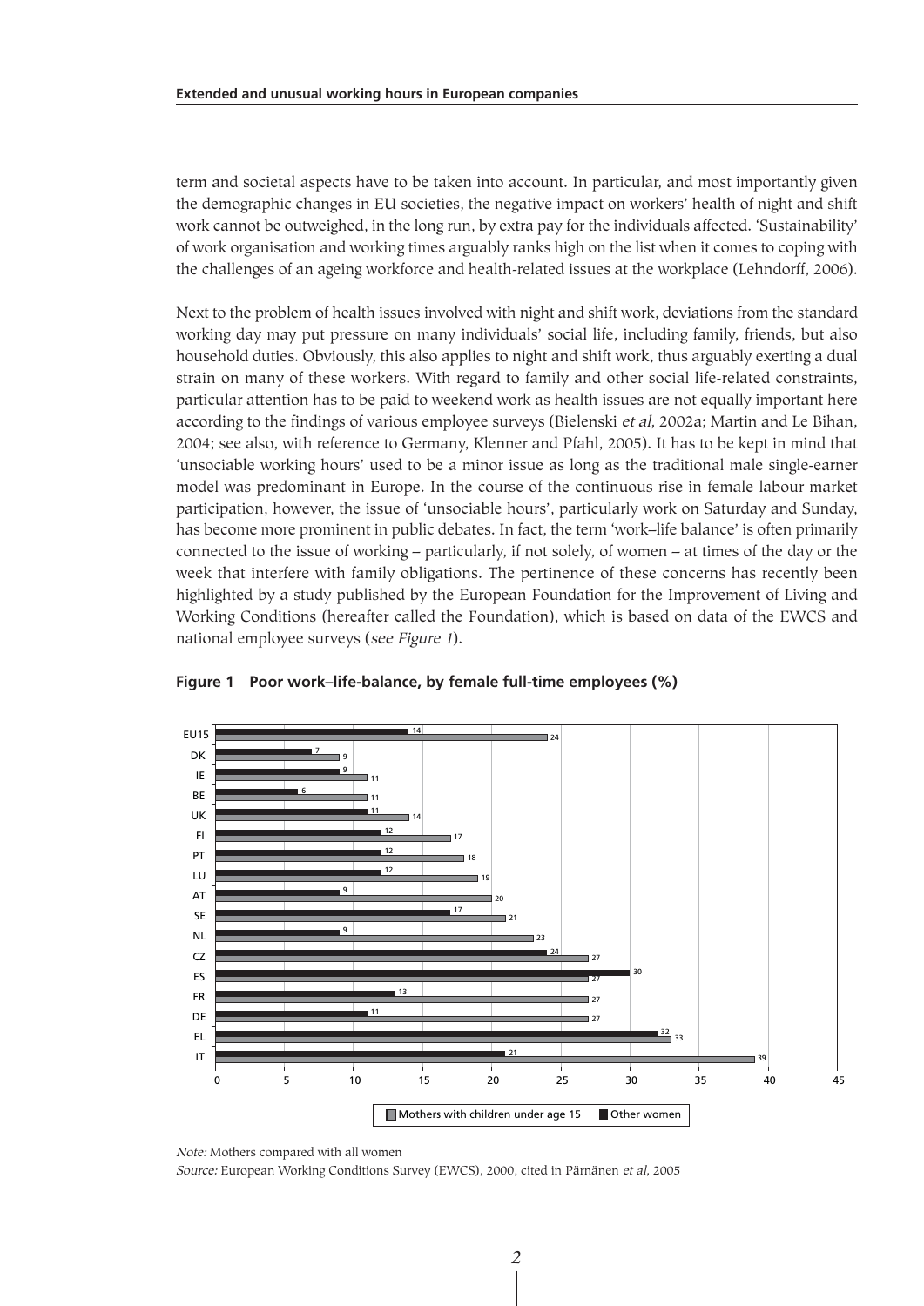term and societal aspects have to be taken into account. In particular, and most importantly given the demographic changes in EU societies, the negative impact on workers' health of night and shift work cannot be outweighed, in the long run, by extra pay for the individuals affected. 'Sustainability' of work organisation and working times arguably ranks high on the list when it comes to coping with the challenges of an ageing workforce and health-related issues at the workplace (Lehndorff, 2006).

Next to the problem of health issues involved with night and shift work, deviations from the standard working day may put pressure on many individuals' social life, including family, friends, but also household duties. Obviously, this also applies to night and shift work, thus arguably exerting a dual strain on many of these workers. With regard to family and other social life-related constraints, particular attention has to be paid to weekend work as health issues are not equally important here according to the findings of various employee surveys (Bielenski *et al*, 2002a; Martin and Le Bihan, 2004; see also, with reference to Germany, Klenner and Pfahl, 2005). It has to be kept in mind that 'unsociable working hours' used to be a minor issue as long as the traditional male single-earner model was predominant in Europe. In the course of the continuous rise in female labour market participation, however, the issue of 'unsociable hours', particularly work on Saturday and Sunday, has become more prominent in public debates. In fact, the term 'work–life balance' is often primarily connected to the issue of working – particularly, if not solely, of women – at times of the day or the week that interfere with family obligations. The pertinence of these concerns has recently been highlighted by a study published by the European Foundation for the Improvement of Living and Working Conditions (hereafter called the Foundation), which is based on data of the EWCS and national employee surveys (*see Figure 1*).

**Figure 1 Poor work–life-balance, by female full-time employees (%)**

| Country | Mothers with children under age 15 | Other women |
|---|---|---|
| EU15 | 24 | 14 |
| DK | 9 | 7 |
| IE | 11 | 9 |
| BE | 11 | 6 |
| UK | 14 | 11 |
| FI | 17 | 12 |
| PT | 18 | 12 |
| LU | 19 | 12 |
| AT | 20 | 9 |
| SE | 21 | 17 |
| NL | 23 | 9 |
| CZ | 27 | 24 |
| ES | 27 | 30 |
| FR | 27 | 13 |
| DE | 27 | 11 |
| EL | 33 | 32 |
| IT | 39 | 21 |

*Note:* Mothers compared with all women

*Source:* European Working Conditions Survey (EWCS), 2000, cited in Pärnänen *et al*, 2005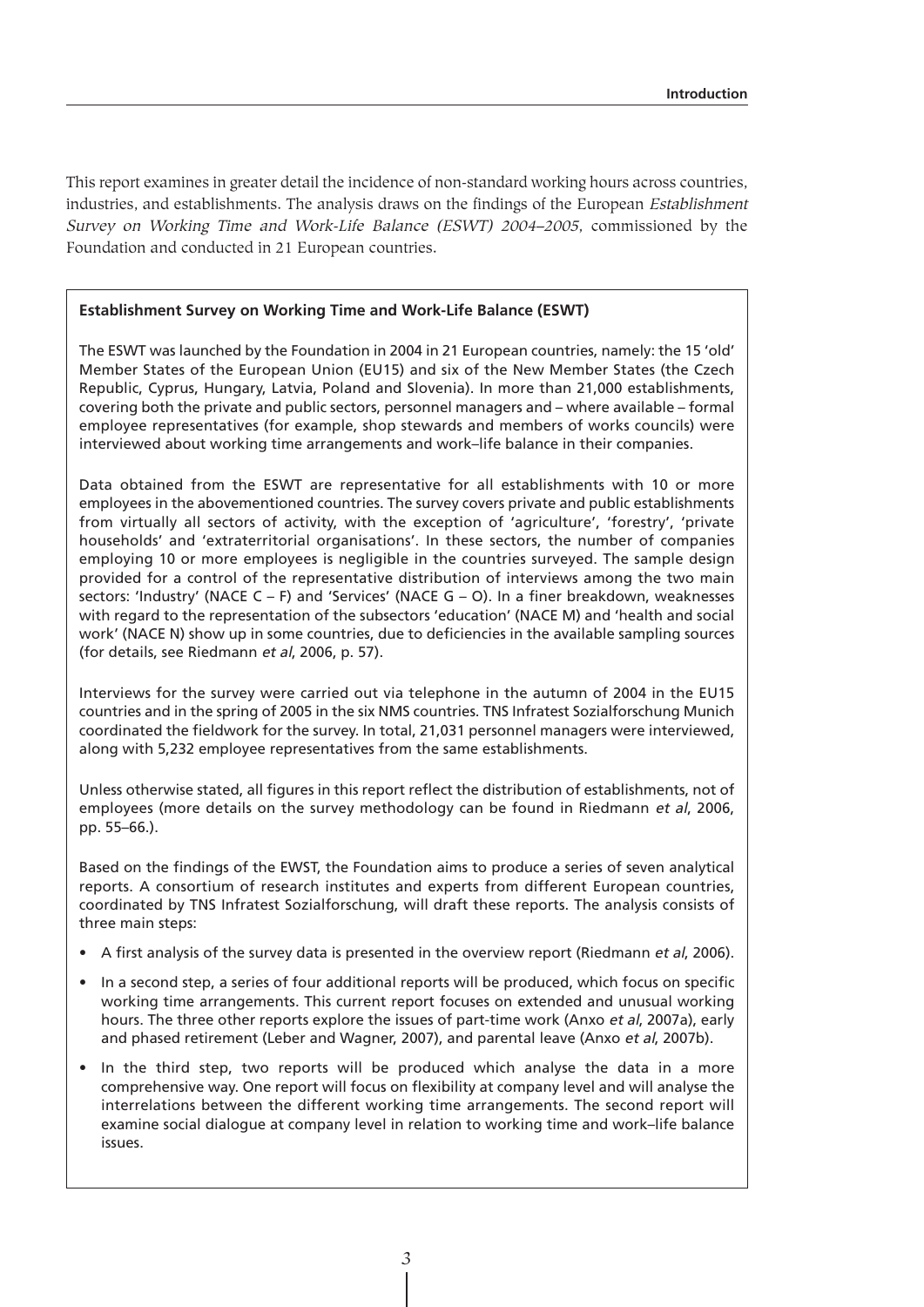This report examines in greater detail the incidence of non-standard working hours across countries, industries, and establishments. The analysis draws on the findings of the European *Establishment Survey on Working Time and Work-Life Balance (ESWT) 2004–2005*, commissioned by the Foundation and conducted in 21 European countries.

**Establishment Survey on Working Time and Work-Life Balance (ESWT)**

The ESWT was launched by the Foundation in 2004 in 21 European countries, namely: the 15 'old' Member States of the European Union (EU15) and six of the New Member States (the Czech Republic, Cyprus, Hungary, Latvia, Poland and Slovenia). In more than 21,000 establishments, covering both the private and public sectors, personnel managers and – where available – formal employee representatives (for example, shop stewards and members of works councils) were interviewed about working time arrangements and work–life balance in their companies.

Data obtained from the ESWT are representative for all establishments with 10 or more employees in the abovementioned countries. The survey covers private and public establishments from virtually all sectors of activity, with the exception of 'agriculture', 'forestry', 'private households' and 'extraterritorial organisations'. In these sectors, the number of companies employing 10 or more employees is negligible in the countries surveyed. The sample design provided for a control of the representative distribution of interviews among the two main sectors: 'Industry' (NACE C – F) and 'Services' (NACE G – O). In a finer breakdown, weaknesses with regard to the representation of the subsectors 'education' (NACE M) and 'health and social work' (NACE N) show up in some countries, due to deficiencies in the available sampling sources (for details, see Riedmann *et al*, 2006, p. 57).

Interviews for the survey were carried out via telephone in the autumn of 2004 in the EU15 countries and in the spring of 2005 in the six NMS countries. TNS Infratest Sozialforschung Munich coordinated the fieldwork for the survey. In total, 21,031 personnel managers were interviewed, along with 5,232 employee representatives from the same establishments.

Unless otherwise stated, all figures in this report reflect the distribution of establishments, not of employees (more details on the survey methodology can be found in Riedmann *et al*, 2006, pp. 55–66.).

Based on the findings of the EWST, the Foundation aims to produce a series of seven analytical reports. A consortium of research institutes and experts from different European countries, coordinated by TNS Infratest Sozialforschung, will draft these reports. The analysis consists of three main steps:

- A first analysis of the survey data is presented in the overview report (Riedmann *et al*, 2006).
- In a second step, a series of four additional reports will be produced, which focus on specific working time arrangements. This current report focuses on extended and unusual working hours. The three other reports explore the issues of part-time work (Anxo *et al*, 2007a), early and phased retirement (Leber and Wagner, 2007), and parental leave (Anxo *et al*, 2007b).
- In the third step, two reports will be produced which analyse the data in a more comprehensive way. One report will focus on flexibility at company level and will analyse the interrelations between the different working time arrangements. The second report will examine social dialogue at company level in relation to working time and work–life balance issues.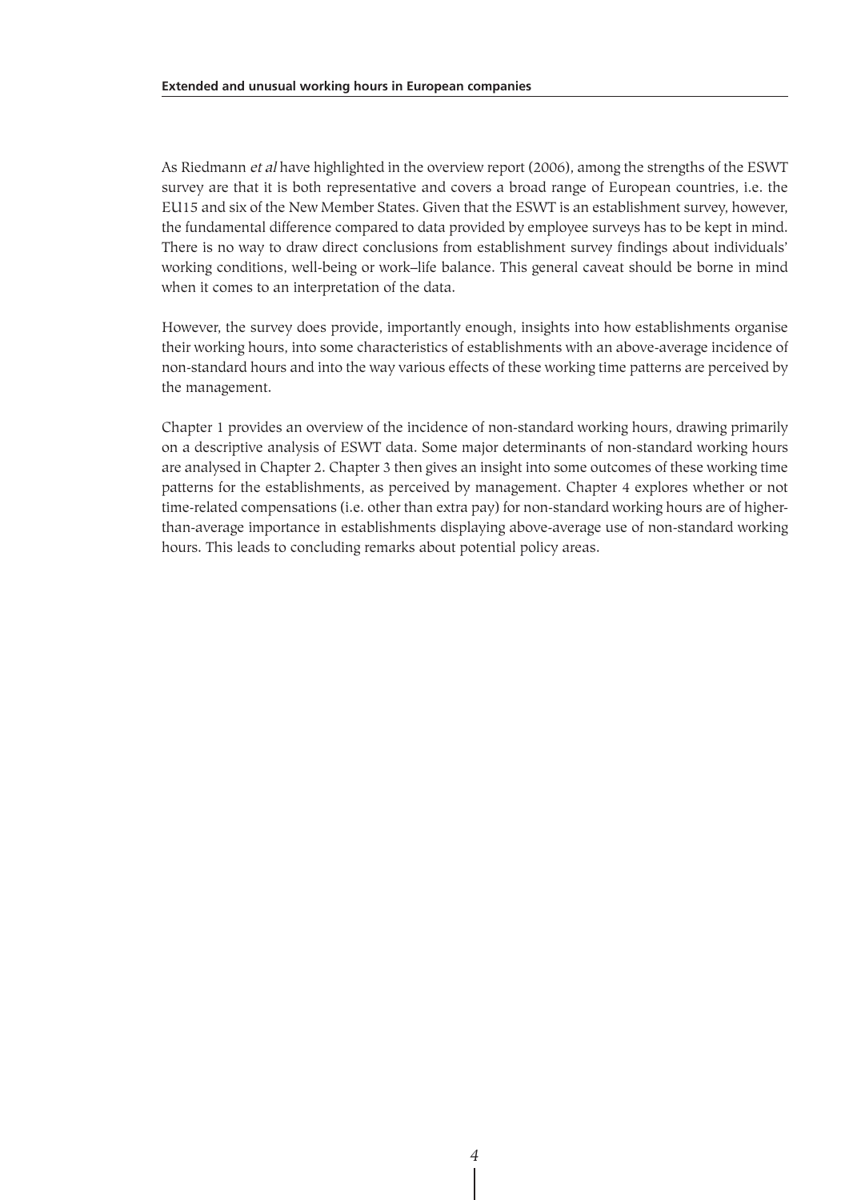As Riedmann *et al* have highlighted in the overview report (2006), among the strengths of the ESWT survey are that it is both representative and covers a broad range of European countries, i.e. the EU15 and six of the New Member States. Given that the ESWT is an establishment survey, however, the fundamental difference compared to data provided by employee surveys has to be kept in mind. There is no way to draw direct conclusions from establishment survey findings about individuals' working conditions, well-being or work–life balance. This general caveat should be borne in mind when it comes to an interpretation of the data.

However, the survey does provide, importantly enough, insights into how establishments organise their working hours, into some characteristics of establishments with an above-average incidence of non-standard hours and into the way various effects of these working time patterns are perceived by the management.

Chapter 1 provides an overview of the incidence of non-standard working hours, drawing primarily on a descriptive analysis of ESWT data. Some major determinants of non-standard working hours are analysed in Chapter 2. Chapter 3 then gives an insight into some outcomes of these working time patterns for the establishments, as perceived by management. Chapter 4 explores whether or not time-related compensations (i.e. other than extra pay) for non-standard working hours are of higher-than-average importance in establishments displaying above-average use of non-standard working hours. This leads to concluding remarks about potential policy areas.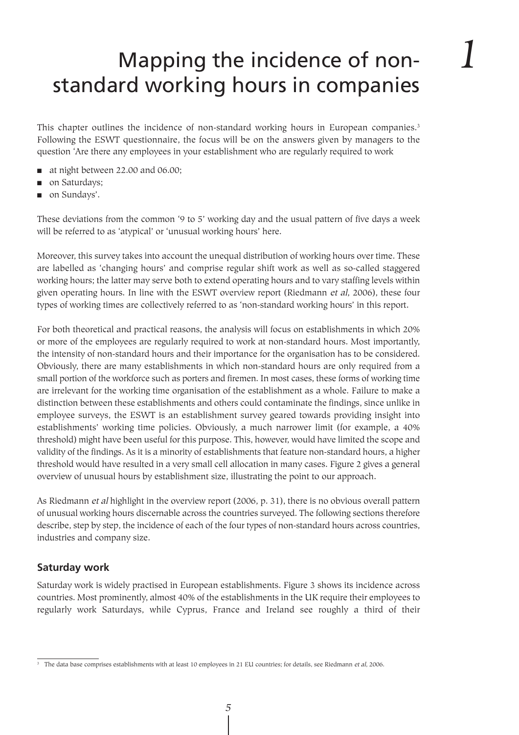# 1 Mapping the incidence of non-standard working hours in companies

This chapter outlines the incidence of non-standard working hours in European companies.[3] Following the ESWT questionnaire, the focus will be on the answers given by managers to the question 'Are there any employees in your establishment who are regularly required to work

- at night between 22.00 and 06.00;
- on Saturdays;
- on Sundays'.

These deviations from the common '9 to 5' working day and the usual pattern of five days a week will be referred to as 'atypical' or 'unusual working hours' here.

Moreover, this survey takes into account the unequal distribution of working hours over time. These are labelled as 'changing hours' and comprise regular shift work as well as so-called staggered working hours; the latter may serve both to extend operating hours and to vary staffing levels within given operating hours. In line with the ESWT overview report (Riedmann *et al*, 2006), these four types of working times are collectively referred to as 'non-standard working hours' in this report.

For both theoretical and practical reasons, the analysis will focus on establishments in which 20% or more of the employees are regularly required to work at non-standard hours. Most importantly, the intensity of non-standard hours and their importance for the organisation has to be considered. Obviously, there are many establishments in which non-standard hours are only required from a small portion of the workforce such as porters and firemen. In most cases, these forms of working time are irrelevant for the working time organisation of the establishment as a whole. Failure to make a distinction between these establishments and others could contaminate the findings, since unlike in employee surveys, the ESWT is an establishment survey geared towards providing insight into establishments' working time policies. Obviously, a much narrower limit (for example, a 40% threshold) might have been useful for this purpose. This, however, would have limited the scope and validity of the findings. As it is a minority of establishments that feature non-standard hours, a higher threshold would have resulted in a very small cell allocation in many cases. Figure 2 gives a general overview of unusual hours by establishment size, illustrating the point to our approach.

As Riedmann *et al* highlight in the overview report (2006, p. 31), there is no obvious overall pattern of unusual working hours discernable across the countries surveyed. The following sections therefore describe, step by step, the incidence of each of the four types of non-standard hours across countries, industries and company size.

## Saturday work

Saturday work is widely practised in European establishments. Figure 3 shows its incidence across countries. Most prominently, almost 40% of the establishments in the UK require their employees to regularly work Saturdays, while Cyprus, France and Ireland see roughly a third of their

---

[3] The data base comprises establishments with at least 10 employees in 21 EU countries; for details, see Riedmann *et al*, 2006.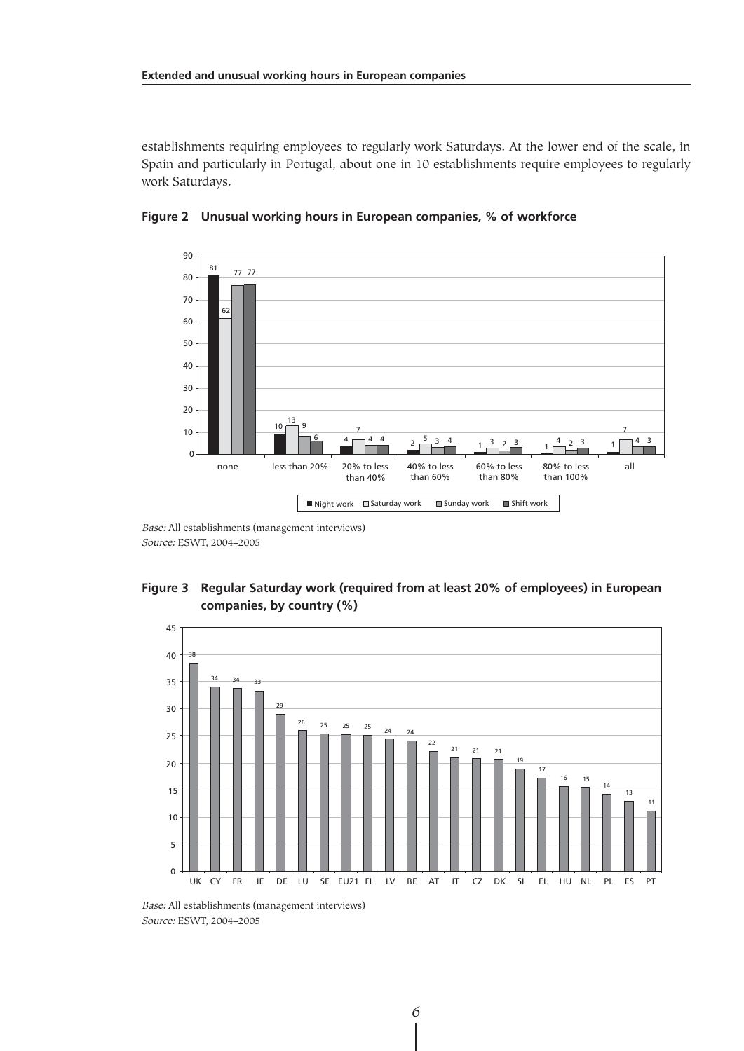establishments requiring employees to regularly work Saturdays. At the lower end of the scale, in Spain and particularly in Portugal, about one in 10 establishments require employees to regularly work Saturdays.

**Figure 2 Unusual working hours in European companies, % of workforce**

| | Night work | Saturday work | Sunday work | Shift work |
|---|---|---|---|---|
| none | 81 | 62 | 77 | 77 |
| less than 20% | 10 | 13 | 9 | 6 |
| 20% to less than 40% | 4 | 7 | 4 | 4 |
| 40% to less than 60% | 2 | 5 | 3 | 4 |
| 60% to less than 80% | 1 | 3 | 2 | 3 |
| 80% to less than 100% | 1 | 4 | 2 | 3 |
| all | 1 | 7 | 4 | 3 |

*Base:* All establishments (management interviews)
*Source:* ESWT, 2004–2005

**Figure 3 Regular Saturday work (required from at least 20% of employees) in European companies, by country (%)**

| UK | CY | FR | IE | DE | LU | SE | EU21 | FI | LV | BE | AT | IT | CZ | DK | SI | EL | HU | NL | PL | ES | PT |
|---|---|---|---|---|---|---|---|---|---|---|---|---|---|---|---|---|---|---|---|---|---|
| 38 | 34 | 34 | 33 | 29 | 26 | 25 | 25 | 25 | 24 | 24 | 22 | 21 | 21 | 21 | 19 | 17 | 16 | 15 | 14 | 13 | 11 |

*Base:* All establishments (management interviews)
*Source:* ESWT, 2004–2005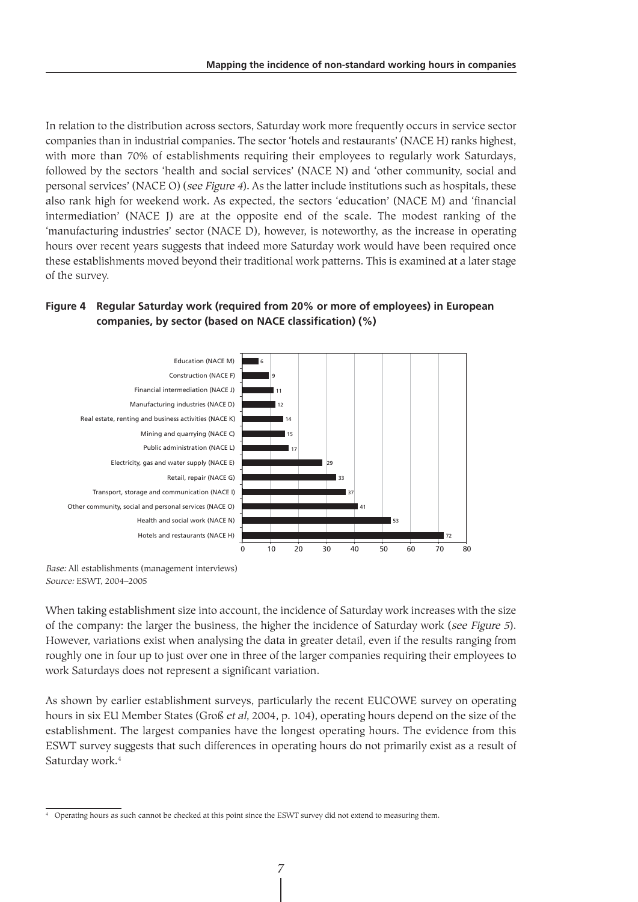In relation to the distribution across sectors, Saturday work more frequently occurs in service sector companies than in industrial companies. The sector 'hotels and restaurants' (NACE H) ranks highest, with more than 70% of establishments requiring their employees to regularly work Saturdays, followed by the sectors 'health and social services' (NACE N) and 'other community, social and personal services' (NACE O) (*see Figure 4*). As the latter include institutions such as hospitals, these also rank high for weekend work. As expected, the sectors 'education' (NACE M) and 'financial intermediation' (NACE J) are at the opposite end of the scale. The modest ranking of the 'manufacturing industries' sector (NACE D), however, is noteworthy, as the increase in operating hours over recent years suggests that indeed more Saturday work would have been required once these establishments moved beyond their traditional work patterns. This is examined at a later stage of the survey.

**Figure 4 Regular Saturday work (required from 20% or more of employees) in European companies, by sector (based on NACE classification) (%)**

| Sector | % |
|---|---|
| Education (NACE M) | 6 |
| Construction (NACE F) | 9 |
| Financial intermediation (NACE J) | 11 |
| Manufacturing industries (NACE D) | 12 |
| Real estate, renting and business activities (NACE K) | 14 |
| Mining and quarrying (NACE C) | 15 |
| Public administration (NACE L) | 17 |
| Electricity, gas and water supply (NACE E) | 29 |
| Retail, repair (NACE G) | 33 |
| Transport, storage and communication (NACE I) | 37 |
| Other community, social and personal services (NACE O) | 41 |
| Health and social work (NACE N) | 53 |
| Hotels and restaurants (NACE H) | 72 |

*Base:* All establishments (management interviews)
*Source:* ESWT, 2004–2005

When taking establishment size into account, the incidence of Saturday work increases with the size of the company: the larger the business, the higher the incidence of Saturday work (*see Figure 5*). However, variations exist when analysing the data in greater detail, even if the results ranging from roughly one in four up to just over one in three of the larger companies requiring their employees to work Saturdays does not represent a significant variation.

As shown by earlier establishment surveys, particularly the recent EUCOWE survey on operating hours in six EU Member States (Groß *et al*, 2004, p. 104), operating hours depend on the size of the establishment. The largest companies have the longest operating hours. The evidence from this ESWT survey suggests that such differences in operating hours do not primarily exist as a result of Saturday work.[4]

[4] Operating hours as such cannot be checked at this point since the ESWT survey did not extend to measuring them.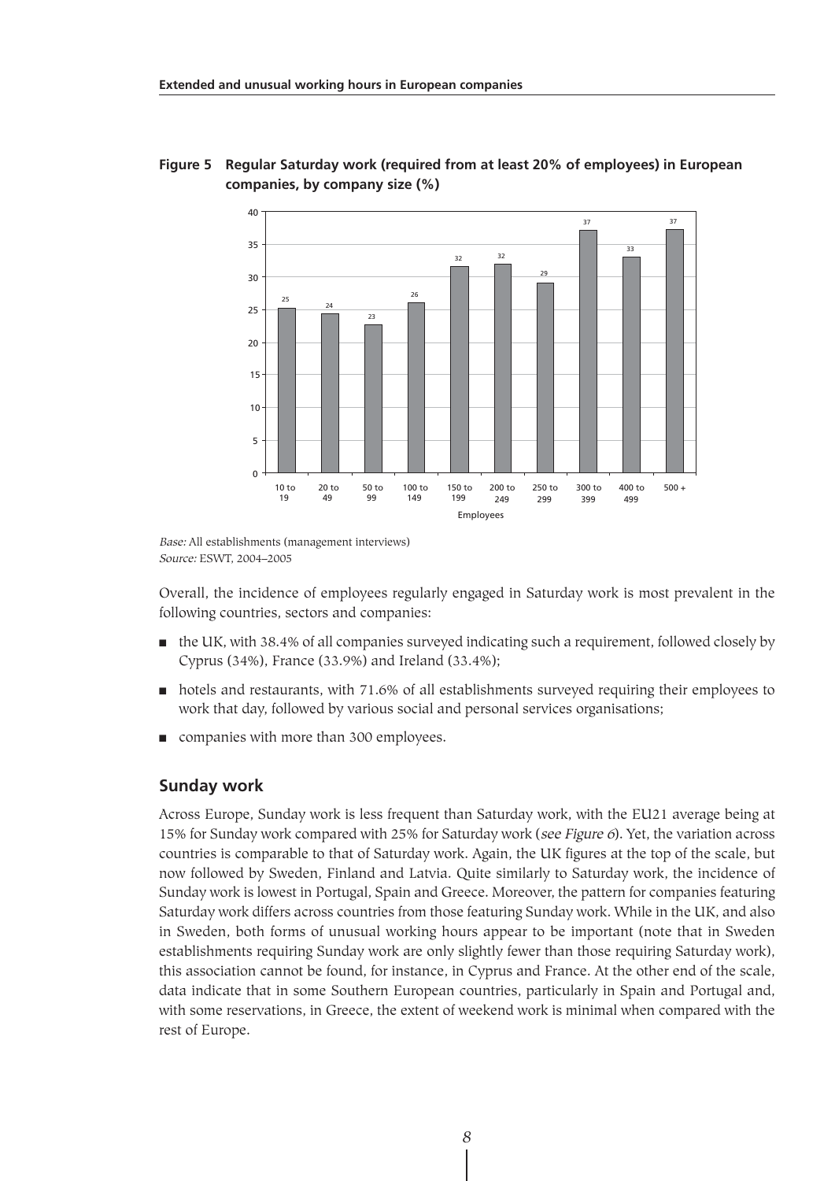**Figure 5 Regular Saturday work (required from at least 20% of employees) in European companies, by company size (%)**

*Base:* All establishments (management interviews)
*Source:* ESWT, 2004–2005

Overall, the incidence of employees regularly engaged in Saturday work is most prevalent in the following countries, sectors and companies:

- the UK, with 38.4% of all companies surveyed indicating such a requirement, followed closely by Cyprus (34%), France (33.9%) and Ireland (33.4%);
- hotels and restaurants, with 71.6% of all establishments surveyed requiring their employees to work that day, followed by various social and personal services organisations;
- companies with more than 300 employees.

## Sunday work

Across Europe, Sunday work is less frequent than Saturday work, with the EU21 average being at 15% for Sunday work compared with 25% for Saturday work (*see Figure 6*). Yet, the variation across countries is comparable to that of Saturday work. Again, the UK figures at the top of the scale, but now followed by Sweden, Finland and Latvia. Quite similarly to Saturday work, the incidence of Sunday work is lowest in Portugal, Spain and Greece. Moreover, the pattern for companies featuring Saturday work differs across countries from those featuring Sunday work. While in the UK, and also in Sweden, both forms of unusual working hours appear to be important (note that in Sweden establishments requiring Sunday work are only slightly fewer than those requiring Saturday work), this association cannot be found, for instance, in Cyprus and France. At the other end of the scale, data indicate that in some Southern European countries, particularly in Spain and Portugal and, with some reservations, in Greece, the extent of weekend work is minimal when compared with the rest of Europe.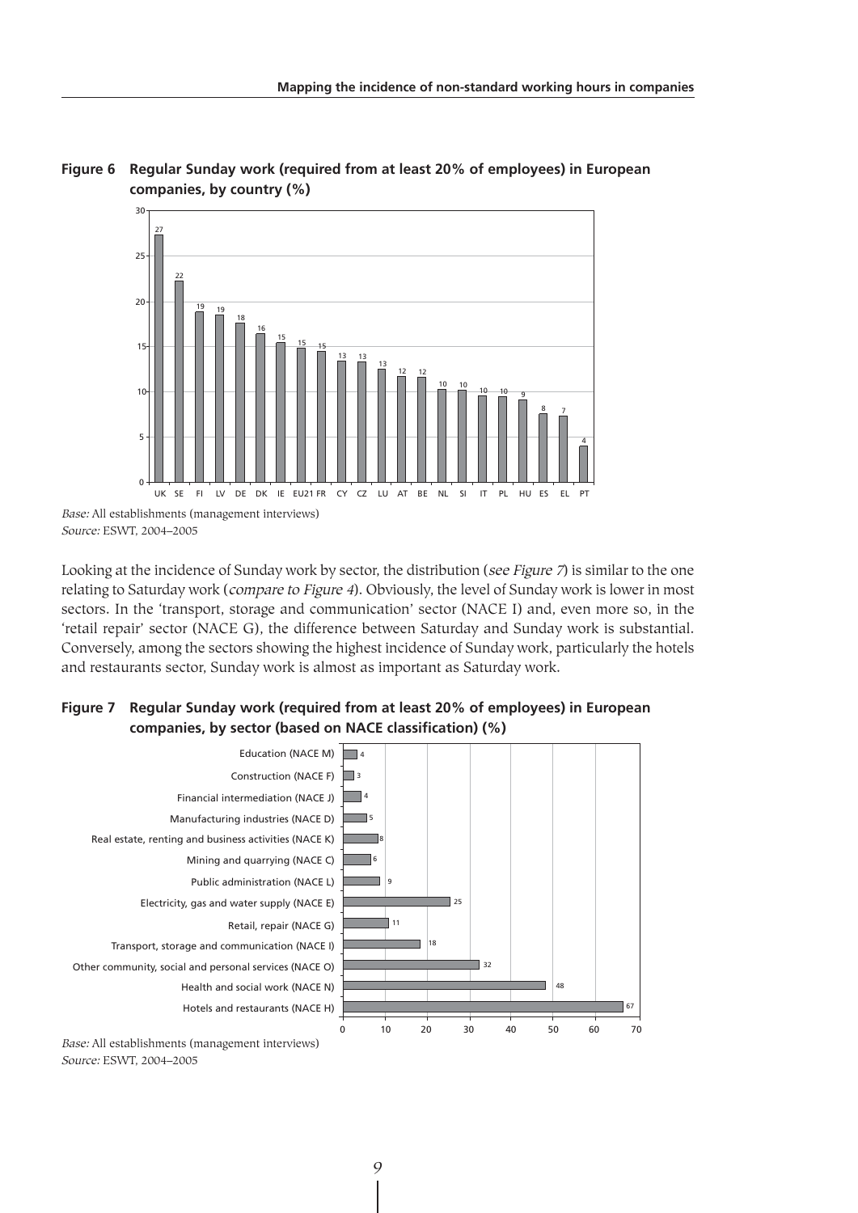**Figure 6 Regular Sunday work (required from at least 20% of employees) in European companies, by country (%)**

| Country | % |
|---|---|
| UK | 27 |
| SE | 22 |
| FI | 19 |
| LV | 19 |
| DE | 18 |
| DK | 16 |
| IE | 15 |
| EU21 | 15 |
| FR | 15 |
| CY | 13 |
| CZ | 13 |
| LU | 13 |
| AT | 12 |
| BE | 12 |
| NL | 10 |
| SI | 10 |
| IT | 10 |
| PL | 10 |
| HU | 9 |
| ES | 8 |
| EL | 7 |
| PT | 4 |

*Base:* All establishments (management interviews)
*Source:* ESWT, 2004–2005

Looking at the incidence of Sunday work by sector, the distribution (*see Figure 7*) is similar to the one relating to Saturday work (*compare to Figure 4*). Obviously, the level of Sunday work is lower in most sectors. In the 'transport, storage and communication' sector (NACE I) and, even more so, in the 'retail repair' sector (NACE G), the difference between Saturday and Sunday work is substantial. Conversely, among the sectors showing the highest incidence of Sunday work, particularly the hotels and restaurants sector, Sunday work is almost as important as Saturday work.

**Figure 7 Regular Sunday work (required from at least 20% of employees) in European companies, by sector (based on NACE classification) (%)**

| Sector | % |
|---|---|
| Education (NACE M) | 4 |
| Construction (NACE F) | 3 |
| Financial intermediation (NACE J) | 4 |
| Manufacturing industries (NACE D) | 5 |
| Real estate, renting and business activities (NACE K) | 8 |
| Mining and quarrying (NACE C) | 6 |
| Public administration (NACE L) | 9 |
| Electricity, gas and water supply (NACE E) | 25 |
| Retail, repair (NACE G) | 11 |
| Transport, storage and communication (NACE I) | 18 |
| Other community, social and personal services (NACE O) | 32 |
| Health and social work (NACE N) | 48 |
| Hotels and restaurants (NACE H) | 67 |

*Base:* All establishments (management interviews)
*Source:* ESWT, 2004–2005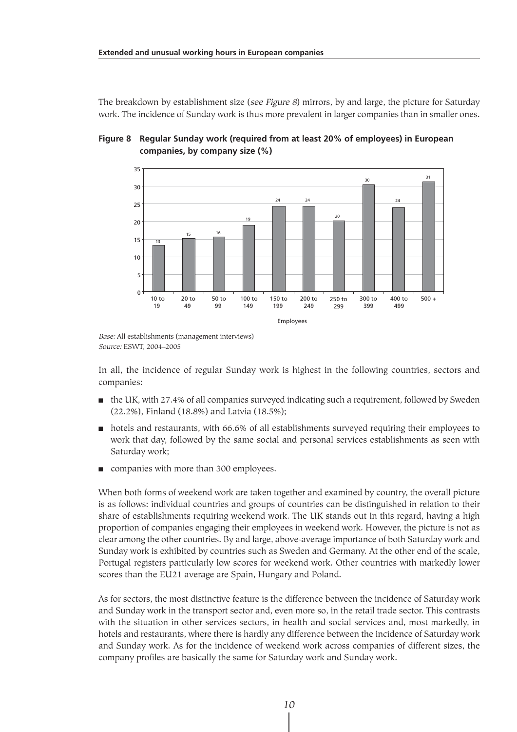The breakdown by establishment size (*see Figure 8*) mirrors, by and large, the picture for Saturday work. The incidence of Sunday work is thus more prevalent in larger companies than in smaller ones.

**Figure 8 Regular Sunday work (required from at least 20% of employees) in European companies, by company size (%)**

| Employees | % |
|---|---|
| 10 to 19 | 13 |
| 20 to 49 | 15 |
| 50 to 99 | 16 |
| 100 to 149 | 19 |
| 150 to 199 | 24 |
| 200 to 249 | 24 |
| 250 to 299 | 20 |
| 300 to 399 | 30 |
| 400 to 499 | 24 |
| 500 + | 31 |

*Base:* All establishments (management interviews)
*Source:* ESWT, 2004–2005

In all, the incidence of regular Sunday work is highest in the following countries, sectors and companies:

- the UK, with 27.4% of all companies surveyed indicating such a requirement, followed by Sweden (22.2%), Finland (18.8%) and Latvia (18.5%);
- hotels and restaurants, with 66.6% of all establishments surveyed requiring their employees to work that day, followed by the same social and personal services establishments as seen with Saturday work;
- companies with more than 300 employees.

When both forms of weekend work are taken together and examined by country, the overall picture is as follows: individual countries and groups of countries can be distinguished in relation to their share of establishments requiring weekend work. The UK stands out in this regard, having a high proportion of companies engaging their employees in weekend work. However, the picture is not as clear among the other countries. By and large, above-average importance of both Saturday work and Sunday work is exhibited by countries such as Sweden and Germany. At the other end of the scale, Portugal registers particularly low scores for weekend work. Other countries with markedly lower scores than the EU21 average are Spain, Hungary and Poland.

As for sectors, the most distinctive feature is the difference between the incidence of Saturday work and Sunday work in the transport sector and, even more so, in the retail trade sector. This contrasts with the situation in other services sectors, in health and social services and, most markedly, in hotels and restaurants, where there is hardly any difference between the incidence of Saturday work and Sunday work. As for the incidence of weekend work across companies of different sizes, the company profiles are basically the same for Saturday work and Sunday work.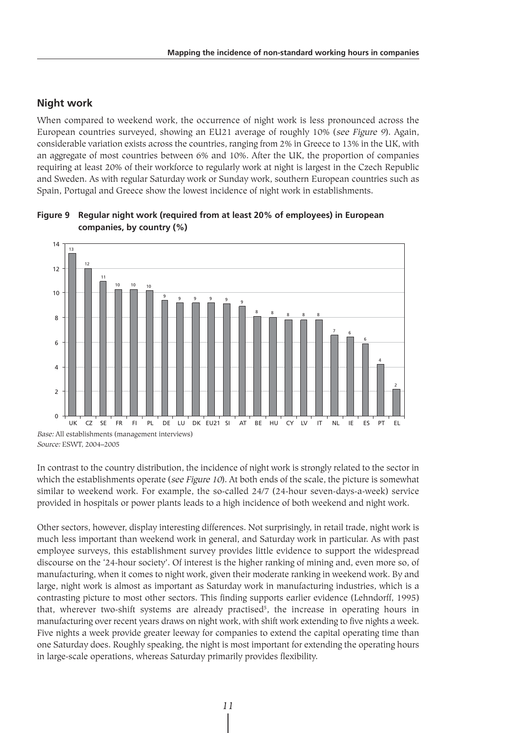## Night work

When compared to weekend work, the occurrence of night work is less pronounced across the European countries surveyed, showing an EU21 average of roughly 10% (*see Figure 9*). Again, considerable variation exists across the countries, ranging from 2% in Greece to 13% in the UK, with an aggregate of most countries between 6% and 10%. After the UK, the proportion of companies requiring at least 20% of their workforce to regularly work at night is largest in the Czech Republic and Sweden. As with regular Saturday work or Sunday work, southern European countries such as Spain, Portugal and Greece show the lowest incidence of night work in establishments.

**Figure 9 Regular night work (required from at least 20% of employees) in European companies, by country (%)**

| UK | CZ | SE | FR | FI | PL | DE | LU | DK | EU21 | SI | AT | BE | HU | CY | LV | IT | NL | IE | ES | PT | EL |
|---|---|---|---|---|---|---|---|---|---|---|---|---|---|---|---|---|---|---|---|---|---|
| 13 | 12 | 11 | 10 | 10 | 10 | 9 | 9 | 9 | 9 | 9 | 9 | 8 | 8 | 8 | 8 | 8 | 7 | 6 | 6 | 4 | 2 |

*Base:* All establishments (management interviews)
*Source:* ESWT, 2004–2005

In contrast to the country distribution, the incidence of night work is strongly related to the sector in which the establishments operate (*see Figure 10*). At both ends of the scale, the picture is somewhat similar to weekend work. For example, the so-called 24/7 (24-hour seven-days-a-week) service provided in hospitals or power plants leads to a high incidence of both weekend and night work.

Other sectors, however, display interesting differences. Not surprisingly, in retail trade, night work is much less important than weekend work in general, and Saturday work in particular. As with past employee surveys, this establishment survey provides little evidence to support the widespread discourse on the '24-hour society'. Of interest is the higher ranking of mining and, even more so, of manufacturing, when it comes to night work, given their moderate ranking in weekend work. By and large, night work is almost as important as Saturday work in manufacturing industries, which is a contrasting picture to most other sectors. This finding supports earlier evidence (Lehndorff, 1995) that, wherever two-shift systems are already practised[5], the increase in operating hours in manufacturing over recent years draws on night work, with shift work extending to five nights a week. Five nights a week provide greater leeway for companies to extend the capital operating time than one Saturday does. Roughly speaking, the night is most important for extending the operating hours in large-scale operations, whereas Saturday primarily provides flexibility.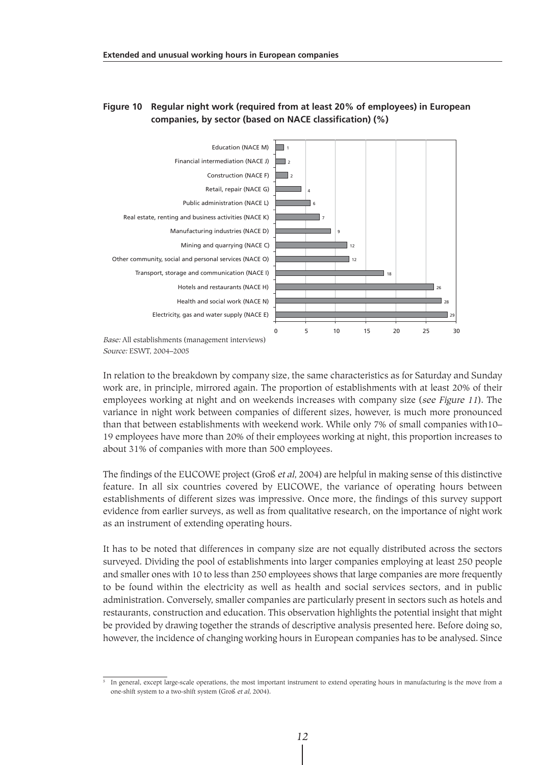**Figure 10 Regular night work (required from at least 20% of employees) in European companies, by sector (based on NACE classification) (%)**

| Sector | % |
|---|---|
| Education (NACE M) | 1 |
| Financial intermediation (NACE J) | 2 |
| Construction (NACE F) | 2 |
| Retail, repair (NACE G) | 4 |
| Public administration (NACE L) | 6 |
| Real estate, renting and business activities (NACE K) | 7 |
| Manufacturing industries (NACE D) | 9 |
| Mining and quarrying (NACE C) | 12 |
| Other community, social and personal services (NACE O) | 12 |
| Transport, storage and communication (NACE I) | 18 |
| Hotels and restaurants (NACE H) | 26 |
| Health and social work (NACE N) | 28 |
| Electricity, gas and water supply (NACE E) | 29 |

*Base:* All establishments (management interviews)
*Source:* ESWT, 2004–2005

In relation to the breakdown by company size, the same characteristics as for Saturday and Sunday work are, in principle, mirrored again. The proportion of establishments with at least 20% of their employees working at night and on weekends increases with company size (*see Figure 11*). The variance in night work between companies of different sizes, however, is much more pronounced than that between establishments with weekend work. While only 7% of small companies with10–19 employees have more than 20% of their employees working at night, this proportion increases to about 31% of companies with more than 500 employees.

The findings of the EUCOWE project (Groß *et al*, 2004) are helpful in making sense of this distinctive feature. In all six countries covered by EUCOWE, the variance of operating hours between establishments of different sizes was impressive. Once more, the findings of this survey support evidence from earlier surveys, as well as from qualitative research, on the importance of night work as an instrument of extending operating hours.

It has to be noted that differences in company size are not equally distributed across the sectors surveyed. Dividing the pool of establishments into larger companies employing at least 250 people and smaller ones with 10 to less than 250 employees shows that large companies are more frequently to be found within the electricity as well as health and social services sectors, and in public administration. Conversely, smaller companies are particularly present in sectors such as hotels and restaurants, construction and education. This observation highlights the potential insight that might be provided by drawing together the strands of descriptive analysis presented here. Before doing so, however, the incidence of changing working hours in European companies has to be analysed. Since

[5] In general, except large-scale operations, the most important instrument to extend operating hours in manufacturing is the move from a one-shift system to a two-shift system (Groß *et al*, 2004).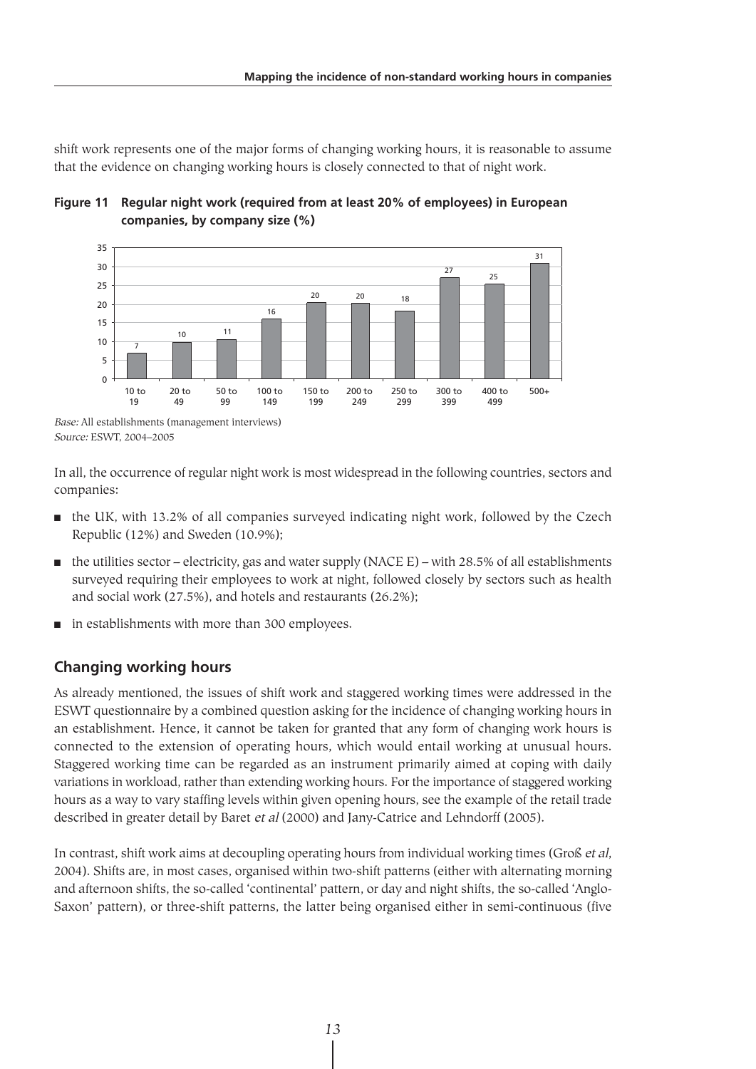shift work represents one of the major forms of changing working hours, it is reasonable to assume that the evidence on changing working hours is closely connected to that of night work.

**Figure 11 Regular night work (required from at least 20% of employees) in European companies, by company size (%)**

| Company size | % |
|---|---|
| 10 to 19 | 7 |
| 20 to 49 | 10 |
| 50 to 99 | 11 |
| 100 to 149 | 16 |
| 150 to 199 | 20 |
| 200 to 249 | 20 |
| 250 to 299 | 18 |
| 300 to 399 | 27 |
| 400 to 499 | 25 |
| 500+ | 31 |

*Base:* All establishments (management interviews)
*Source:* ESWT, 2004–2005

In all, the occurrence of regular night work is most widespread in the following countries, sectors and companies:

- the UK, with 13.2% of all companies surveyed indicating night work, followed by the Czech Republic (12%) and Sweden (10.9%);
- the utilities sector – electricity, gas and water supply (NACE E) – with 28.5% of all establishments surveyed requiring their employees to work at night, followed closely by sectors such as health and social work (27.5%), and hotels and restaurants (26.2%);
- in establishments with more than 300 employees.

## Changing working hours

As already mentioned, the issues of shift work and staggered working times were addressed in the ESWT questionnaire by a combined question asking for the incidence of changing working hours in an establishment. Hence, it cannot be taken for granted that any form of changing work hours is connected to the extension of operating hours, which would entail working at unusual hours. Staggered working time can be regarded as an instrument primarily aimed at coping with daily variations in workload, rather than extending working hours. For the importance of staggered working hours as a way to vary staffing levels within given opening hours, see the example of the retail trade described in greater detail by Baret *et al* (2000) and Jany-Catrice and Lehndorff (2005).

In contrast, shift work aims at decoupling operating hours from individual working times (Groß *et al*, 2004). Shifts are, in most cases, organised within two-shift patterns (either with alternating morning and afternoon shifts, the so-called 'continental' pattern, or day and night shifts, the so-called 'Anglo-Saxon' pattern), or three-shift patterns, the latter being organised either in semi-continuous (five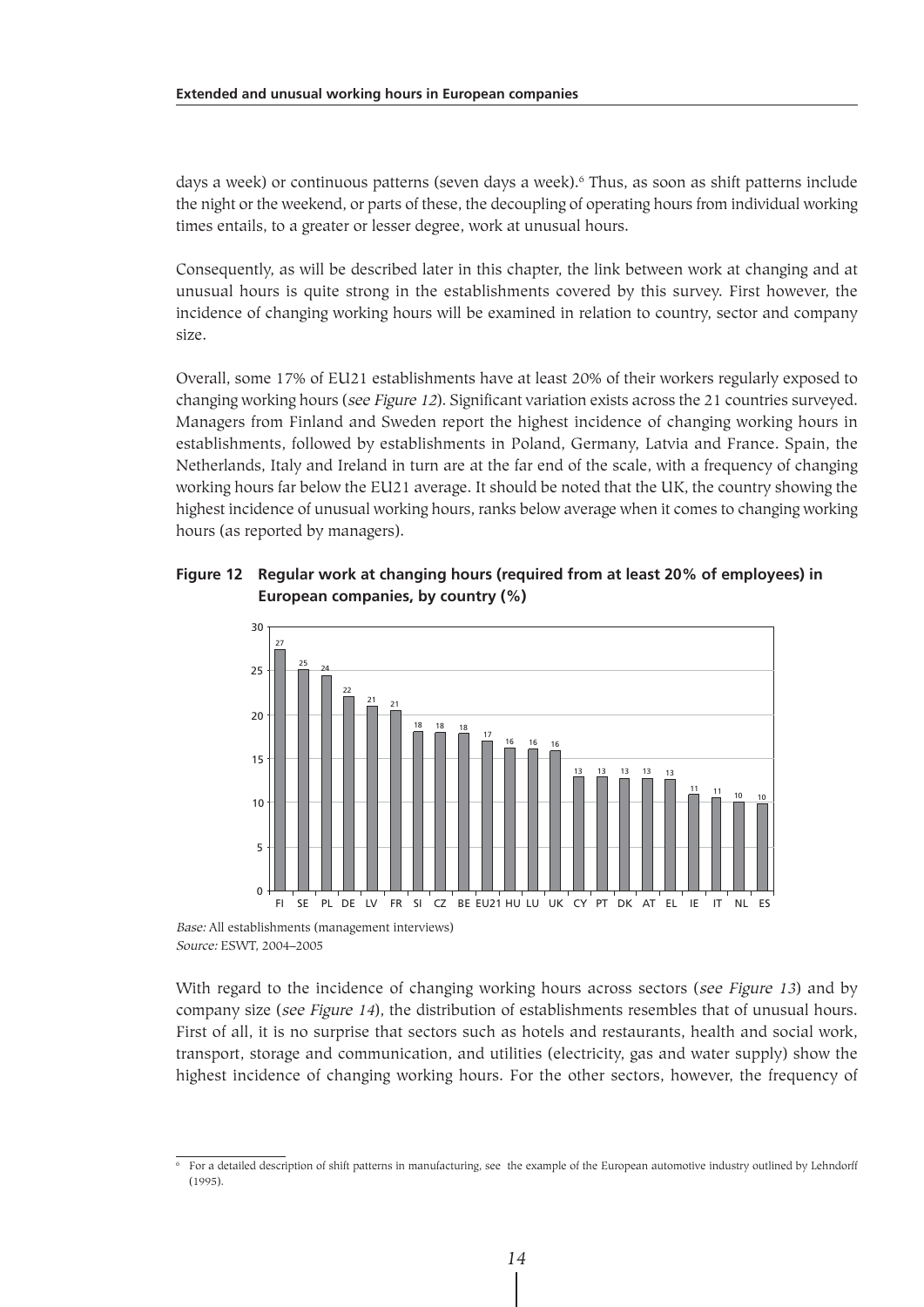days a week) or continuous patterns (seven days a week).[6] Thus, as soon as shift patterns include the night or the weekend, or parts of these, the decoupling of operating hours from individual working times entails, to a greater or lesser degree, work at unusual hours.

Consequently, as will be described later in this chapter, the link between work at changing and at unusual hours is quite strong in the establishments covered by this survey. First however, the incidence of changing working hours will be examined in relation to country, sector and company size.

Overall, some 17% of EU21 establishments have at least 20% of their workers regularly exposed to changing working hours (*see Figure 12*). Significant variation exists across the 21 countries surveyed. Managers from Finland and Sweden report the highest incidence of changing working hours in establishments, followed by establishments in Poland, Germany, Latvia and France. Spain, the Netherlands, Italy and Ireland in turn are at the far end of the scale, with a frequency of changing working hours far below the EU21 average. It should be noted that the UK, the country showing the highest incidence of unusual working hours, ranks below average when it comes to changing working hours (as reported by managers).

**Figure 12 Regular work at changing hours (required from at least 20% of employees) in European companies, by country (%)**

| Country | % |
|---|---|
| FI | 27 |
| SE | 25 |
| PL | 24 |
| DE | 22 |
| LV | 21 |
| FR | 21 |
| SI | 18 |
| CZ | 18 |
| BE | 18 |
| EU21 | 17 |
| HU | 16 |
| LU | 16 |
| UK | 16 |
| CY | 13 |
| PT | 13 |
| DK | 13 |
| AT | 13 |
| EL | 13 |
| IE | 11 |
| IT | 11 |
| NL | 10 |
| ES | 10 |

*Base:* All establishments (management interviews)
*Source:* ESWT, 2004–2005

With regard to the incidence of changing working hours across sectors (*see Figure 13*) and by company size (*see Figure 14*), the distribution of establishments resembles that of unusual hours. First of all, it is no surprise that sectors such as hotels and restaurants, health and social work, transport, storage and communication, and utilities (electricity, gas and water supply) show the highest incidence of changing working hours. For the other sectors, however, the frequency of

[6] For a detailed description of shift patterns in manufacturing, see the example of the European automotive industry outlined by Lehndorff (1995).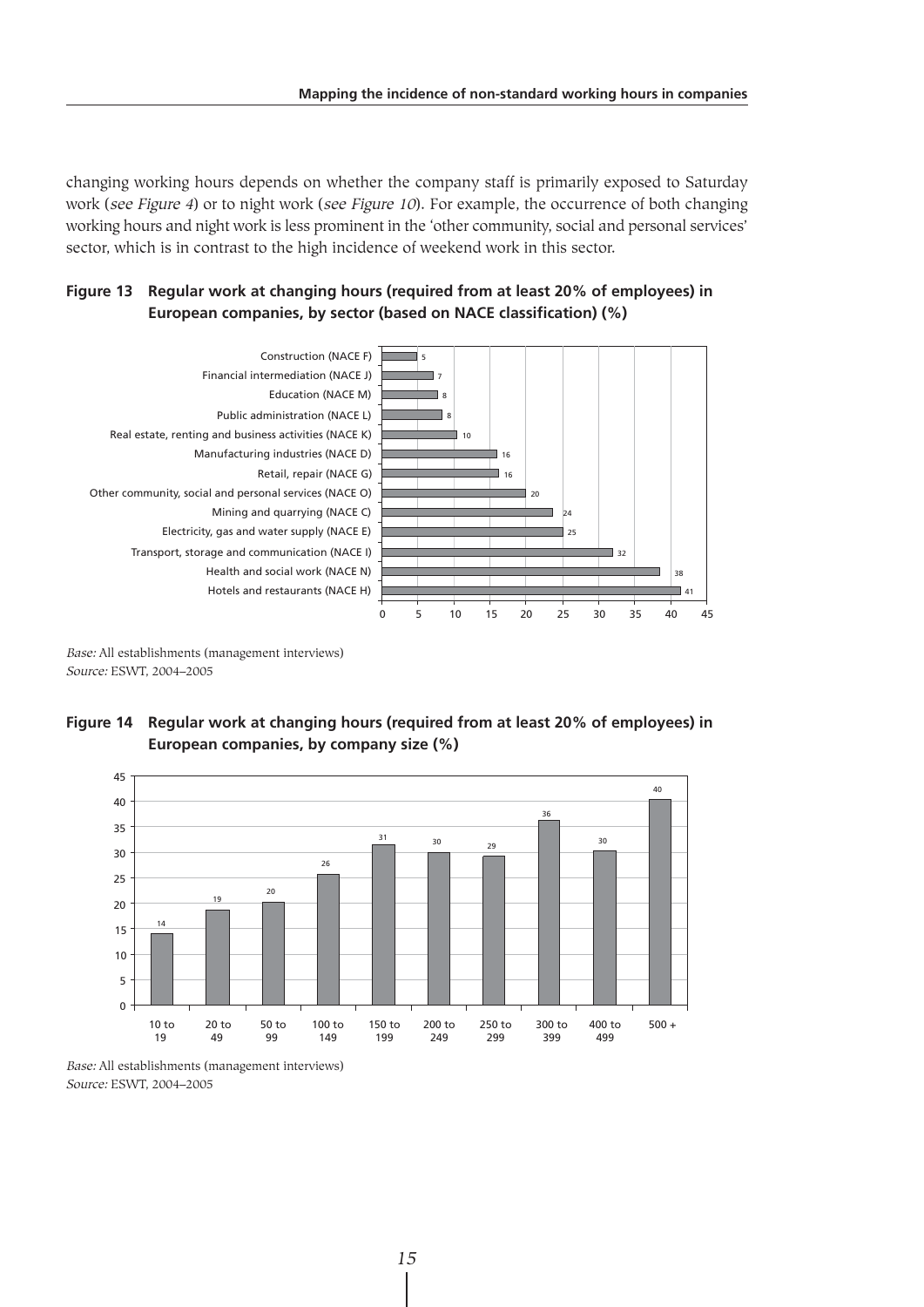changing working hours depends on whether the company staff is primarily exposed to Saturday work (*see Figure 4*) or to night work (*see Figure 10*). For example, the occurrence of both changing working hours and night work is less prominent in the 'other community, social and personal services' sector, which is in contrast to the high incidence of weekend work in this sector.

**Figure 13 Regular work at changing hours (required from at least 20% of employees) in European companies, by sector (based on NACE classification) (%)**

| Sector | % |
|---|---|
| Construction (NACE F) | 5 |
| Financial intermediation (NACE J) | 7 |
| Education (NACE M) | 8 |
| Public administration (NACE L) | 8 |
| Real estate, renting and business activities (NACE K) | 10 |
| Manufacturing industries (NACE D) | 16 |
| Retail, repair (NACE G) | 16 |
| Other community, social and personal services (NACE O) | 20 |
| Mining and quarrying (NACE C) | 24 |
| Electricity, gas and water supply (NACE E) | 25 |
| Transport, storage and communication (NACE I) | 32 |
| Health and social work (NACE N) | 38 |
| Hotels and restaurants (NACE H) | 41 |

*Base:* All establishments (management interviews)
*Source:* ESWT, 2004–2005

**Figure 14 Regular work at changing hours (required from at least 20% of employees) in European companies, by company size (%)**

| Company size | % |
|---|---|
| 10 to 19 | 14 |
| 20 to 49 | 19 |
| 50 to 99 | 20 |
| 100 to 149 | 26 |
| 150 to 199 | 31 |
| 200 to 249 | 30 |
| 250 to 299 | 29 |
| 300 to 399 | 36 |
| 400 to 499 | 30 |
| 500 + | 40 |

*Base:* All establishments (management interviews)
*Source:* ESWT, 2004–2005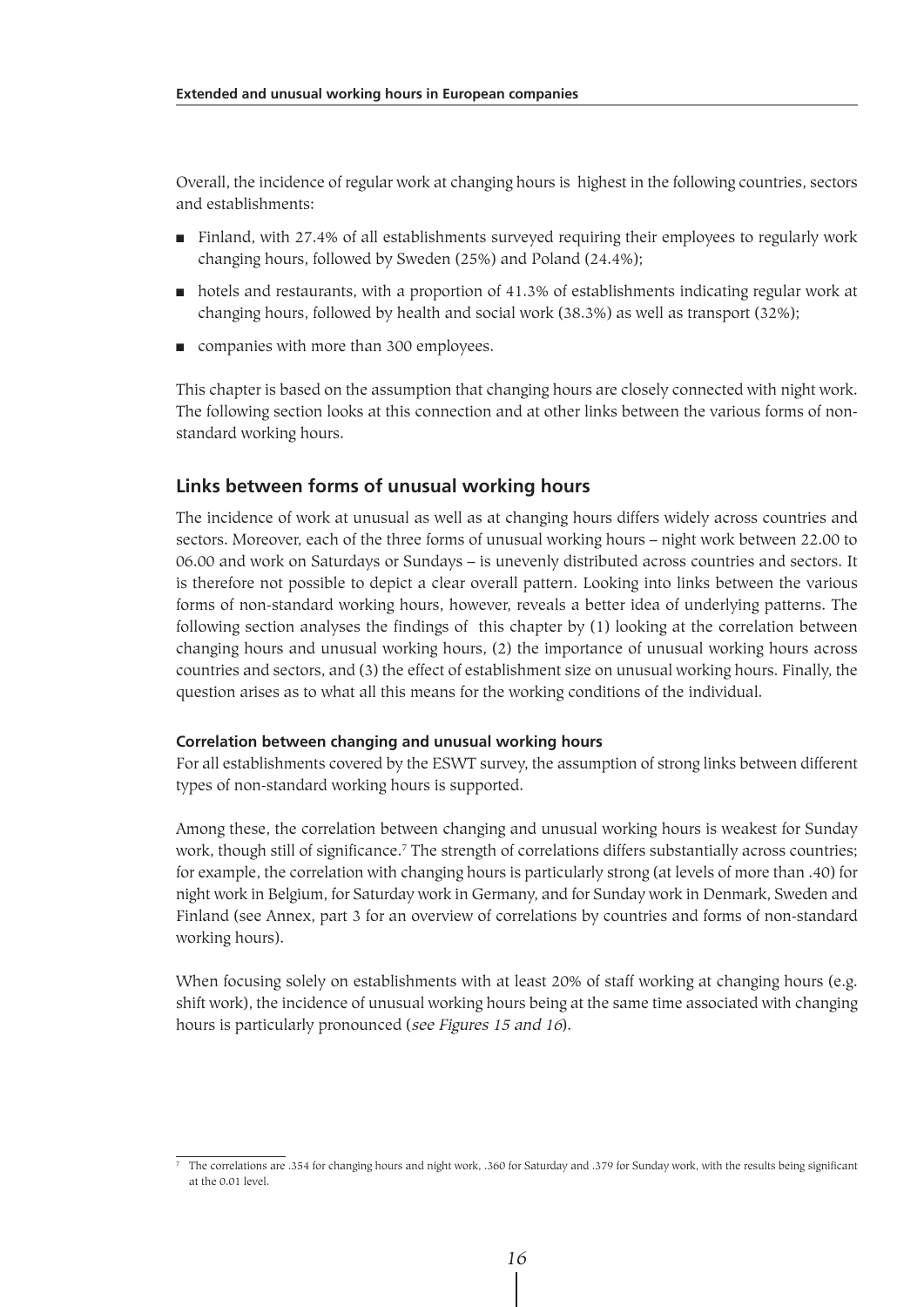Overall, the incidence of regular work at changing hours is highest in the following countries, sectors and establishments:

- Finland, with 27.4% of all establishments surveyed requiring their employees to regularly work changing hours, followed by Sweden (25%) and Poland (24.4%);
- hotels and restaurants, with a proportion of 41.3% of establishments indicating regular work at changing hours, followed by health and social work (38.3%) as well as transport (32%);
- companies with more than 300 employees.

This chapter is based on the assumption that changing hours are closely connected with night work. The following section looks at this connection and at other links between the various forms of non-standard working hours.

## Links between forms of unusual working hours

The incidence of work at unusual as well as at changing hours differs widely across countries and sectors. Moreover, each of the three forms of unusual working hours – night work between 22.00 to 06.00 and work on Saturdays or Sundays – is unevenly distributed across countries and sectors. It is therefore not possible to depict a clear overall pattern. Looking into links between the various forms of non-standard working hours, however, reveals a better idea of underlying patterns. The following section analyses the findings of this chapter by (1) looking at the correlation between changing hours and unusual working hours, (2) the importance of unusual working hours across countries and sectors, and (3) the effect of establishment size on unusual working hours. Finally, the question arises as to what all this means for the working conditions of the individual.

### Correlation between changing and unusual working hours

For all establishments covered by the ESWT survey, the assumption of strong links between different types of non-standard working hours is supported.

Among these, the correlation between changing and unusual working hours is weakest for Sunday work, though still of significance.[7] The strength of correlations differs substantially across countries; for example, the correlation with changing hours is particularly strong (at levels of more than .40) for night work in Belgium, for Saturday work in Germany, and for Sunday work in Denmark, Sweden and Finland (see Annex, part 3 for an overview of correlations by countries and forms of non-standard working hours).

When focusing solely on establishments with at least 20% of staff working at changing hours (e.g. shift work), the incidence of unusual working hours being at the same time associated with changing hours is particularly pronounced (*see Figures 15 and 16*).

[7] The correlations are .354 for changing hours and night work, .360 for Saturday and .379 for Sunday work, with the results being significant at the 0.01 level.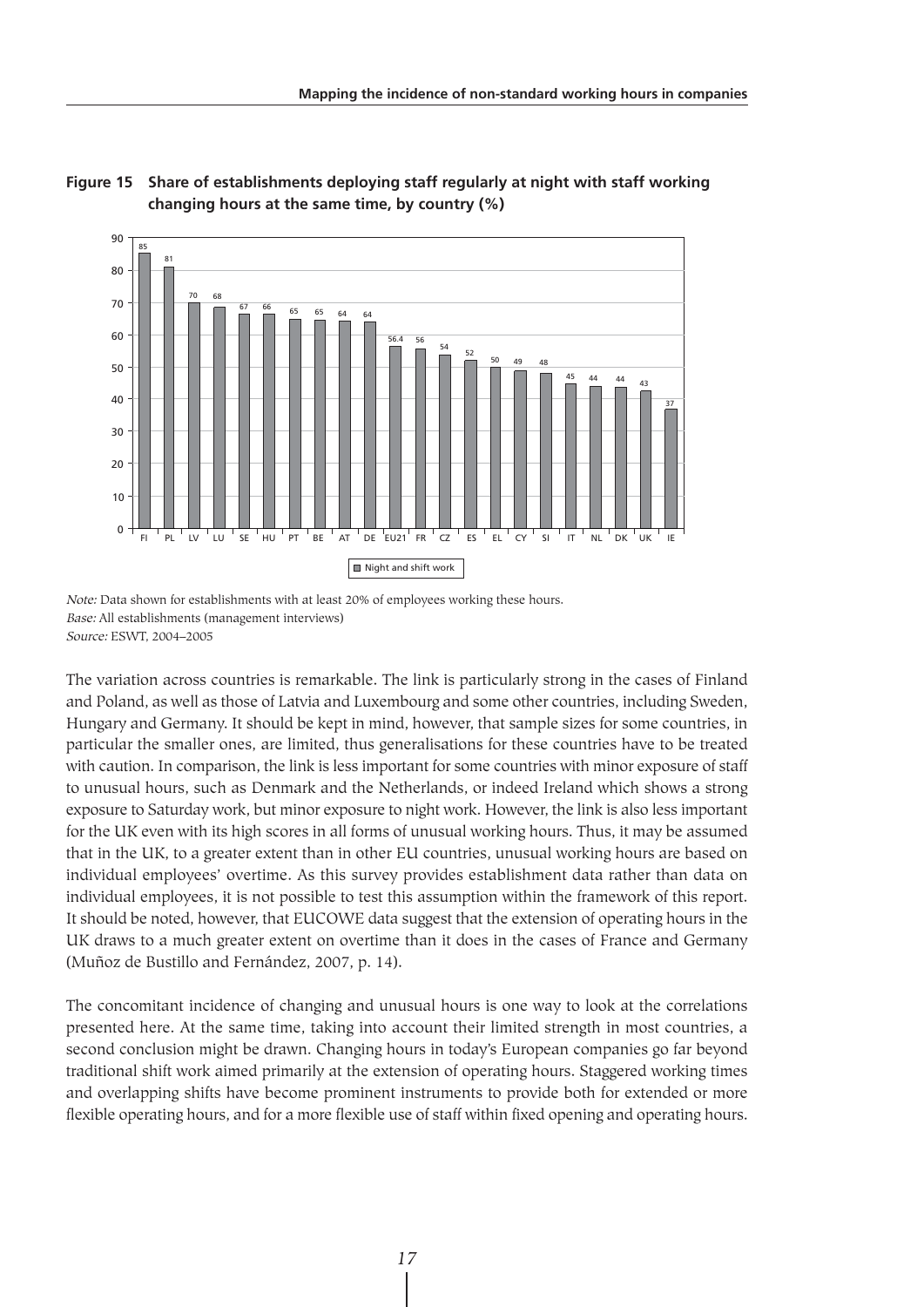**Figure 15 Share of establishments deploying staff regularly at night with staff working changing hours at the same time, by country (%)**

| Country | Night and shift work |
|---|---|
| FI | 85 |
| PL | 81 |
| LV | 70 |
| LU | 68 |
| SE | 67 |
| HU | 66 |
| PT | 65 |
| BE | 65 |
| AT | 64 |
| DE | 64 |
| EU21 | 56.4 |
| FR | 56 |
| CZ | 54 |
| ES | 52 |
| EL | 50 |
| CY | 49 |
| SI | 48 |
| IT | 45 |
| NL | 44 |
| DK | 44 |
| UK | 43 |
| IE | 37 |

*Note:* Data shown for establishments with at least 20% of employees working these hours.
*Base:* All establishments (management interviews)
*Source:* ESWT, 2004–2005

The variation across countries is remarkable. The link is particularly strong in the cases of Finland and Poland, as well as those of Latvia and Luxembourg and some other countries, including Sweden, Hungary and Germany. It should be kept in mind, however, that sample sizes for some countries, in particular the smaller ones, are limited, thus generalisations for these countries have to be treated with caution. In comparison, the link is less important for some countries with minor exposure of staff to unusual hours, such as Denmark and the Netherlands, or indeed Ireland which shows a strong exposure to Saturday work, but minor exposure to night work. However, the link is also less important for the UK even with its high scores in all forms of unusual working hours. Thus, it may be assumed that in the UK, to a greater extent than in other EU countries, unusual working hours are based on individual employees' overtime. As this survey provides establishment data rather than data on individual employees, it is not possible to test this assumption within the framework of this report. It should be noted, however, that EUCOWE data suggest that the extension of operating hours in the UK draws to a much greater extent on overtime than it does in the cases of France and Germany (Muñoz de Bustillo and Fernández, 2007, p. 14).

The concomitant incidence of changing and unusual hours is one way to look at the correlations presented here. At the same time, taking into account their limited strength in most countries, a second conclusion might be drawn. Changing hours in today's European companies go far beyond traditional shift work aimed primarily at the extension of operating hours. Staggered working times and overlapping shifts have become prominent instruments to provide both for extended or more flexible operating hours, and for a more flexible use of staff within fixed opening and operating hours.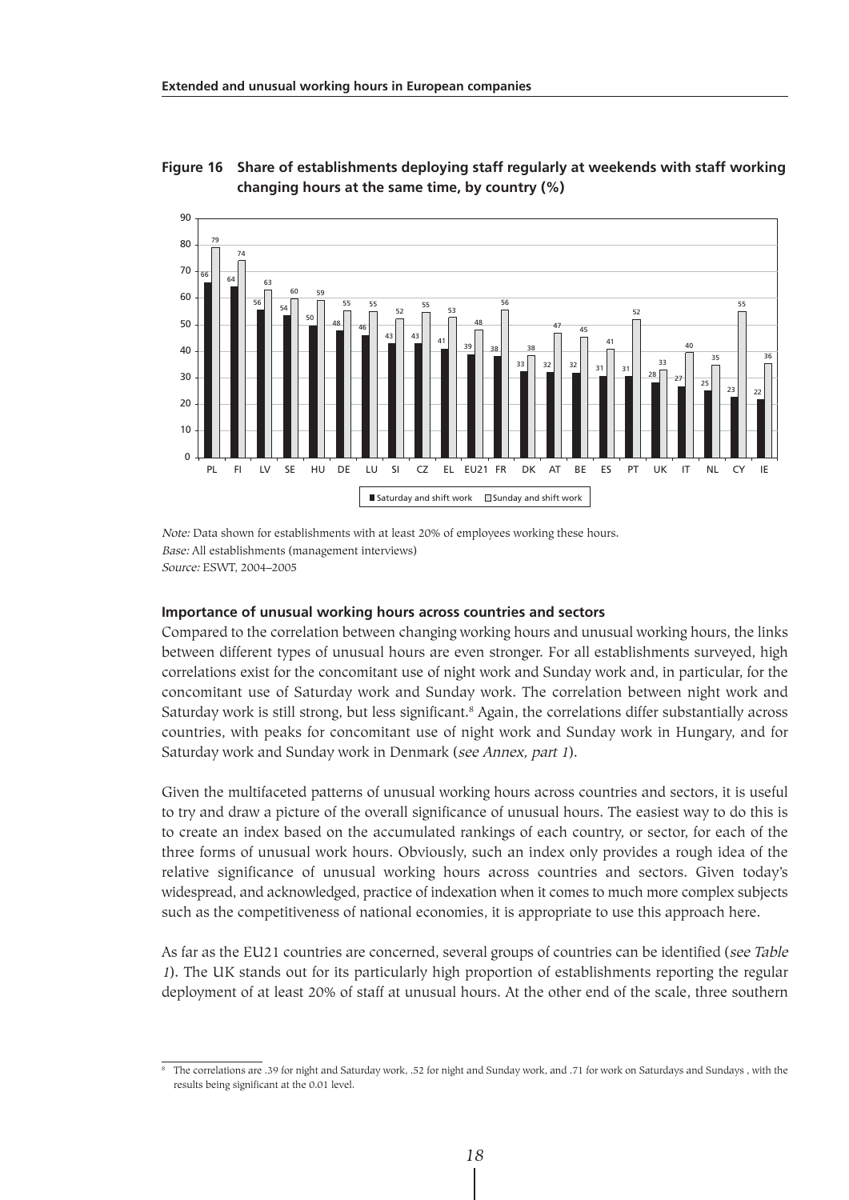**Figure 16 Share of establishments deploying staff regularly at weekends with staff working changing hours at the same time, by country (%)**

| Country | Saturday and shift work | Sunday and shift work |
|---|---|---|
| PL | 66 | 79 |
| FI | 64 | 74 |
| LV | 56 | 63 |
| SE | 54 | 60 |
| HU | 50 | 59 |
| DE | 48 | 55 |
| LU | 46 | 55 |
| SI | 43 | 52 |
| CZ | 43 | 55 |
| EL | 41 | 53 |
| EU21 | 39 | 48 |
| FR | 38 | 56 |
| DK | 33 | 38 |
| AT | 32 | 47 |
| BE | 32 | 45 |
| ES | 31 | 41 |
| PT | 31 | 52 |
| UK | 28 | 33 |
| IT | 27 | 40 |
| NL | 25 | 35 |
| CY | 23 | 55 |
| IE | 22 | 36 |

*Note:* Data shown for establishments with at least 20% of employees working these hours.
*Base:* All establishments (management interviews)
*Source:* ESWT, 2004–2005

### Importance of unusual working hours across countries and sectors

Compared to the correlation between changing working hours and unusual working hours, the links between different types of unusual hours are even stronger. For all establishments surveyed, high correlations exist for the concomitant use of night work and Sunday work and, in particular, for the concomitant use of Saturday work and Sunday work. The correlation between night work and Saturday work is still strong, but less significant.[8] Again, the correlations differ substantially across countries, with peaks for concomitant use of night work and Sunday work in Hungary, and for Saturday work and Sunday work in Denmark (*see Annex, part 1*).

Given the multifaceted patterns of unusual working hours across countries and sectors, it is useful to try and draw a picture of the overall significance of unusual hours. The easiest way to do this is to create an index based on the accumulated rankings of each country, or sector, for each of the three forms of unusual work hours. Obviously, such an index only provides a rough idea of the relative significance of unusual working hours across countries and sectors. Given today's widespread, and acknowledged, practice of indexation when it comes to much more complex subjects such as the competitiveness of national economies, it is appropriate to use this approach here.

As far as the EU21 countries are concerned, several groups of countries can be identified (*see Table 1*). The UK stands out for its particularly high proportion of establishments reporting the regular deployment of at least 20% of staff at unusual hours. At the other end of the scale, three southern

[8] The correlations are .39 for night and Saturday work, .52 for night and Sunday work, and .71 for work on Saturdays and Sundays , with the results being significant at the 0.01 level.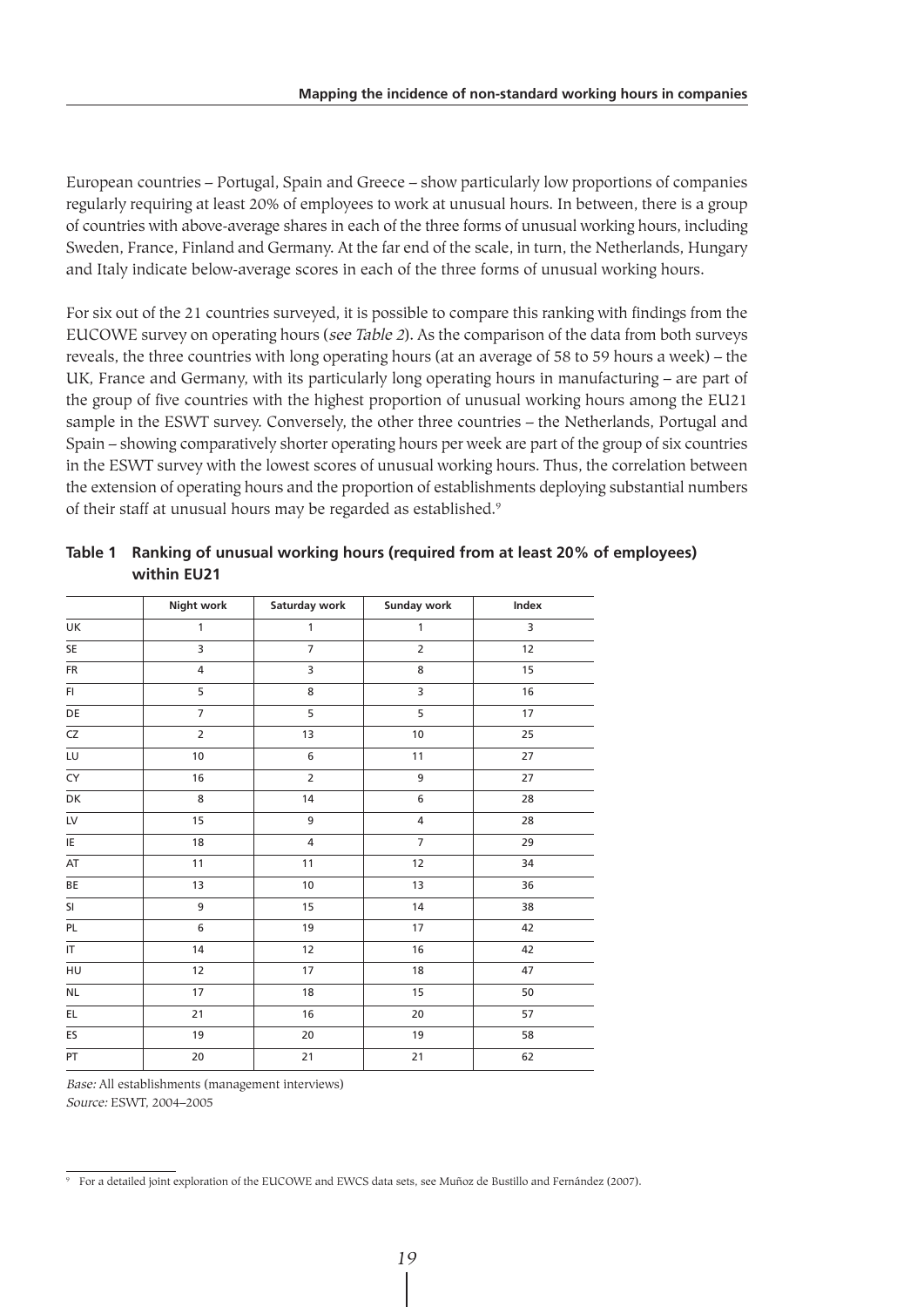European countries – Portugal, Spain and Greece – show particularly low proportions of companies regularly requiring at least 20% of employees to work at unusual hours. In between, there is a group of countries with above-average shares in each of the three forms of unusual working hours, including Sweden, France, Finland and Germany. At the far end of the scale, in turn, the Netherlands, Hungary and Italy indicate below-average scores in each of the three forms of unusual working hours.

For six out of the 21 countries surveyed, it is possible to compare this ranking with findings from the EUCOWE survey on operating hours (*see Table 2*). As the comparison of the data from both surveys reveals, the three countries with long operating hours (at an average of 58 to 59 hours a week) – the UK, France and Germany, with its particularly long operating hours in manufacturing – are part of the group of five countries with the highest proportion of unusual working hours among the EU21 sample in the ESWT survey. Conversely, the other three countries – the Netherlands, Portugal and Spain – showing comparatively shorter operating hours per week are part of the group of six countries in the ESWT survey with the lowest scores of unusual working hours. Thus, the correlation between the extension of operating hours and the proportion of establishments deploying substantial numbers of their staff at unusual hours may be regarded as established.[9]

**Table 1 Ranking of unusual working hours (required from at least 20% of employees) within EU21**

| | Night work | Saturday work | Sunday work | Index |
|---|---|---|---|---|
| UK | 1 | 1 | 1 | 3 |
| SE | 3 | 7 | 2 | 12 |
| FR | 4 | 3 | 8 | 15 |
| FI | 5 | 8 | 3 | 16 |
| DE | 7 | 5 | 5 | 17 |
| CZ | 2 | 13 | 10 | 25 |
| LU | 10 | 6 | 11 | 27 |
| CY | 16 | 2 | 9 | 27 |
| DK | 8 | 14 | 6 | 28 |
| LV | 15 | 9 | 4 | 28 |
| IE | 18 | 4 | 7 | 29 |
| AT | 11 | 11 | 12 | 34 |
| BE | 13 | 10 | 13 | 36 |
| SI | 9 | 15 | 14 | 38 |
| PL | 6 | 19 | 17 | 42 |
| IT | 14 | 12 | 16 | 42 |
| HU | 12 | 17 | 18 | 47 |
| NL | 17 | 18 | 15 | 50 |
| EL | 21 | 16 | 20 | 57 |
| ES | 19 | 20 | 19 | 58 |
| PT | 20 | 21 | 21 | 62 |

*Base:* All establishments (management interviews)
*Source:* ESWT, 2004–2005

[9] For a detailed joint exploration of the EUCOWE and EWCS data sets, see Muñoz de Bustillo and Fernández (2007).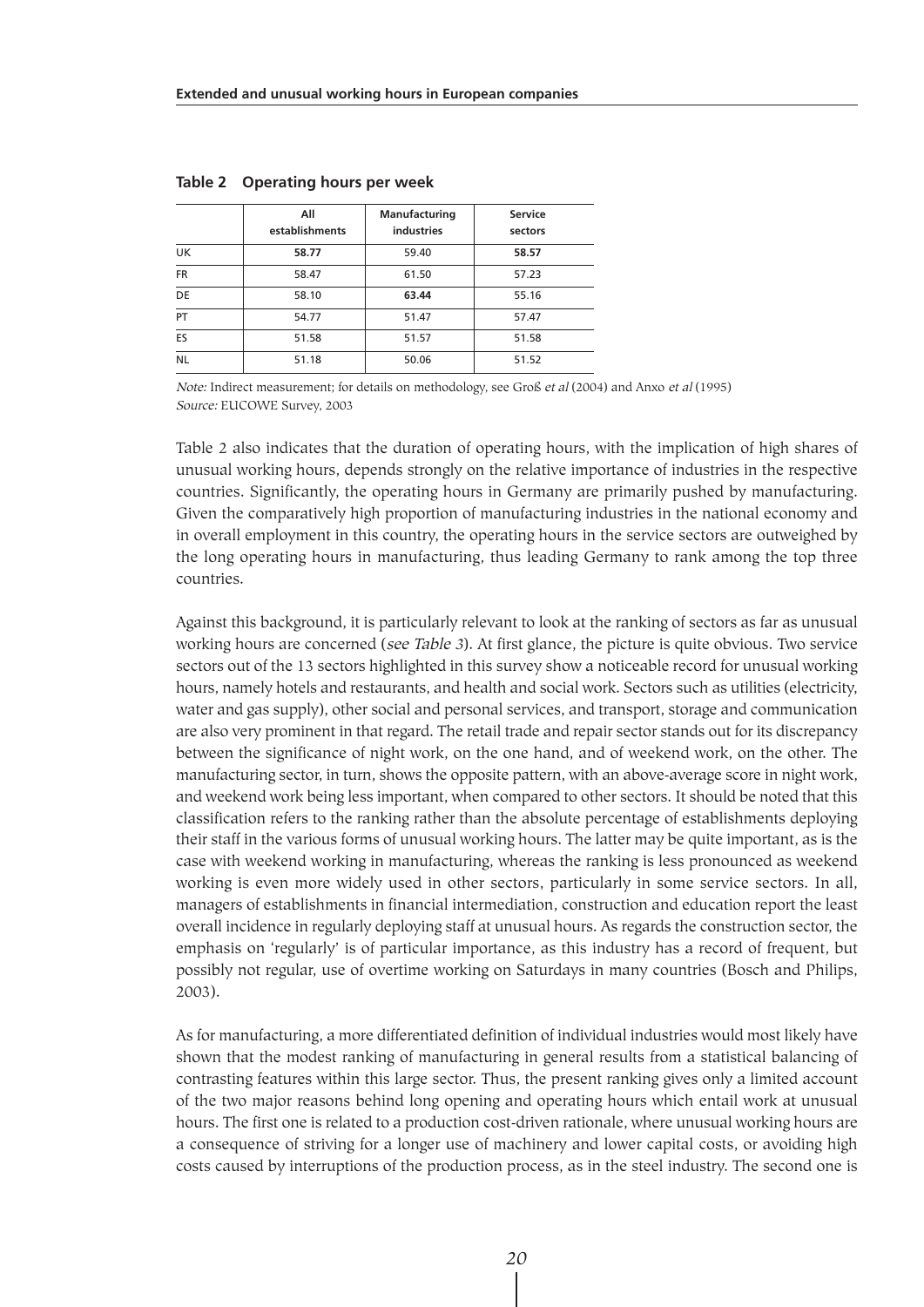**Table 2 Operating hours per week**

| | All establishments | Manufacturing industries | Service sectors |
|---|---|---|---|
| UK | **58.77** | 59.40 | **58.57** |
| FR | 58.47 | 61.50 | 57.23 |
| DE | 58.10 | **63.44** | 55.16 |
| PT | 54.77 | 51.47 | 57.47 |
| ES | 51.58 | 51.57 | 51.58 |
| NL | 51.18 | 50.06 | 51.52 |

*Note:* Indirect measurement; for details on methodology, see Groß *et al* (2004) and Anxo *et al* (1995)
*Source:* EUCOWE Survey, 2003

Table 2 also indicates that the duration of operating hours, with the implication of high shares of unusual working hours, depends strongly on the relative importance of industries in the respective countries. Significantly, the operating hours in Germany are primarily pushed by manufacturing. Given the comparatively high proportion of manufacturing industries in the national economy and in overall employment in this country, the operating hours in the service sectors are outweighed by the long operating hours in manufacturing, thus leading Germany to rank among the top three countries.

Against this background, it is particularly relevant to look at the ranking of sectors as far as unusual working hours are concerned (*see Table 3*). At first glance, the picture is quite obvious. Two service sectors out of the 13 sectors highlighted in this survey show a noticeable record for unusual working hours, namely hotels and restaurants, and health and social work. Sectors such as utilities (electricity, water and gas supply), other social and personal services, and transport, storage and communication are also very prominent in that regard. The retail trade and repair sector stands out for its discrepancy between the significance of night work, on the one hand, and of weekend work, on the other. The manufacturing sector, in turn, shows the opposite pattern, with an above-average score in night work, and weekend work being less important, when compared to other sectors. It should be noted that this classification refers to the ranking rather than the absolute percentage of establishments deploying their staff in the various forms of unusual working hours. The latter may be quite important, as is the case with weekend working in manufacturing, whereas the ranking is less pronounced as weekend working is even more widely used in other sectors, particularly in some service sectors. In all, managers of establishments in financial intermediation, construction and education report the least overall incidence in regularly deploying staff at unusual hours. As regards the construction sector, the emphasis on 'regularly' is of particular importance, as this industry has a record of frequent, but possibly not regular, use of overtime working on Saturdays in many countries (Bosch and Philips, 2003).

As for manufacturing, a more differentiated definition of individual industries would most likely have shown that the modest ranking of manufacturing in general results from a statistical balancing of contrasting features within this large sector. Thus, the present ranking gives only a limited account of the two major reasons behind long opening and operating hours which entail work at unusual hours. The first one is related to a production cost-driven rationale, where unusual working hours are a consequence of striving for a longer use of machinery and lower capital costs, or avoiding high costs caused by interruptions of the production process, as in the steel industry. The second one is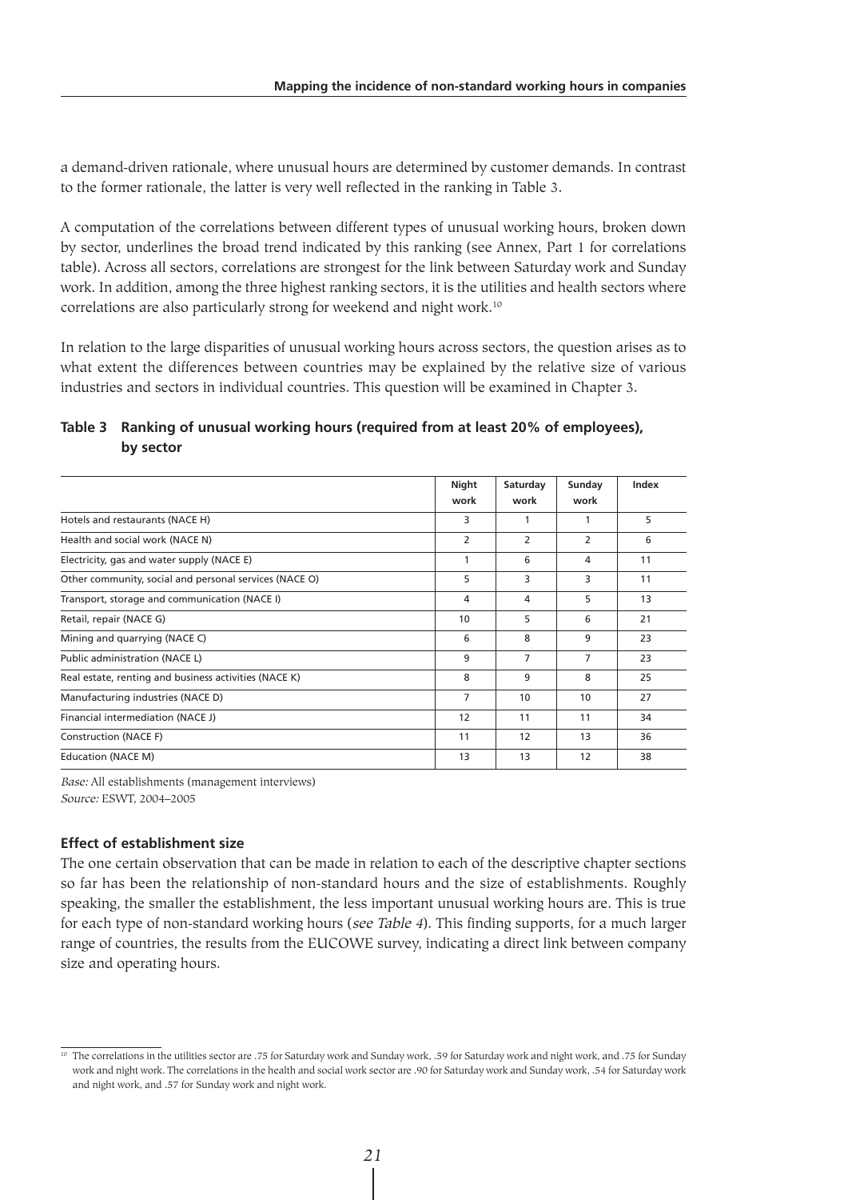a demand-driven rationale, where unusual hours are determined by customer demands. In contrast to the former rationale, the latter is very well reflected in the ranking in Table 3.

A computation of the correlations between different types of unusual working hours, broken down by sector, underlines the broad trend indicated by this ranking (see Annex, Part 1 for correlations table). Across all sectors, correlations are strongest for the link between Saturday work and Sunday work. In addition, among the three highest ranking sectors, it is the utilities and health sectors where correlations are also particularly strong for weekend and night work.[10]

In relation to the large disparities of unusual working hours across sectors, the question arises as to what extent the differences between countries may be explained by the relative size of various industries and sectors in individual countries. This question will be examined in Chapter 3.

**Table 3 Ranking of unusual working hours (required from at least 20% of employees), by sector**

| | Night work | Saturday work | Sunday work | Index |
|---|---|---|---|---|
| Hotels and restaurants (NACE H) | 3 | 1 | 1 | 5 |
| Health and social work (NACE N) | 2 | 2 | 2 | 6 |
| Electricity, gas and water supply (NACE E) | 1 | 6 | 4 | 11 |
| Other community, social and personal services (NACE O) | 5 | 3 | 3 | 11 |
| Transport, storage and communication (NACE I) | 4 | 4 | 5 | 13 |
| Retail, repair (NACE G) | 10 | 5 | 6 | 21 |
| Mining and quarrying (NACE C) | 6 | 8 | 9 | 23 |
| Public administration (NACE L) | 9 | 7 | 7 | 23 |
| Real estate, renting and business activities (NACE K) | 8 | 9 | 8 | 25 |
| Manufacturing industries (NACE D) | 7 | 10 | 10 | 27 |
| Financial intermediation (NACE J) | 12 | 11 | 11 | 34 |
| Construction (NACE F) | 11 | 12 | 13 | 36 |
| Education (NACE M) | 13 | 13 | 12 | 38 |

*Base:* All establishments (management interviews)
*Source:* ESWT, 2004–2005

### Effect of establishment size

The one certain observation that can be made in relation to each of the descriptive chapter sections so far has been the relationship of non-standard hours and the size of establishments. Roughly speaking, the smaller the establishment, the less important unusual working hours are. This is true for each type of non-standard working hours (*see Table 4*). This finding supports, for a much larger range of countries, the results from the EUCOWE survey, indicating a direct link between company size and operating hours.

[10] The correlations in the utilities sector are .75 for Saturday work and Sunday work, .59 for Saturday work and night work, and .75 for Sunday work and night work. The correlations in the health and social work sector are .90 for Saturday work and Sunday work, .54 for Saturday work and night work, and .57 for Sunday work and night work.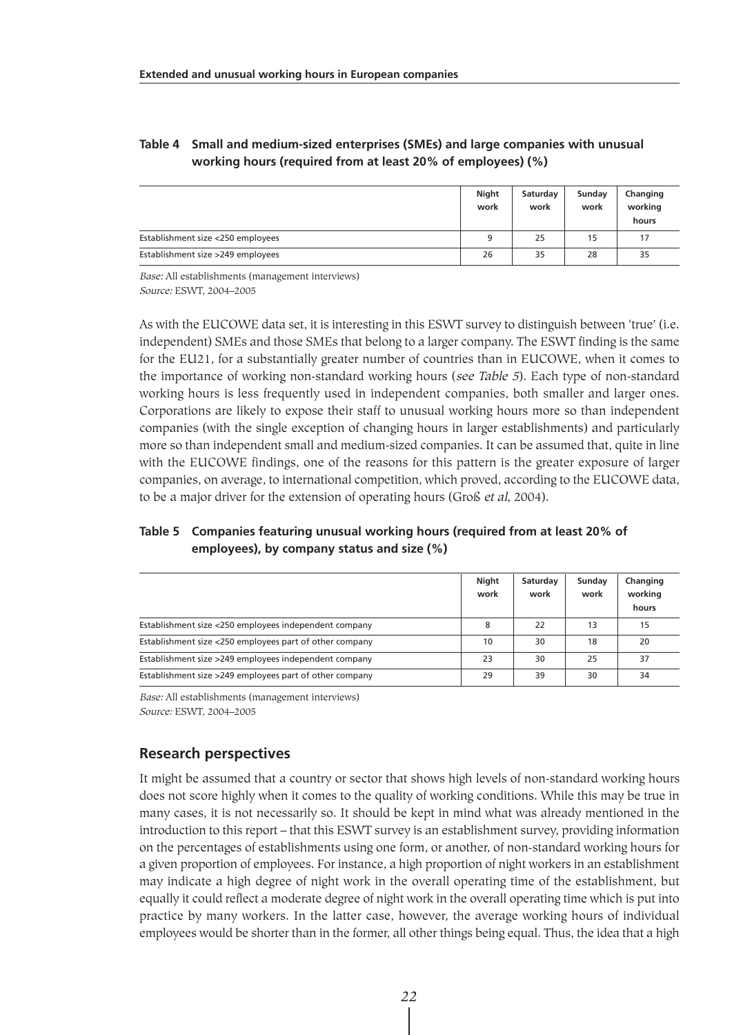**Table 4 Small and medium-sized enterprises (SMEs) and large companies with unusual working hours (required from at least 20% of employees) (%)**

| | Night work | Saturday work | Sunday work | Changing working hours |
|---|---|---|---|---|
| Establishment size <250 employees | 9 | 25 | 15 | 17 |
| Establishment size >249 employees | 26 | 35 | 28 | 35 |

*Base:* All establishments (management interviews)
*Source:* ESWT, 2004–2005

As with the EUCOWE data set, it is interesting in this ESWT survey to distinguish between 'true' (i.e. independent) SMEs and those SMEs that belong to a larger company. The ESWT finding is the same for the EU21, for a substantially greater number of countries than in EUCOWE, when it comes to the importance of working non-standard working hours (*see Table 5*). Each type of non-standard working hours is less frequently used in independent companies, both smaller and larger ones. Corporations are likely to expose their staff to unusual working hours more so than independent companies (with the single exception of changing hours in larger establishments) and particularly more so than independent small and medium-sized companies. It can be assumed that, quite in line with the EUCOWE findings, one of the reasons for this pattern is the greater exposure of larger companies, on average, to international competition, which proved, according to the EUCOWE data, to be a major driver for the extension of operating hours (Groß *et al*, 2004).

**Table 5 Companies featuring unusual working hours (required from at least 20% of employees), by company status and size (%)**

| | Night work | Saturday work | Sunday work | Changing working hours |
|---|---|---|---|---|
| Establishment size <250 employees independent company | 8 | 22 | 13 | 15 |
| Establishment size <250 employees part of other company | 10 | 30 | 18 | 20 |
| Establishment size >249 employees independent company | 23 | 30 | 25 | 37 |
| Establishment size >249 employees part of other company | 29 | 39 | 30 | 34 |

*Base:* All establishments (management interviews)
*Source:* ESWT, 2004–2005

## Research perspectives

It might be assumed that a country or sector that shows high levels of non-standard working hours does not score highly when it comes to the quality of working conditions. While this may be true in many cases, it is not necessarily so. It should be kept in mind what was already mentioned in the introduction to this report – that this ESWT survey is an establishment survey, providing information on the percentages of establishments using one form, or another, of non-standard working hours for a given proportion of employees. For instance, a high proportion of night workers in an establishment may indicate a high degree of night work in the overall operating time of the establishment, but equally it could reflect a moderate degree of night work in the overall operating time which is put into practice by many workers. In the latter case, however, the average working hours of individual employees would be shorter than in the former, all other things being equal. Thus, the idea that a high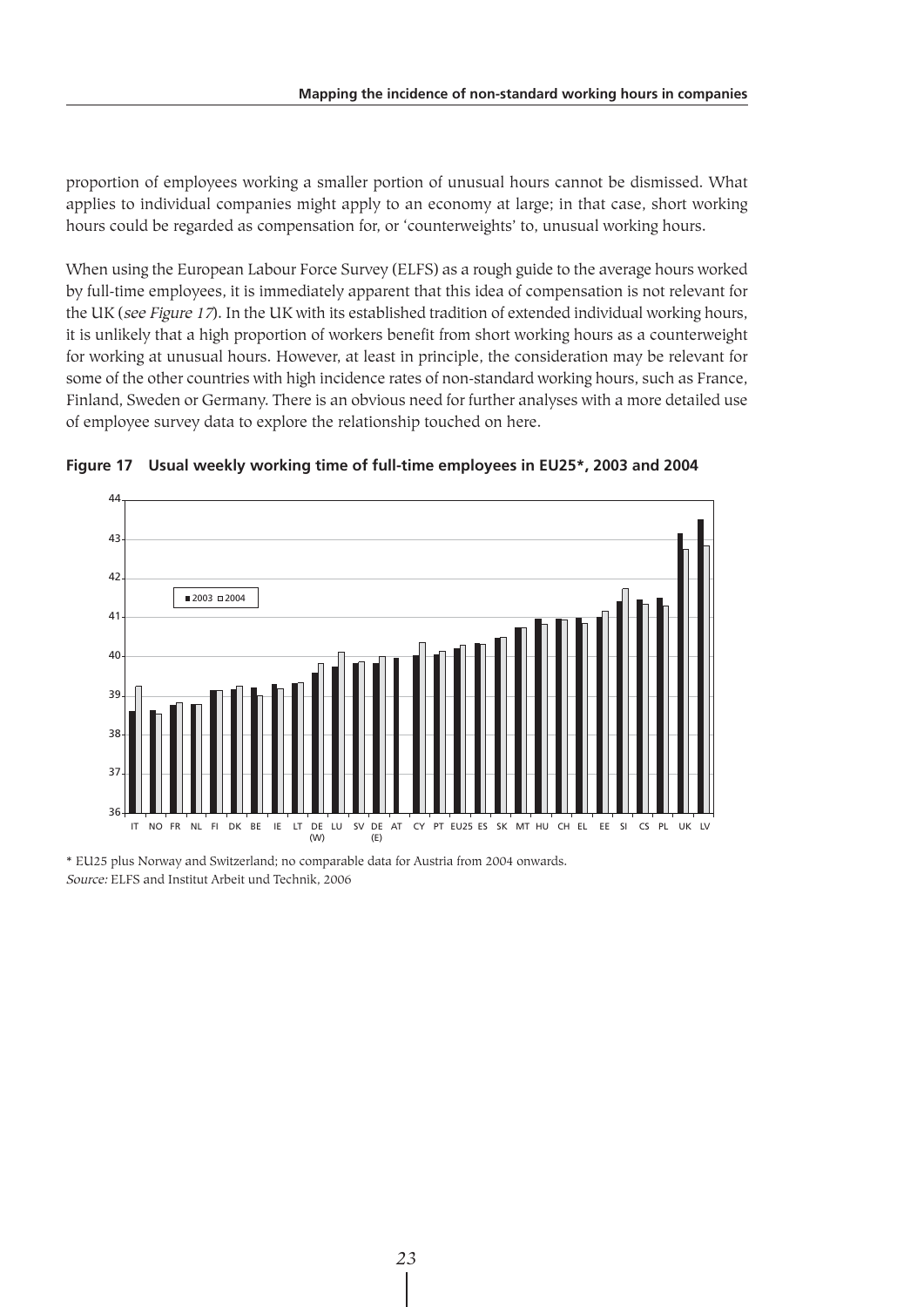proportion of employees working a smaller portion of unusual hours cannot be dismissed. What applies to individual companies might apply to an economy at large; in that case, short working hours could be regarded as compensation for, or 'counterweights' to, unusual working hours.

When using the European Labour Force Survey (ELFS) as a rough guide to the average hours worked by full-time employees, it is immediately apparent that this idea of compensation is not relevant for the UK (*see Figure 17*). In the UK with its established tradition of extended individual working hours, it is unlikely that a high proportion of workers benefit from short working hours as a counterweight for working at unusual hours. However, at least in principle, the consideration may be relevant for some of the other countries with high incidence rates of non-standard working hours, such as France, Finland, Sweden or Germany. There is an obvious need for further analyses with a more detailed use of employee survey data to explore the relationship touched on here.

**Figure 17 Usual weekly working time of full-time employees in EU25\*, 2003 and 2004**

\* EU25 plus Norway and Switzerland; no comparable data for Austria from 2004 onwards.
*Source:* ELFS and Institut Arbeit und Technik, 2006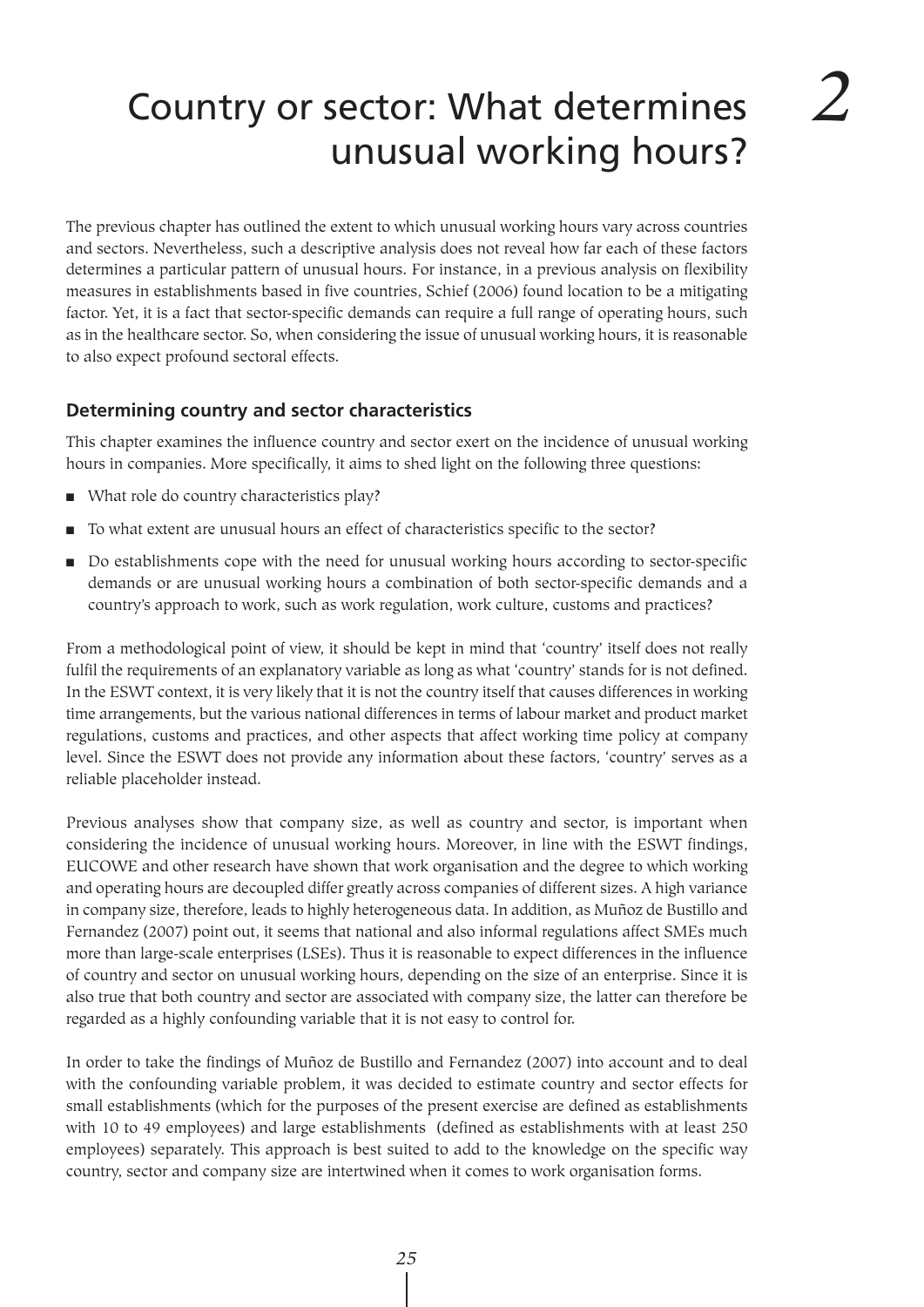# 2 Country or sector: What determines unusual working hours?

The previous chapter has outlined the extent to which unusual working hours vary across countries and sectors. Nevertheless, such a descriptive analysis does not reveal how far each of these factors determines a particular pattern of unusual hours. For instance, in a previous analysis on flexibility measures in establishments based in five countries, Schief (2006) found location to be a mitigating factor. Yet, it is a fact that sector-specific demands can require a full range of operating hours, such as in the healthcare sector. So, when considering the issue of unusual working hours, it is reasonable to also expect profound sectoral effects.

## Determining country and sector characteristics

This chapter examines the influence country and sector exert on the incidence of unusual working hours in companies. More specifically, it aims to shed light on the following three questions:

- What role do country characteristics play?
- To what extent are unusual hours an effect of characteristics specific to the sector?
- Do establishments cope with the need for unusual working hours according to sector-specific demands or are unusual working hours a combination of both sector-specific demands and a country's approach to work, such as work regulation, work culture, customs and practices?

From a methodological point of view, it should be kept in mind that 'country' itself does not really fulfil the requirements of an explanatory variable as long as what 'country' stands for is not defined. In the ESWT context, it is very likely that it is not the country itself that causes differences in working time arrangements, but the various national differences in terms of labour market and product market regulations, customs and practices, and other aspects that affect working time policy at company level. Since the ESWT does not provide any information about these factors, 'country' serves as a reliable placeholder instead.

Previous analyses show that company size, as well as country and sector, is important when considering the incidence of unusual working hours. Moreover, in line with the ESWT findings, EUCOWE and other research have shown that work organisation and the degree to which working and operating hours are decoupled differ greatly across companies of different sizes. A high variance in company size, therefore, leads to highly heterogeneous data. In addition, as Muñoz de Bustillo and Fernandez (2007) point out, it seems that national and also informal regulations affect SMEs much more than large-scale enterprises (LSEs). Thus it is reasonable to expect differences in the influence of country and sector on unusual working hours, depending on the size of an enterprise. Since it is also true that both country and sector are associated with company size, the latter can therefore be regarded as a highly confounding variable that it is not easy to control for.

In order to take the findings of Muñoz de Bustillo and Fernandez (2007) into account and to deal with the confounding variable problem, it was decided to estimate country and sector effects for small establishments (which for the purposes of the present exercise are defined as establishments with 10 to 49 employees) and large establishments (defined as establishments with at least 250 employees) separately. This approach is best suited to add to the knowledge on the specific way country, sector and company size are intertwined when it comes to work organisation forms.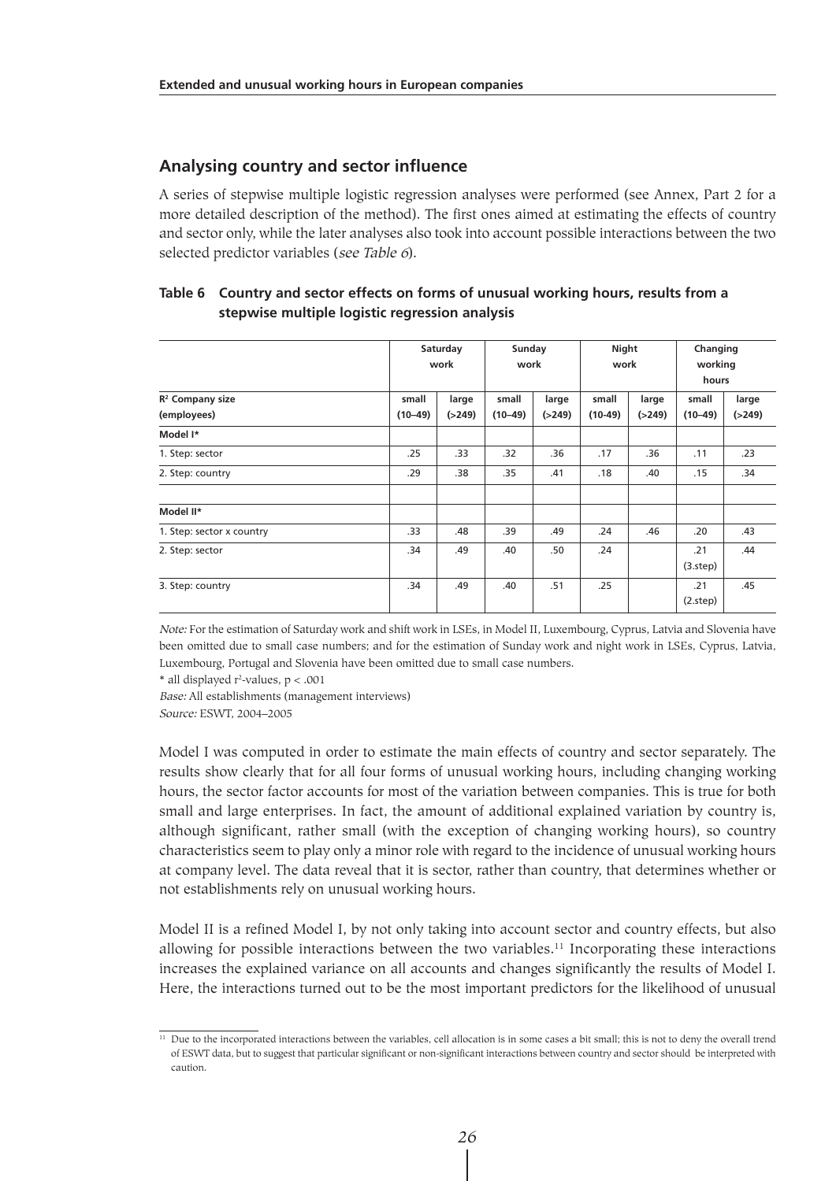## Analysing country and sector influence

A series of stepwise multiple logistic regression analyses were performed (see Annex, Part 2 for a more detailed description of the method). The first ones aimed at estimating the effects of country and sector only, while the later analyses also took into account possible interactions between the two selected predictor variables (*see Table 6*).

**Table 6 Country and sector effects on forms of unusual working hours, results from a stepwise multiple logistic regression analysis**

| | Saturday work | | Sunday work | | Night work | | Changing working hours | |
|---|---|---|---|---|---|---|---|---|
| $R^2$ Company size (employees) | small (10–49) | large (>249) | small (10–49) | large (>249) | small (10-49) | large (>249) | small (10–49) | large (>249) |
| **Model I*** | | | | | | | | |
| 1. Step: sector | .25 | .33 | .32 | .36 | .17 | .36 | .11 | .23 |
| 2. Step: country | .29 | .38 | .35 | .41 | .18 | .40 | .15 | .34 |
| | | | | | | | | |
| **Model II*** | | | | | | | | |
| 1. Step: sector x country | .33 | .48 | .39 | .49 | .24 | .46 | .20 | .43 |
| 2. Step: sector | .34 | .49 | .40 | .50 | .24 | | .21 (3.step) | .44 |
| 3. Step: country | .34 | .49 | .40 | .51 | .25 | | .21 (2.step) | .45 |

*Note:* For the estimation of Saturday work and shift work in LSEs, in Model II, Luxembourg, Cyprus, Latvia and Slovenia have been omitted due to small case numbers; and for the estimation of Sunday work and night work in LSEs, Cyprus, Latvia, Luxembourg, Portugal and Slovenia have been omitted due to small case numbers.

\* all displayed $r^2$-values, $p < .001$

*Base:* All establishments (management interviews)

*Source:* ESWT, 2004–2005

Model I was computed in order to estimate the main effects of country and sector separately. The results show clearly that for all four forms of unusual working hours, including changing working hours, the sector factor accounts for most of the variation between companies. This is true for both small and large enterprises. In fact, the amount of additional explained variation by country is, although significant, rather small (with the exception of changing working hours), so country characteristics seem to play only a minor role with regard to the incidence of unusual working hours at company level. The data reveal that it is sector, rather than country, that determines whether or not establishments rely on unusual working hours.

Model II is a refined Model I, by not only taking into account sector and country effects, but also allowing for possible interactions between the two variables.[11] Incorporating these interactions increases the explained variance on all accounts and changes significantly the results of Model I. Here, the interactions turned out to be the most important predictors for the likelihood of unusual

[11] Due to the incorporated interactions between the variables, cell allocation is in some cases a bit small; this is not to deny the overall trend of ESWT data, but to suggest that particular significant or non-significant interactions between country and sector should be interpreted with caution.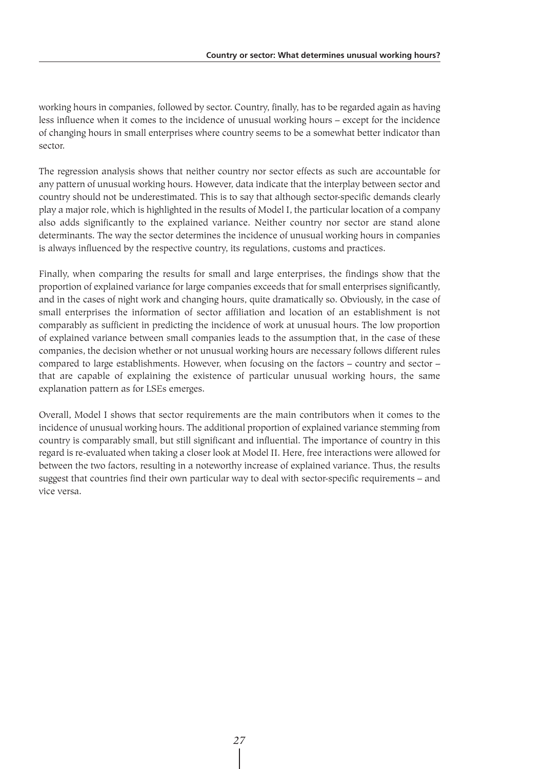working hours in companies, followed by sector. Country, finally, has to be regarded again as having less influence when it comes to the incidence of unusual working hours – except for the incidence of changing hours in small enterprises where country seems to be a somewhat better indicator than sector.

The regression analysis shows that neither country nor sector effects as such are accountable for any pattern of unusual working hours. However, data indicate that the interplay between sector and country should not be underestimated. This is to say that although sector-specific demands clearly play a major role, which is highlighted in the results of Model I, the particular location of a company also adds significantly to the explained variance. Neither country nor sector are stand alone determinants. The way the sector determines the incidence of unusual working hours in companies is always influenced by the respective country, its regulations, customs and practices.

Finally, when comparing the results for small and large enterprises, the findings show that the proportion of explained variance for large companies exceeds that for small enterprises significantly, and in the cases of night work and changing hours, quite dramatically so. Obviously, in the case of small enterprises the information of sector affiliation and location of an establishment is not comparably as sufficient in predicting the incidence of work at unusual hours. The low proportion of explained variance between small companies leads to the assumption that, in the case of these companies, the decision whether or not unusual working hours are necessary follows different rules compared to large establishments. However, when focusing on the factors – country and sector – that are capable of explaining the existence of particular unusual working hours, the same explanation pattern as for LSEs emerges.

Overall, Model I shows that sector requirements are the main contributors when it comes to the incidence of unusual working hours. The additional proportion of explained variance stemming from country is comparably small, but still significant and influential. The importance of country in this regard is re-evaluated when taking a closer look at Model II. Here, free interactions were allowed for between the two factors, resulting in a noteworthy increase of explained variance. Thus, the results suggest that countries find their own particular way to deal with sector-specific requirements – and vice versa.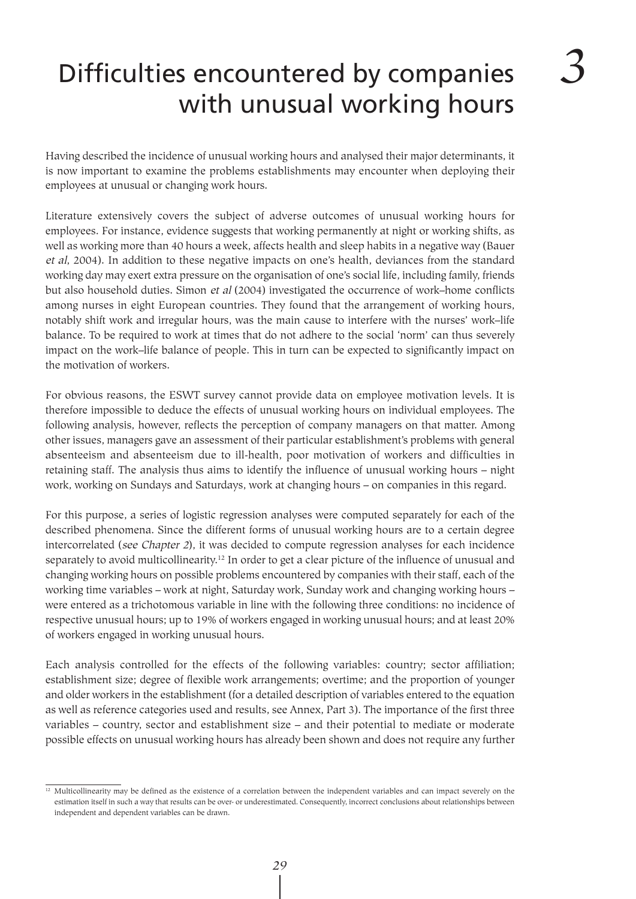# 3 Difficulties encountered by companies with unusual working hours

Having described the incidence of unusual working hours and analysed their major determinants, it is now important to examine the problems establishments may encounter when deploying their employees at unusual or changing work hours.

Literature extensively covers the subject of adverse outcomes of unusual working hours for employees. For instance, evidence suggests that working permanently at night or working shifts, as well as working more than 40 hours a week, affects health and sleep habits in a negative way (Bauer *et al*, 2004). In addition to these negative impacts on one's health, deviances from the standard working day may exert extra pressure on the organisation of one's social life, including family, friends but also household duties. Simon *et al* (2004) investigated the occurrence of work–home conflicts among nurses in eight European countries. They found that the arrangement of working hours, notably shift work and irregular hours, was the main cause to interfere with the nurses' work–life balance. To be required to work at times that do not adhere to the social 'norm' can thus severely impact on the work–life balance of people. This in turn can be expected to significantly impact on the motivation of workers.

For obvious reasons, the ESWT survey cannot provide data on employee motivation levels. It is therefore impossible to deduce the effects of unusual working hours on individual employees. The following analysis, however, reflects the perception of company managers on that matter. Among other issues, managers gave an assessment of their particular establishment's problems with general absenteeism and absenteeism due to ill-health, poor motivation of workers and difficulties in retaining staff. The analysis thus aims to identify the influence of unusual working hours – night work, working on Sundays and Saturdays, work at changing hours – on companies in this regard.

For this purpose, a series of logistic regression analyses were computed separately for each of the described phenomena. Since the different forms of unusual working hours are to a certain degree intercorrelated (*see Chapter 2*), it was decided to compute regression analyses for each incidence separately to avoid multicollinearity.[12] In order to get a clear picture of the influence of unusual and changing working hours on possible problems encountered by companies with their staff, each of the working time variables – work at night, Saturday work, Sunday work and changing working hours – were entered as a trichotomous variable in line with the following three conditions: no incidence of respective unusual hours; up to 19% of workers engaged in working unusual hours; and at least 20% of workers engaged in working unusual hours.

Each analysis controlled for the effects of the following variables: country; sector affiliation; establishment size; degree of flexible work arrangements; overtime; and the proportion of younger and older workers in the establishment (for a detailed description of variables entered to the equation as well as reference categories used and results, see Annex, Part 3). The importance of the first three variables – country, sector and establishment size – and their potential to mediate or moderate possible effects on unusual working hours has already been shown and does not require any further

[12] Multicollinearity may be defined as the existence of a correlation between the independent variables and can impact severely on the estimation itself in such a way that results can be over- or underestimated. Consequently, incorrect conclusions about relationships between independent and dependent variables can be drawn.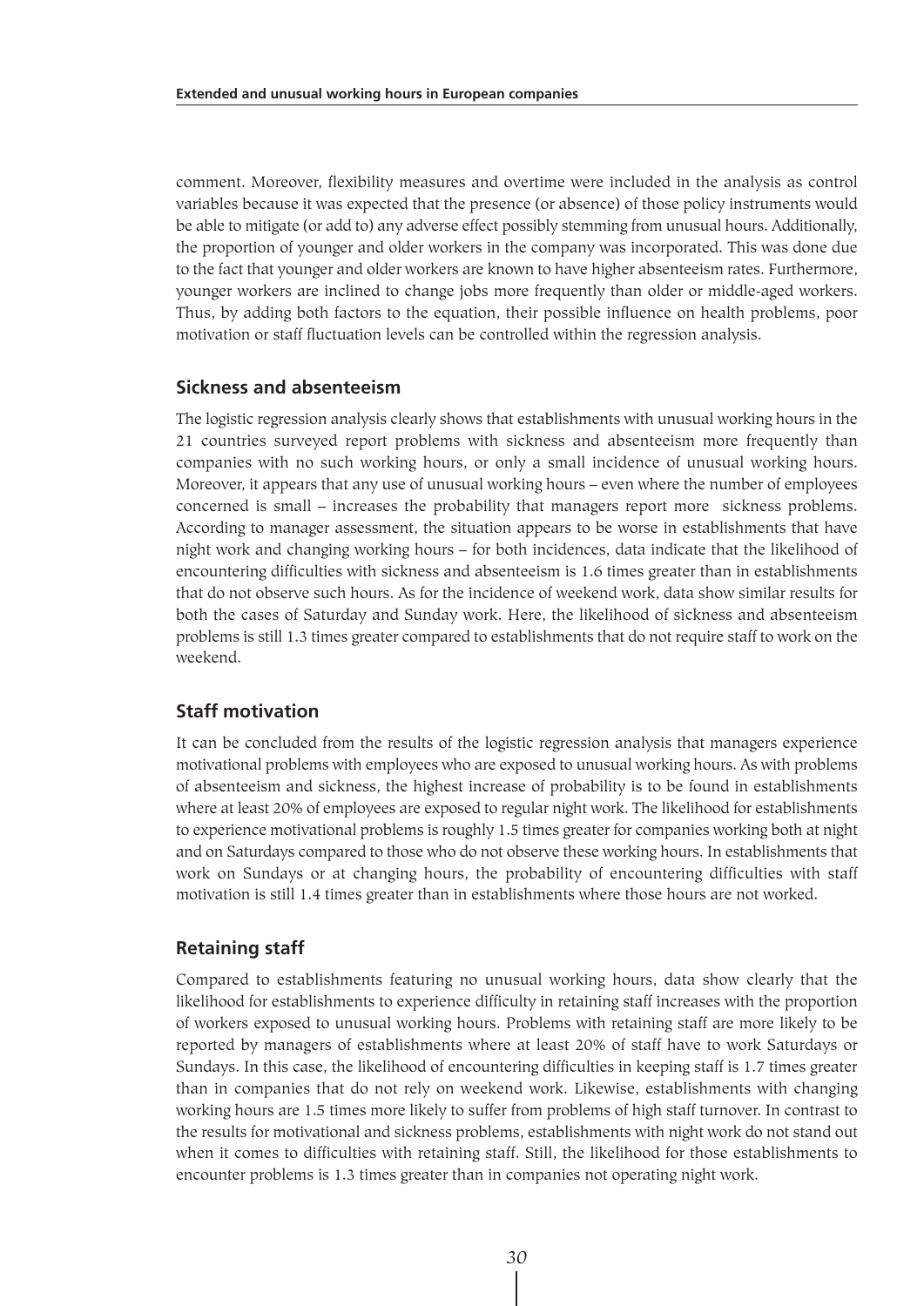comment. Moreover, flexibility measures and overtime were included in the analysis as control variables because it was expected that the presence (or absence) of those policy instruments would be able to mitigate (or add to) any adverse effect possibly stemming from unusual hours. Additionally, the proportion of younger and older workers in the company was incorporated. This was done due to the fact that younger and older workers are known to have higher absenteeism rates. Furthermore, younger workers are inclined to change jobs more frequently than older or middle-aged workers. Thus, by adding both factors to the equation, their possible influence on health problems, poor motivation or staff fluctuation levels can be controlled within the regression analysis.

### Sickness and absenteeism

The logistic regression analysis clearly shows that establishments with unusual working hours in the 21 countries surveyed report problems with sickness and absenteeism more frequently than companies with no such working hours, or only a small incidence of unusual working hours. Moreover, it appears that any use of unusual working hours – even where the number of employees concerned is small – increases the probability that managers report more sickness problems. According to manager assessment, the situation appears to be worse in establishments that have night work and changing working hours – for both incidences, data indicate that the likelihood of encountering difficulties with sickness and absenteeism is 1.6 times greater than in establishments that do not observe such hours. As for the incidence of weekend work, data show similar results for both the cases of Saturday and Sunday work. Here, the likelihood of sickness and absenteeism problems is still 1.3 times greater compared to establishments that do not require staff to work on the weekend.

### Staff motivation

It can be concluded from the results of the logistic regression analysis that managers experience motivational problems with employees who are exposed to unusual working hours. As with problems of absenteeism and sickness, the highest increase of probability is to be found in establishments where at least 20% of employees are exposed to regular night work. The likelihood for establishments to experience motivational problems is roughly 1.5 times greater for companies working both at night and on Saturdays compared to those who do not observe these working hours. In establishments that work on Sundays or at changing hours, the probability of encountering difficulties with staff motivation is still 1.4 times greater than in establishments where those hours are not worked.

### Retaining staff

Compared to establishments featuring no unusual working hours, data show clearly that the likelihood for establishments to experience difficulty in retaining staff increases with the proportion of workers exposed to unusual working hours. Problems with retaining staff are more likely to be reported by managers of establishments where at least 20% of staff have to work Saturdays or Sundays. In this case, the likelihood of encountering difficulties in keeping staff is 1.7 times greater than in companies that do not rely on weekend work. Likewise, establishments with changing working hours are 1.5 times more likely to suffer from problems of high staff turnover. In contrast to the results for motivational and sickness problems, establishments with night work do not stand out when it comes to difficulties with retaining staff. Still, the likelihood for those establishments to encounter problems is 1.3 times greater than in companies not operating night work.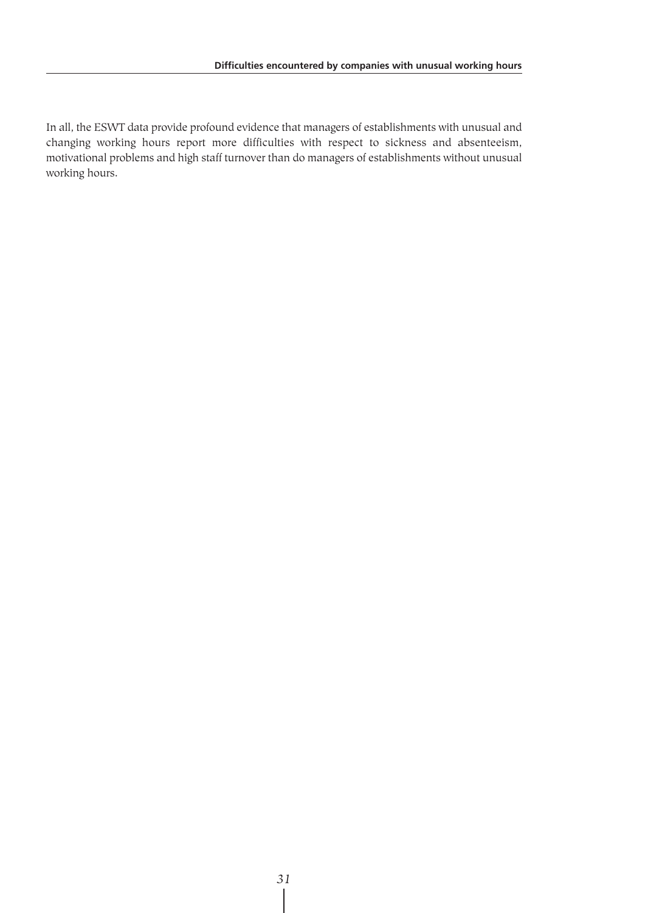In all, the ESWT data provide profound evidence that managers of establishments with unusual and changing working hours report more difficulties with respect to sickness and absenteeism, motivational problems and high staff turnover than do managers of establishments without unusual working hours.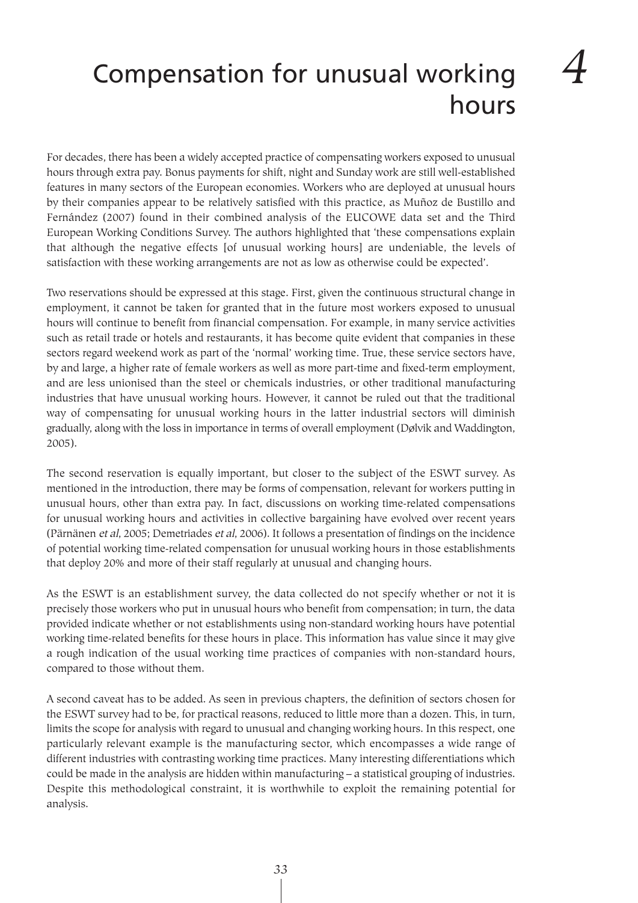# 4 Compensation for unusual working hours

For decades, there has been a widely accepted practice of compensating workers exposed to unusual hours through extra pay. Bonus payments for shift, night and Sunday work are still well-established features in many sectors of the European economies. Workers who are deployed at unusual hours by their companies appear to be relatively satisfied with this practice, as Muñoz de Bustillo and Fernández (2007) found in their combined analysis of the EUCOWE data set and the Third European Working Conditions Survey. The authors highlighted that 'these compensations explain that although the negative effects [of unusual working hours] are undeniable, the levels of satisfaction with these working arrangements are not as low as otherwise could be expected'.

Two reservations should be expressed at this stage. First, given the continuous structural change in employment, it cannot be taken for granted that in the future most workers exposed to unusual hours will continue to benefit from financial compensation. For example, in many service activities such as retail trade or hotels and restaurants, it has become quite evident that companies in these sectors regard weekend work as part of the 'normal' working time. True, these service sectors have, by and large, a higher rate of female workers as well as more part-time and fixed-term employment, and are less unionised than the steel or chemicals industries, or other traditional manufacturing industries that have unusual working hours. However, it cannot be ruled out that the traditional way of compensating for unusual working hours in the latter industrial sectors will diminish gradually, along with the loss in importance in terms of overall employment (Dølvik and Waddington, 2005).

The second reservation is equally important, but closer to the subject of the ESWT survey. As mentioned in the introduction, there may be forms of compensation, relevant for workers putting in unusual hours, other than extra pay. In fact, discussions on working time-related compensations for unusual working hours and activities in collective bargaining have evolved over recent years (Pärnänen *et al*, 2005; Demetriades *et al*, 2006). It follows a presentation of findings on the incidence of potential working time-related compensation for unusual working hours in those establishments that deploy 20% and more of their staff regularly at unusual and changing hours.

As the ESWT is an establishment survey, the data collected do not specify whether or not it is precisely those workers who put in unusual hours who benefit from compensation; in turn, the data provided indicate whether or not establishments using non-standard working hours have potential working time-related benefits for these hours in place. This information has value since it may give a rough indication of the usual working time practices of companies with non-standard hours, compared to those without them.

A second caveat has to be added. As seen in previous chapters, the definition of sectors chosen for the ESWT survey had to be, for practical reasons, reduced to little more than a dozen. This, in turn, limits the scope for analysis with regard to unusual and changing working hours. In this respect, one particularly relevant example is the manufacturing sector, which encompasses a wide range of different industries with contrasting working time practices. Many interesting differentiations which could be made in the analysis are hidden within manufacturing – a statistical grouping of industries. Despite this methodological constraint, it is worthwhile to exploit the remaining potential for analysis.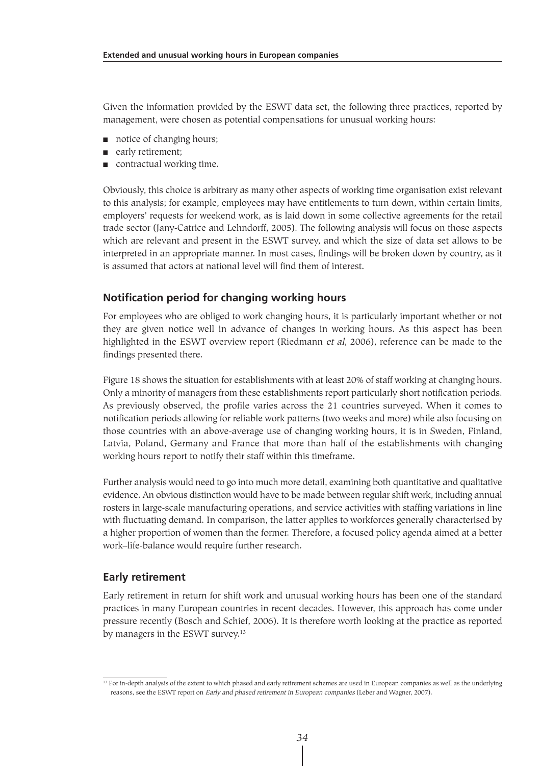Given the information provided by the ESWT data set, the following three practices, reported by management, were chosen as potential compensations for unusual working hours:

- notice of changing hours;
- early retirement;
- contractual working time.

Obviously, this choice is arbitrary as many other aspects of working time organisation exist relevant to this analysis; for example, employees may have entitlements to turn down, within certain limits, employers' requests for weekend work, as is laid down in some collective agreements for the retail trade sector (Jany-Catrice and Lehndorff, 2005). The following analysis will focus on those aspects which are relevant and present in the ESWT survey, and which the size of data set allows to be interpreted in an appropriate manner. In most cases, findings will be broken down by country, as it is assumed that actors at national level will find them of interest.

## Notification period for changing working hours

For employees who are obliged to work changing hours, it is particularly important whether or not they are given notice well in advance of changes in working hours. As this aspect has been highlighted in the ESWT overview report (Riedmann *et al*, 2006), reference can be made to the findings presented there.

Figure 18 shows the situation for establishments with at least 20% of staff working at changing hours. Only a minority of managers from these establishments report particularly short notification periods. As previously observed, the profile varies across the 21 countries surveyed. When it comes to notification periods allowing for reliable work patterns (two weeks and more) while also focusing on those countries with an above-average use of changing working hours, it is in Sweden, Finland, Latvia, Poland, Germany and France that more than half of the establishments with changing working hours report to notify their staff within this timeframe.

Further analysis would need to go into much more detail, examining both quantitative and qualitative evidence. An obvious distinction would have to be made between regular shift work, including annual rosters in large-scale manufacturing operations, and service activities with staffing variations in line with fluctuating demand. In comparison, the latter applies to workforces generally characterised by a higher proportion of women than the former. Therefore, a focused policy agenda aimed at a better work–life-balance would require further research.

## Early retirement

Early retirement in return for shift work and unusual working hours has been one of the standard practices in many European countries in recent decades. However, this approach has come under pressure recently (Bosch and Schief, 2006). It is therefore worth looking at the practice as reported by managers in the ESWT survey.[13]

[13] For in-depth analysis of the extent to which phased and early retirement schemes are used in European companies as well as the underlying reasons, see the ESWT report on *Early and phased retirement in European companies* (Leber and Wagner, 2007).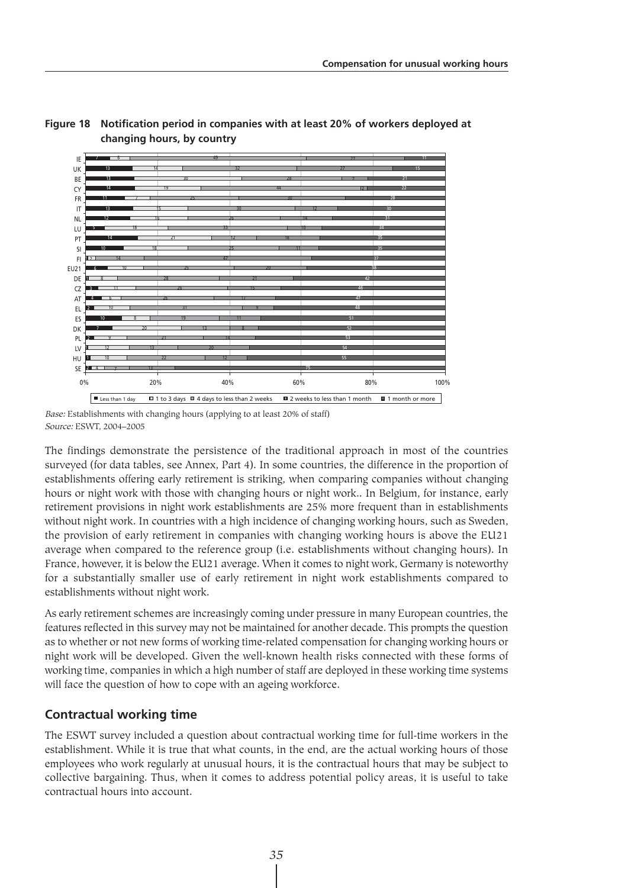**Figure 18 Notification period in companies with at least 20% of workers deployed at changing hours, by country**

| Country | Less than 1 day | 1 to 3 days | 4 days to less than 2 weeks | 2 weeks to less than 1 month | 1 month or more |
|---|---|---|---|---|---|
| IE | 7 | 6 | 49 | 27 | 11 |
| UK | 13 | 14 | 32 | 27 | 15 |
| BE | 13 | 30 | 28 | 7 | 21 |
| CY | 14 | 19 | 44 | 12 | 22 |
| FR | 11 | 7 | 25 | 30 | 28 |
| IT | 13 | 15 | 30 | 12 | 30 |
| NL | 12 | 16 | 26 | 14 | 31 |
| LU | 5 | 18 | 33 | 10 | 34 |
| PT | 14 | 21 | 12 | 18 | 35 |
| SI | 10 | 18 | 25 | 11 | 35 |
| FI | 2 | 14 | 47 | | 37 |
| EU21 | 6 | 10 | 25 | 20 | 38 |
| DE | 1 | 8 | 28 | 21 | 42 |
| CZ | 3 | 11 | 26 | 15 | 46 |
| AT | 4 | 6 | 26 | 17 | 47 |
| EL | 2 | 10 | 31 | 9 | 48 |
| ES | 10 | 8 | 19 | 11 | 51 |
| DK | 7 | 20 | 13 | 8 | 52 |
| PL | 2 | 9 | 21 | 14 | 53 |
| LV | 1 | 12 | 13 | 20 | 54 |
| HU | 1 | 10 | 22 | 12 | 55 |
| SE | 2 | 4 | 7 | 13 | 75 |

*Base:* Establishments with changing hours (applying to at least 20% of staff)
*Source:* ESWT, 2004–2005

The findings demonstrate the persistence of the traditional approach in most of the countries surveyed (for data tables, see Annex, Part 4). In some countries, the difference in the proportion of establishments offering early retirement is striking, when comparing companies without changing hours or night work with those with changing hours or night work.. In Belgium, for instance, early retirement provisions in night work establishments are 25% more frequent than in establishments without night work. In countries with a high incidence of changing working hours, such as Sweden, the provision of early retirement in companies with changing working hours is above the EU21 average when compared to the reference group (i.e. establishments without changing hours). In France, however, it is below the EU21 average. When it comes to night work, Germany is noteworthy for a substantially smaller use of early retirement in night work establishments compared to establishments without night work.

As early retirement schemes are increasingly coming under pressure in many European countries, the features reflected in this survey may not be maintained for another decade. This prompts the question as to whether or not new forms of working time-related compensation for changing working hours or night work will be developed. Given the well-known health risks connected with these forms of working time, companies in which a high number of staff are deployed in these working time systems will face the question of how to cope with an ageing workforce.

## Contractual working time

The ESWT survey included a question about contractual working time for full-time workers in the establishment. While it is true that what counts, in the end, are the actual working hours of those employees who work regularly at unusual hours, it is the contractual hours that may be subject to collective bargaining. Thus, when it comes to address potential policy areas, it is useful to take contractual hours into account.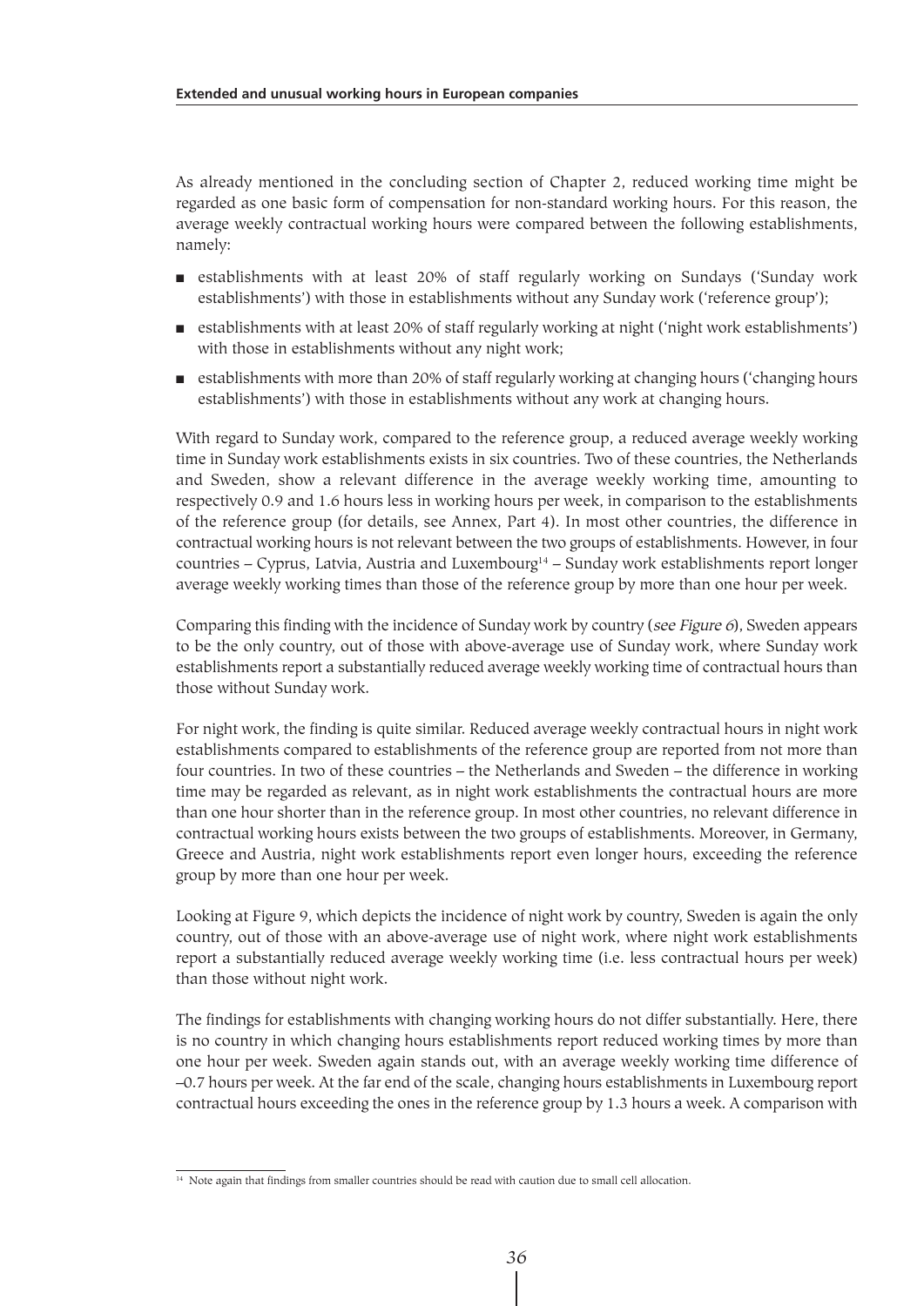As already mentioned in the concluding section of Chapter 2, reduced working time might be regarded as one basic form of compensation for non-standard working hours. For this reason, the average weekly contractual working hours were compared between the following establishments, namely:

- establishments with at least 20% of staff regularly working on Sundays ('Sunday work establishments') with those in establishments without any Sunday work ('reference group');
- establishments with at least 20% of staff regularly working at night ('night work establishments') with those in establishments without any night work;
- establishments with more than 20% of staff regularly working at changing hours ('changing hours establishments') with those in establishments without any work at changing hours.

With regard to Sunday work, compared to the reference group, a reduced average weekly working time in Sunday work establishments exists in six countries. Two of these countries, the Netherlands and Sweden, show a relevant difference in the average weekly working time, amounting to respectively 0.9 and 1.6 hours less in working hours per week, in comparison to the establishments of the reference group (for details, see Annex, Part 4). In most other countries, the difference in contractual working hours is not relevant between the two groups of establishments. However, in four countries – Cyprus, Latvia, Austria and Luxembourg[14] – Sunday work establishments report longer average weekly working times than those of the reference group by more than one hour per week.

Comparing this finding with the incidence of Sunday work by country (*see Figure 6*), Sweden appears to be the only country, out of those with above-average use of Sunday work, where Sunday work establishments report a substantially reduced average weekly working time of contractual hours than those without Sunday work.

For night work, the finding is quite similar. Reduced average weekly contractual hours in night work establishments compared to establishments of the reference group are reported from not more than four countries. In two of these countries – the Netherlands and Sweden – the difference in working time may be regarded as relevant, as in night work establishments the contractual hours are more than one hour shorter than in the reference group. In most other countries, no relevant difference in contractual working hours exists between the two groups of establishments. Moreover, in Germany, Greece and Austria, night work establishments report even longer hours, exceeding the reference group by more than one hour per week.

Looking at Figure 9, which depicts the incidence of night work by country, Sweden is again the only country, out of those with an above-average use of night work, where night work establishments report a substantially reduced average weekly working time (i.e. less contractual hours per week) than those without night work.

The findings for establishments with changing working hours do not differ substantially. Here, there is no country in which changing hours establishments report reduced working times by more than one hour per week. Sweden again stands out, with an average weekly working time difference of –0.7 hours per week. At the far end of the scale, changing hours establishments in Luxembourg report contractual hours exceeding the ones in the reference group by 1.3 hours a week. A comparison with

[14] Note again that findings from smaller countries should be read with caution due to small cell allocation.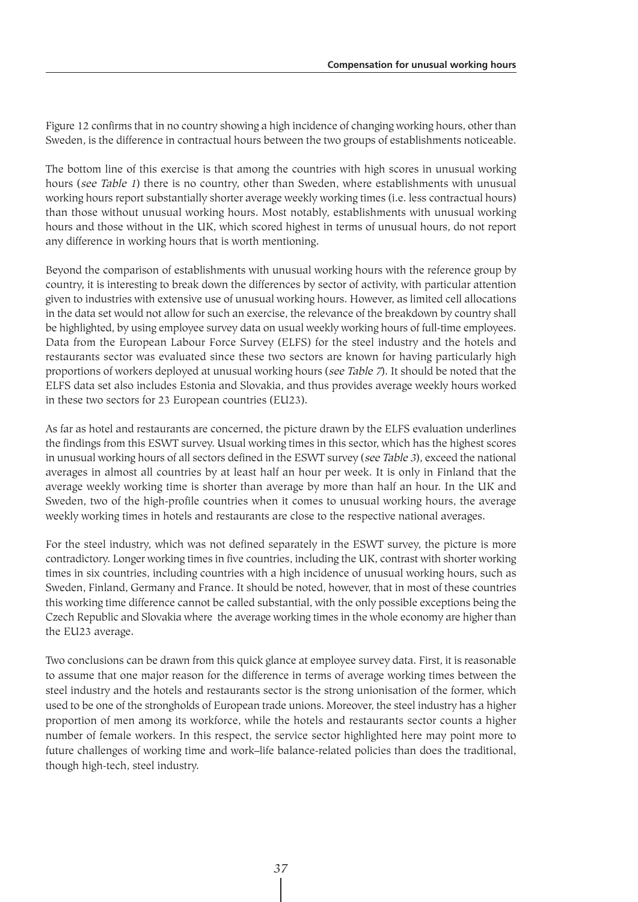Figure 12 confirms that in no country showing a high incidence of changing working hours, other than Sweden, is the difference in contractual hours between the two groups of establishments noticeable.

The bottom line of this exercise is that among the countries with high scores in unusual working hours (*see Table 1*) there is no country, other than Sweden, where establishments with unusual working hours report substantially shorter average weekly working times (i.e. less contractual hours) than those without unusual working hours. Most notably, establishments with unusual working hours and those without in the UK, which scored highest in terms of unusual hours, do not report any difference in working hours that is worth mentioning.

Beyond the comparison of establishments with unusual working hours with the reference group by country, it is interesting to break down the differences by sector of activity, with particular attention given to industries with extensive use of unusual working hours. However, as limited cell allocations in the data set would not allow for such an exercise, the relevance of the breakdown by country shall be highlighted, by using employee survey data on usual weekly working hours of full-time employees. Data from the European Labour Force Survey (ELFS) for the steel industry and the hotels and restaurants sector was evaluated since these two sectors are known for having particularly high proportions of workers deployed at unusual working hours (*see Table 7*). It should be noted that the ELFS data set also includes Estonia and Slovakia, and thus provides average weekly hours worked in these two sectors for 23 European countries (EU23).

As far as hotel and restaurants are concerned, the picture drawn by the ELFS evaluation underlines the findings from this ESWT survey. Usual working times in this sector, which has the highest scores in unusual working hours of all sectors defined in the ESWT survey (*see Table 3*), exceed the national averages in almost all countries by at least half an hour per week. It is only in Finland that the average weekly working time is shorter than average by more than half an hour. In the UK and Sweden, two of the high-profile countries when it comes to unusual working hours, the average weekly working times in hotels and restaurants are close to the respective national averages.

For the steel industry, which was not defined separately in the ESWT survey, the picture is more contradictory. Longer working times in five countries, including the UK, contrast with shorter working times in six countries, including countries with a high incidence of unusual working hours, such as Sweden, Finland, Germany and France. It should be noted, however, that in most of these countries this working time difference cannot be called substantial, with the only possible exceptions being the Czech Republic and Slovakia where the average working times in the whole economy are higher than the EU23 average.

Two conclusions can be drawn from this quick glance at employee survey data. First, it is reasonable to assume that one major reason for the difference in terms of average working times between the steel industry and the hotels and restaurants sector is the strong unionisation of the former, which used to be one of the strongholds of European trade unions. Moreover, the steel industry has a higher proportion of men among its workforce, while the hotels and restaurants sector counts a higher number of female workers. In this respect, the service sector highlighted here may point more to future challenges of working time and work–life balance-related policies than does the traditional, though high-tech, steel industry.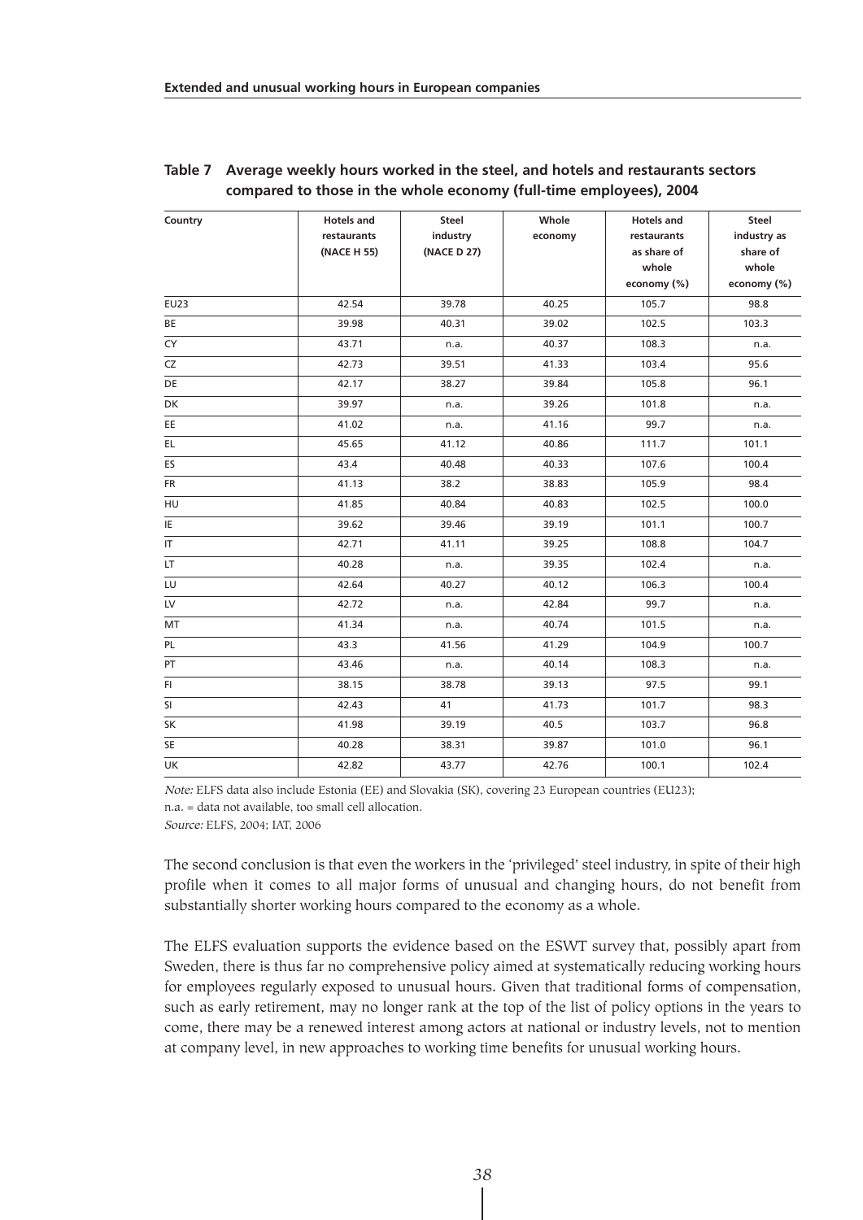**Table 7 Average weekly hours worked in the steel, and hotels and restaurants sectors compared to those in the whole economy (full-time employees), 2004**

| Country | Hotels and restaurants (NACE H 55) | Steel industry (NACE D 27) | Whole economy | Hotels and restaurants as share of whole economy (%) | Steel industry as share of whole economy (%) |
|---|---|---|---|---|---|
| EU23 | 42.54 | 39.78 | 40.25 | 105.7 | 98.8 |
| BE | 39.98 | 40.31 | 39.02 | 102.5 | 103.3 |
| CY | 43.71 | n.a. | 40.37 | 108.3 | n.a. |
| CZ | 42.73 | 39.51 | 41.33 | 103.4 | 95.6 |
| DE | 42.17 | 38.27 | 39.84 | 105.8 | 96.1 |
| DK | 39.97 | n.a. | 39.26 | 101.8 | n.a. |
| EE | 41.02 | n.a. | 41.16 | 99.7 | n.a. |
| EL | 45.65 | 41.12 | 40.86 | 111.7 | 101.1 |
| ES | 43.4 | 40.48 | 40.33 | 107.6 | 100.4 |
| FR | 41.13 | 38.2 | 38.83 | 105.9 | 98.4 |
| HU | 41.85 | 40.84 | 40.83 | 102.5 | 100.0 |
| IE | 39.62 | 39.46 | 39.19 | 101.1 | 100.7 |
| IT | 42.71 | 41.11 | 39.25 | 108.8 | 104.7 |
| LT | 40.28 | n.a. | 39.35 | 102.4 | n.a. |
| LU | 42.64 | 40.27 | 40.12 | 106.3 | 100.4 |
| LV | 42.72 | n.a. | 42.84 | 99.7 | n.a. |
| MT | 41.34 | n.a. | 40.74 | 101.5 | n.a. |
| PL | 43.3 | 41.56 | 41.29 | 104.9 | 100.7 |
| PT | 43.46 | n.a. | 40.14 | 108.3 | n.a. |
| FI | 38.15 | 38.78 | 39.13 | 97.5 | 99.1 |
| SI | 42.43 | 41 | 41.73 | 101.7 | 98.3 |
| SK | 41.98 | 39.19 | 40.5 | 103.7 | 96.8 |
| SE | 40.28 | 38.31 | 39.87 | 101.0 | 96.1 |
| UK | 42.82 | 43.77 | 42.76 | 100.1 | 102.4 |

*Note:* ELFS data also include Estonia (EE) and Slovakia (SK), covering 23 European countries (EU23); n.a. = data not available, too small cell allocation.

*Source:* ELFS, 2004; IAT, 2006

The second conclusion is that even the workers in the 'privileged' steel industry, in spite of their high profile when it comes to all major forms of unusual and changing hours, do not benefit from substantially shorter working hours compared to the economy as a whole.

The ELFS evaluation supports the evidence based on the ESWT survey that, possibly apart from Sweden, there is thus far no comprehensive policy aimed at systematically reducing working hours for employees regularly exposed to unusual hours. Given that traditional forms of compensation, such as early retirement, may no longer rank at the top of the list of policy options in the years to come, there may be a renewed interest among actors at national or industry levels, not to mention at company level, in new approaches to working time benefits for unusual working hours.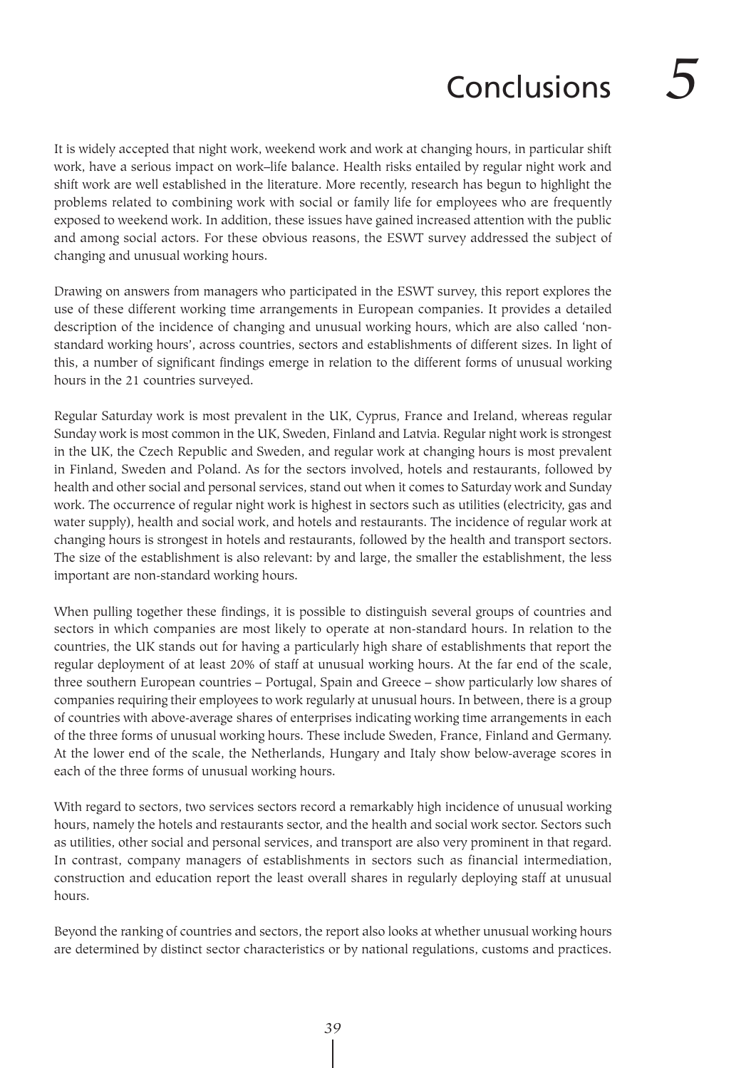# Conclusions 5

It is widely accepted that night work, weekend work and work at changing hours, in particular shift work, have a serious impact on work–life balance. Health risks entailed by regular night work and shift work are well established in the literature. More recently, research has begun to highlight the problems related to combining work with social or family life for employees who are frequently exposed to weekend work. In addition, these issues have gained increased attention with the public and among social actors. For these obvious reasons, the ESWT survey addressed the subject of changing and unusual working hours.

Drawing on answers from managers who participated in the ESWT survey, this report explores the use of these different working time arrangements in European companies. It provides a detailed description of the incidence of changing and unusual working hours, which are also called 'non-standard working hours', across countries, sectors and establishments of different sizes. In light of this, a number of significant findings emerge in relation to the different forms of unusual working hours in the 21 countries surveyed.

Regular Saturday work is most prevalent in the UK, Cyprus, France and Ireland, whereas regular Sunday work is most common in the UK, Sweden, Finland and Latvia. Regular night work is strongest in the UK, the Czech Republic and Sweden, and regular work at changing hours is most prevalent in Finland, Sweden and Poland. As for the sectors involved, hotels and restaurants, followed by health and other social and personal services, stand out when it comes to Saturday work and Sunday work. The occurrence of regular night work is highest in sectors such as utilities (electricity, gas and water supply), health and social work, and hotels and restaurants. The incidence of regular work at changing hours is strongest in hotels and restaurants, followed by the health and transport sectors. The size of the establishment is also relevant: by and large, the smaller the establishment, the less important are non-standard working hours.

When pulling together these findings, it is possible to distinguish several groups of countries and sectors in which companies are most likely to operate at non-standard hours. In relation to the countries, the UK stands out for having a particularly high share of establishments that report the regular deployment of at least 20% of staff at unusual working hours. At the far end of the scale, three southern European countries – Portugal, Spain and Greece – show particularly low shares of companies requiring their employees to work regularly at unusual hours. In between, there is a group of countries with above-average shares of enterprises indicating working time arrangements in each of the three forms of unusual working hours. These include Sweden, France, Finland and Germany. At the lower end of the scale, the Netherlands, Hungary and Italy show below-average scores in each of the three forms of unusual working hours.

With regard to sectors, two services sectors record a remarkably high incidence of unusual working hours, namely the hotels and restaurants sector, and the health and social work sector. Sectors such as utilities, other social and personal services, and transport are also very prominent in that regard. In contrast, company managers of establishments in sectors such as financial intermediation, construction and education report the least overall shares in regularly deploying staff at unusual hours.

Beyond the ranking of countries and sectors, the report also looks at whether unusual working hours are determined by distinct sector characteristics or by national regulations, customs and practices.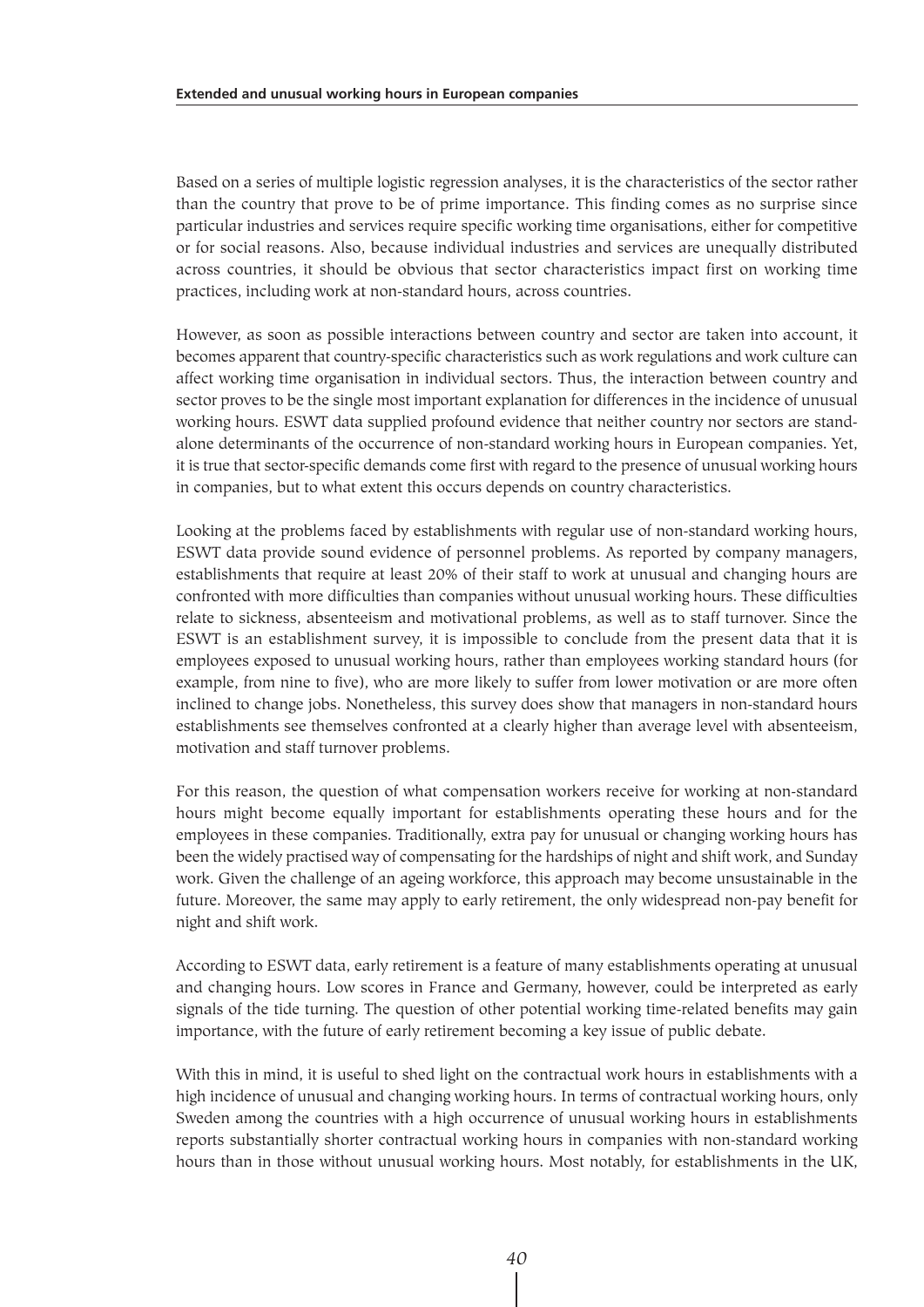Based on a series of multiple logistic regression analyses, it is the characteristics of the sector rather than the country that prove to be of prime importance. This finding comes as no surprise since particular industries and services require specific working time organisations, either for competitive or for social reasons. Also, because individual industries and services are unequally distributed across countries, it should be obvious that sector characteristics impact first on working time practices, including work at non-standard hours, across countries.

However, as soon as possible interactions between country and sector are taken into account, it becomes apparent that country-specific characteristics such as work regulations and work culture can affect working time organisation in individual sectors. Thus, the interaction between country and sector proves to be the single most important explanation for differences in the incidence of unusual working hours. ESWT data supplied profound evidence that neither country nor sectors are stand-alone determinants of the occurrence of non-standard working hours in European companies. Yet, it is true that sector-specific demands come first with regard to the presence of unusual working hours in companies, but to what extent this occurs depends on country characteristics.

Looking at the problems faced by establishments with regular use of non-standard working hours, ESWT data provide sound evidence of personnel problems. As reported by company managers, establishments that require at least 20% of their staff to work at unusual and changing hours are confronted with more difficulties than companies without unusual working hours. These difficulties relate to sickness, absenteeism and motivational problems, as well as to staff turnover. Since the ESWT is an establishment survey, it is impossible to conclude from the present data that it is employees exposed to unusual working hours, rather than employees working standard hours (for example, from nine to five), who are more likely to suffer from lower motivation or are more often inclined to change jobs. Nonetheless, this survey does show that managers in non-standard hours establishments see themselves confronted at a clearly higher than average level with absenteeism, motivation and staff turnover problems.

For this reason, the question of what compensation workers receive for working at non-standard hours might become equally important for establishments operating these hours and for the employees in these companies. Traditionally, extra pay for unusual or changing working hours has been the widely practised way of compensating for the hardships of night and shift work, and Sunday work. Given the challenge of an ageing workforce, this approach may become unsustainable in the future. Moreover, the same may apply to early retirement, the only widespread non-pay benefit for night and shift work.

According to ESWT data, early retirement is a feature of many establishments operating at unusual and changing hours. Low scores in France and Germany, however, could be interpreted as early signals of the tide turning. The question of other potential working time-related benefits may gain importance, with the future of early retirement becoming a key issue of public debate.

With this in mind, it is useful to shed light on the contractual work hours in establishments with a high incidence of unusual and changing working hours. In terms of contractual working hours, only Sweden among the countries with a high occurrence of unusual working hours in establishments reports substantially shorter contractual working hours in companies with non-standard working hours than in those without unusual working hours. Most notably, for establishments in the UK,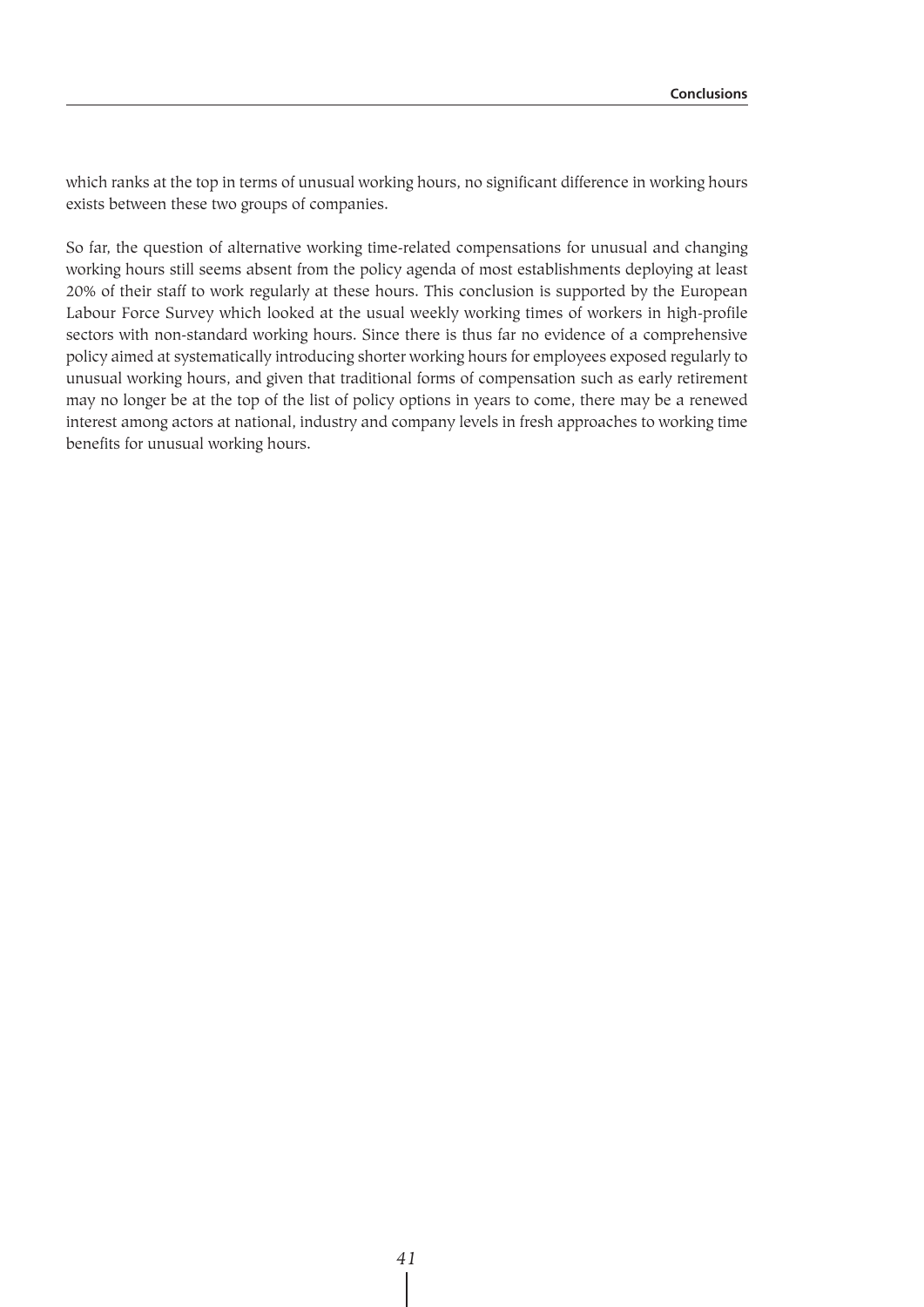which ranks at the top in terms of unusual working hours, no significant difference in working hours exists between these two groups of companies.

So far, the question of alternative working time-related compensations for unusual and changing working hours still seems absent from the policy agenda of most establishments deploying at least 20% of their staff to work regularly at these hours. This conclusion is supported by the European Labour Force Survey which looked at the usual weekly working times of workers in high-profile sectors with non-standard working hours. Since there is thus far no evidence of a comprehensive policy aimed at systematically introducing shorter working hours for employees exposed regularly to unusual working hours, and given that traditional forms of compensation such as early retirement may no longer be at the top of the list of policy options in years to come, there may be a renewed interest among actors at national, industry and company levels in fresh approaches to working time benefits for unusual working hours.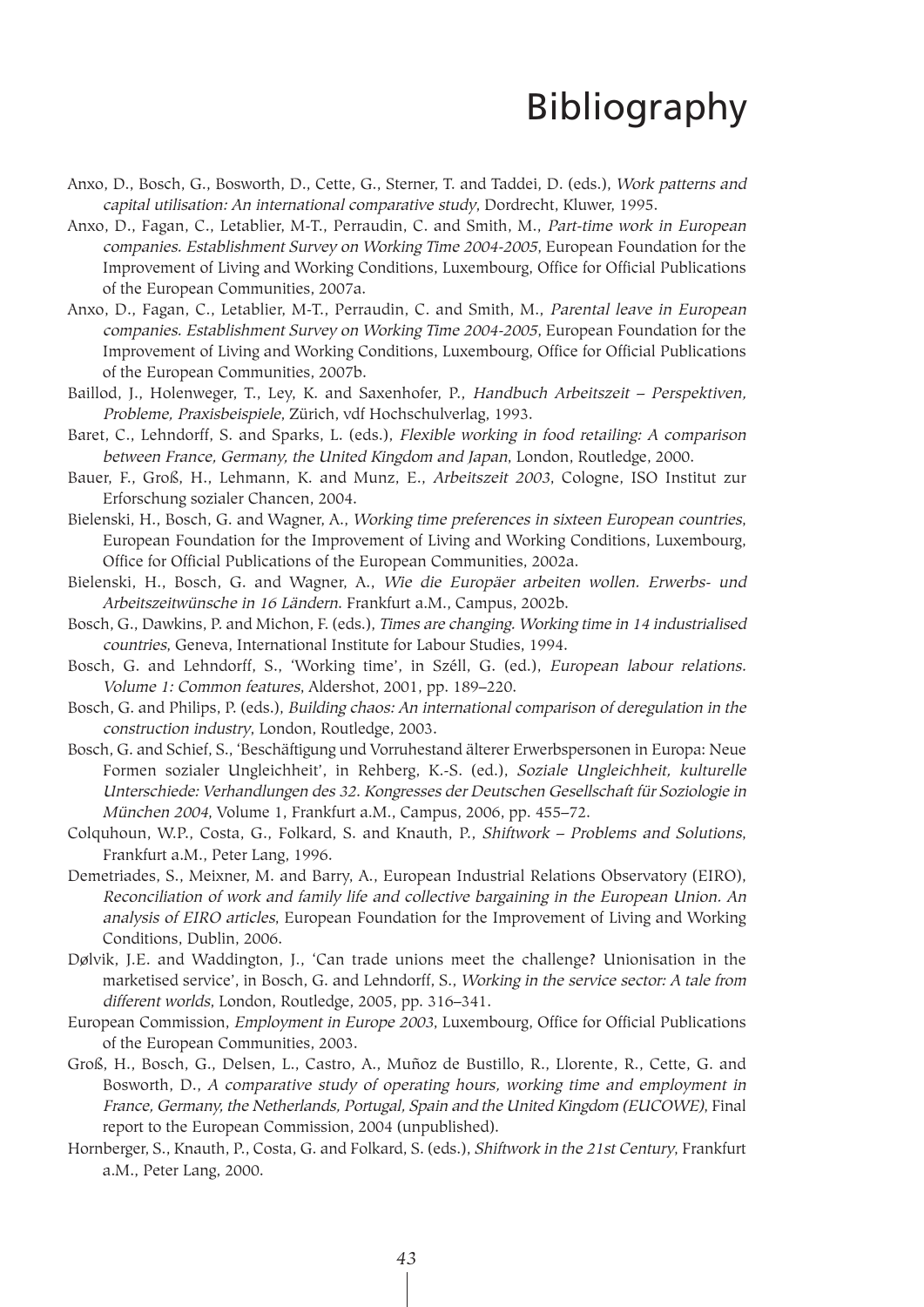# Bibliography

Anxo, D., Bosch, G., Bosworth, D., Cette, G., Sterner, T. and Taddei, D. (eds.), *Work patterns and capital utilisation: An international comparative study*, Dordrecht, Kluwer, 1995.

Anxo, D., Fagan, C., Letablier, M-T., Perraudin, C. and Smith, M., *Part-time work in European companies. Establishment Survey on Working Time 2004-2005*, European Foundation for the Improvement of Living and Working Conditions, Luxembourg, Office for Official Publications of the European Communities, 2007a.

Anxo, D., Fagan, C., Letablier, M-T., Perraudin, C. and Smith, M., *Parental leave in European companies. Establishment Survey on Working Time 2004-2005*, European Foundation for the Improvement of Living and Working Conditions, Luxembourg, Office for Official Publications of the European Communities, 2007b.

Baillod, J., Holenweger, T., Ley, K. and Saxenhofer, P., *Handbuch Arbeitszeit – Perspektiven, Probleme, Praxisbeispiele*, Zürich, vdf Hochschulverlag, 1993.

Baret, C., Lehndorff, S. and Sparks, L. (eds.), *Flexible working in food retailing: A comparison between France, Germany, the United Kingdom and Japan*, London, Routledge, 2000.

Bauer, F., Groß, H., Lehmann, K. and Munz, E., *Arbeitszeit 2003*, Cologne, ISO Institut zur Erforschung sozialer Chancen, 2004.

Bielenski, H., Bosch, G. and Wagner, A., *Working time preferences in sixteen European countries*, European Foundation for the Improvement of Living and Working Conditions, Luxembourg, Office for Official Publications of the European Communities, 2002a.

Bielenski, H., Bosch, G. and Wagner, A., *Wie die Europäer arbeiten wollen. Erwerbs- und Arbeitszeitwünsche in 16 Ländern*. Frankfurt a.M., Campus, 2002b.

Bosch, G., Dawkins, P. and Michon, F. (eds.), *Times are changing. Working time in 14 industrialised countries*, Geneva, International Institute for Labour Studies, 1994.

Bosch, G. and Lehndorff, S., 'Working time', in Széll, G. (ed.), *European labour relations. Volume 1: Common features*, Aldershot, 2001, pp. 189–220.

Bosch, G. and Philips, P. (eds.), *Building chaos: An international comparison of deregulation in the construction industry*, London, Routledge, 2003.

Bosch, G. and Schief, S., 'Beschäftigung und Vorruhestand älterer Erwerbspersonen in Europa: Neue Formen sozialer Ungleichheit', in Rehberg, K.-S. (ed.), *Soziale Ungleichheit, kulturelle Unterschiede: Verhandlungen des 32. Kongresses der Deutschen Gesellschaft für Soziologie in München 2004*, Volume 1, Frankfurt a.M., Campus, 2006, pp. 455–72.

Colquhoun, W.P., Costa, G., Folkard, S. and Knauth, P., *Shiftwork – Problems and Solutions*, Frankfurt a.M., Peter Lang, 1996.

Demetriades, S., Meixner, M. and Barry, A., European Industrial Relations Observatory (EIRO), *Reconciliation of work and family life and collective bargaining in the European Union. An analysis of EIRO articles*, European Foundation for the Improvement of Living and Working Conditions, Dublin, 2006.

Dølvik, J.E. and Waddington, J., 'Can trade unions meet the challenge? Unionisation in the marketised service', in Bosch, G. and Lehndorff, S., *Working in the service sector: A tale from different worlds*, London, Routledge, 2005, pp. 316–341.

European Commission, *Employment in Europe 2003*, Luxembourg, Office for Official Publications of the European Communities, 2003.

Groß, H., Bosch, G., Delsen, L., Castro, A., Muñoz de Bustillo, R., Llorente, R., Cette, G. and Bosworth, D., *A comparative study of operating hours, working time and employment in France, Germany, the Netherlands, Portugal, Spain and the United Kingdom (EUCOWE)*, Final report to the European Commission, 2004 (unpublished).

Hornberger, S., Knauth, P., Costa, G. and Folkard, S. (eds.), *Shiftwork in the 21st Century*, Frankfurt a.M., Peter Lang, 2000.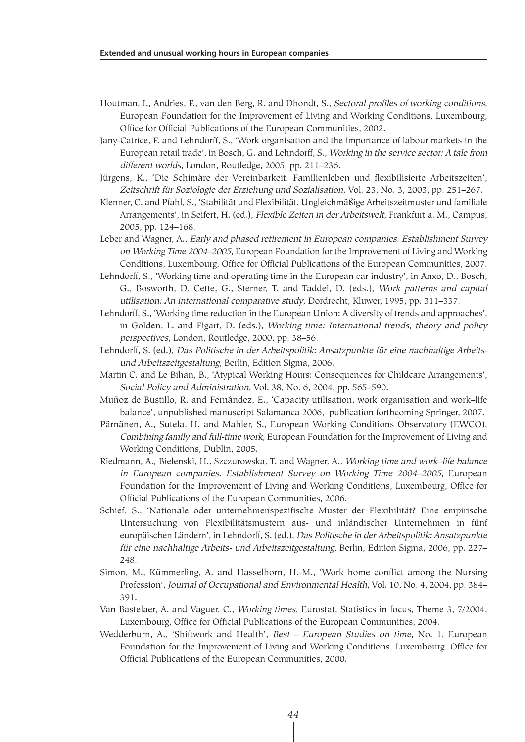Houtman, I., Andries, F., van den Berg, R. and Dhondt, S., *Sectoral profiles of working conditions*, European Foundation for the Improvement of Living and Working Conditions, Luxembourg, Office for Official Publications of the European Communities, 2002.

Jany-Catrice, F. and Lehndorff, S., 'Work organisation and the importance of labour markets in the European retail trade', in Bosch, G. and Lehndorff, S., *Working in the service sector: A tale from different worlds*, London, Routledge, 2005, pp. 211–236.

Jürgens, K., 'Die Schimäre der Vereinbarkeit. Familienleben und flexibilisierte Arbeitszeiten', *Zeitschrift für Soziologie der Erziehung und Sozialisation*, Vol. 23, No. 3, 2003, pp. 251–267.

Klenner, C. and Pfahl, S., 'Stabilität und Flexibilität. Ungleichmäßige Arbeitszeitmuster und familiale Arrangements', in Seifert, H. (ed.), *Flexible Zeiten in der Arbeitswelt*, Frankfurt a. M., Campus, 2005, pp. 124–168.

Leber and Wagner, A., *Early and phased retirement in European companies. Establishment Survey on Working Time 2004–2005*, European Foundation for the Improvement of Living and Working Conditions, Luxembourg, Office for Official Publications of the European Communities, 2007.

Lehndorff, S., 'Working time and operating time in the European car industry', in Anxo, D., Bosch, G., Bosworth, D, Cette, G., Sterner, T. and Taddei, D. (eds.), *Work patterns and capital utilisation: An international comparative study*, Dordrecht, Kluwer, 1995, pp. 311–337.

Lehndorff, S., 'Working time reduction in the European Union: A diversity of trends and approaches', in Golden, L. and Figart, D. (eds.), *Working time: International trends, theory and policy perspectives*, London, Routledge, 2000, pp. 38–56.

Lehndorff, S. (ed.), *Das Politische in der Arbeitspolitik: Ansatzpunkte für eine nachhaltige Arbeits- und Arbeitszeitgestaltung*, Berlin, Edition Sigma, 2006.

Martin C. and Le Bihan, B., 'Atypical Working Hours: Consequences for Childcare Arrangements', *Social Policy and Administration*, Vol. 38, No. 6, 2004, pp. 565–590.

Muñoz de Bustillo, R. and Fernández, E., 'Capacity utilisation, work organisation and work–life balance', unpublished manuscript Salamanca 2006, publication forthcoming Springer, 2007.

Pärnänen, A., Sutela, H. and Mahler, S., European Working Conditions Observatory (EWCO), *Combining family and full-time work*, European Foundation for the Improvement of Living and Working Conditions, Dublin, 2005.

Riedmann, A., Bielenski, H., Szczurowska, T. and Wagner, A., *Working time and work–life balance in European companies. Establishment Survey on Working Time 2004–2005*, European Foundation for the Improvement of Living and Working Conditions, Luxembourg, Office for Official Publications of the European Communities, 2006.

Schief, S., 'Nationale oder unternehmenspezifische Muster der Flexibilität? Eine empirische Untersuchung von Flexibilitätsmustern aus- und inländischer Unternehmen in fünf europäischen Ländern', in Lehndorff, S. (ed.), *Das Politische in der Arbeitspolitik: Ansatzpunkte für eine nachhaltige Arbeits- und Arbeitszeitgestaltung*, Berlin, Edition Sigma, 2006, pp. 227–248.

Simon, M., Kümmerling, A. and Hasselhorn, H.-M., 'Work home conflict among the Nursing Profession', *Journal of Occupational and Environmental Health*, Vol. 10, No. 4, 2004, pp. 384–391.

Van Bastelaer, A. and Vaguer, C., *Working times*, Eurostat, Statistics in focus, Theme 3, 7/2004, Luxembourg, Office for Official Publications of the European Communities, 2004.

Wedderburn, A., 'Shiftwork and Health', *Best – European Studies on time*, No. 1, European Foundation for the Improvement of Living and Working Conditions, Luxembourg, Office for Official Publications of the European Communities, 2000.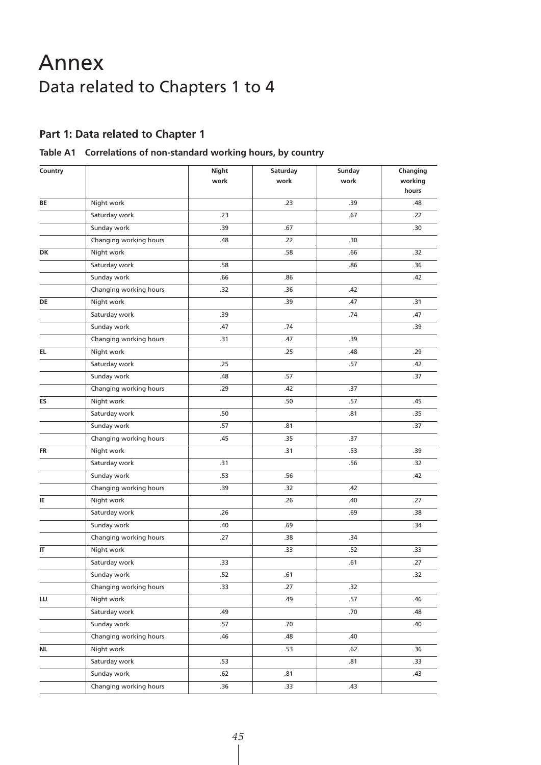# Annex

## Data related to Chapters 1 to 4

### Part 1: Data related to Chapter 1

**Table A1 Correlations of non-standard working hours, by country**

| Country | | Night work | Saturday work | Sunday work | Changing working hours |
|---|---|---|---|---|---|
| BE | Night work | | .23 | .39 | .48 |
| | Saturday work | .23 | | .67 | .22 |
| | Sunday work | .39 | .67 | | .30 |
| | Changing working hours | .48 | .22 | .30 | |
| DK | Night work | | .58 | .66 | .32 |
| | Saturday work | .58 | | .86 | .36 |
| | Sunday work | .66 | .86 | | .42 |
| | Changing working hours | .32 | .36 | .42 | |
| DE | Night work | | .39 | .47 | .31 |
| | Saturday work | .39 | | .74 | .47 |
| | Sunday work | .47 | .74 | | .39 |
| | Changing working hours | .31 | .47 | .39 | |
| EL | Night work | | .25 | .48 | .29 |
| | Saturday work | .25 | | .57 | .42 |
| | Sunday work | .48 | .57 | | .37 |
| | Changing working hours | .29 | .42 | .37 | |
| ES | Night work | | .50 | .57 | .45 |
| | Saturday work | .50 | | .81 | .35 |
| | Sunday work | .57 | .81 | | .37 |
| | Changing working hours | .45 | .35 | .37 | |
| FR | Night work | | .31 | .53 | .39 |
| | Saturday work | .31 | | .56 | .32 |
| | Sunday work | .53 | .56 | | .42 |
| | Changing working hours | .39 | .32 | .42 | |
| IE | Night work | | .26 | .40 | .27 |
| | Saturday work | .26 | | .69 | .38 |
| | Sunday work | .40 | .69 | | .34 |
| | Changing working hours | .27 | .38 | .34 | |
| IT | Night work | | .33 | .52 | .33 |
| | Saturday work | .33 | | .61 | .27 |
| | Sunday work | .52 | .61 | | .32 |
| | Changing working hours | .33 | .27 | .32 | |
| LU | Night work | | .49 | .57 | .46 |
| | Saturday work | .49 | | .70 | .48 |
| | Sunday work | .57 | .70 | | .40 |
| | Changing working hours | .46 | .48 | .40 | |
| NL | Night work | | .53 | .62 | .36 |
| | Saturday work | .53 | | .81 | .33 |
| | Sunday work | .62 | .81 | | .43 |
| | Changing working hours | .36 | .33 | .43 | |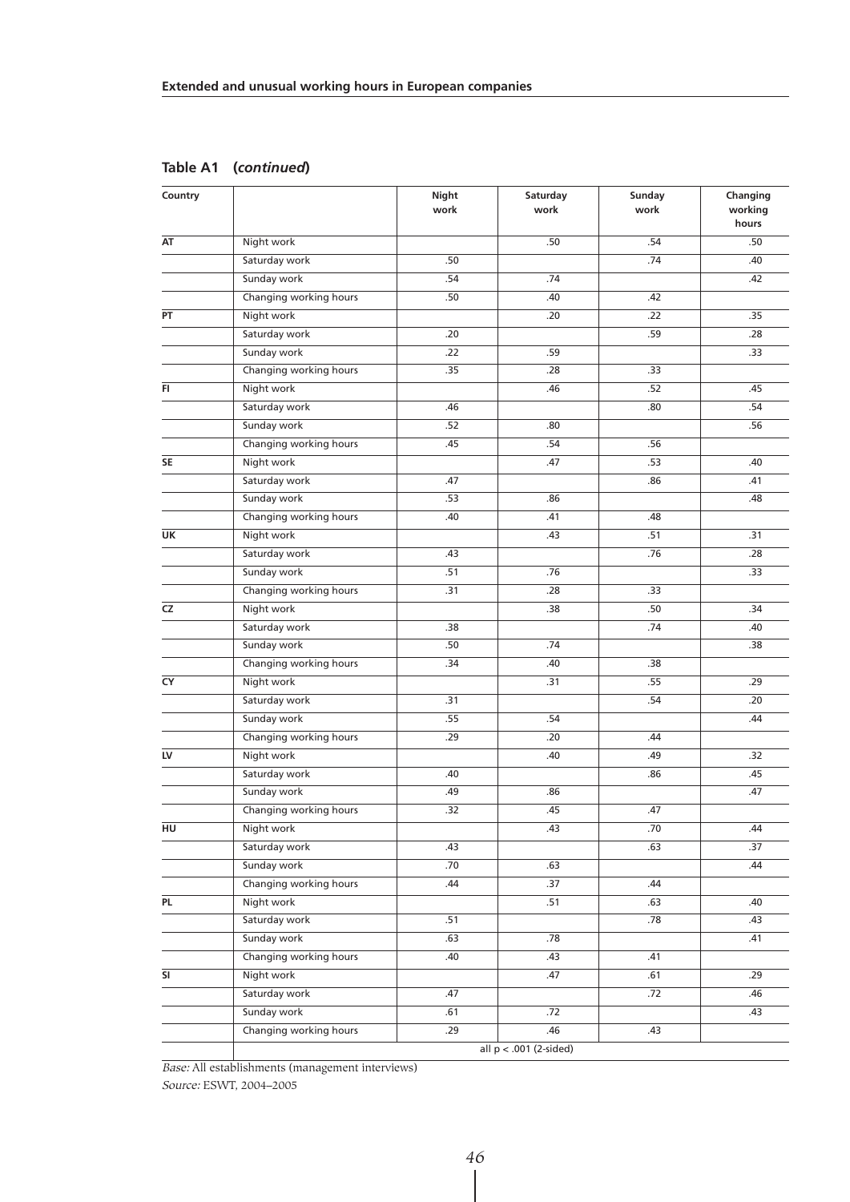**Table A1 (*continued*)**

| Country | | Night work | Saturday work | Sunday work | Changing working hours |
|---|---|---|---|---|---|
| AT | Night work | | .50 | .54 | .50 |
| | Saturday work | .50 | | .74 | .40 |
| | Sunday work | .54 | .74 | | .42 |
| | Changing working hours | .50 | .40 | .42 | |
| PT | Night work | | .20 | .22 | .35 |
| | Saturday work | .20 | | .59 | .28 |
| | Sunday work | .22 | .59 | | .33 |
| | Changing working hours | .35 | .28 | .33 | |
| FI | Night work | | .46 | .52 | .45 |
| | Saturday work | .46 | | .80 | .54 |
| | Sunday work | .52 | .80 | | .56 |
| | Changing working hours | .45 | .54 | .56 | |
| SE | Night work | | .47 | .53 | .40 |
| | Saturday work | .47 | | .86 | .41 |
| | Sunday work | .53 | .86 | | .48 |
| | Changing working hours | .40 | .41 | .48 | |
| UK | Night work | | .43 | .51 | .31 |
| | Saturday work | .43 | | .76 | .28 |
| | Sunday work | .51 | .76 | | .33 |
| | Changing working hours | .31 | .28 | .33 | |
| CZ | Night work | | .38 | .50 | .34 |
| | Saturday work | .38 | | .74 | .40 |
| | Sunday work | .50 | .74 | | .38 |
| | Changing working hours | .34 | .40 | .38 | |
| CY | Night work | | .31 | .55 | .29 |
| | Saturday work | .31 | | .54 | .20 |
| | Sunday work | .55 | .54 | | .44 |
| | Changing working hours | .29 | .20 | .44 | |
| LV | Night work | | .40 | .49 | .32 |
| | Saturday work | .40 | | .86 | .45 |
| | Sunday work | .49 | .86 | | .47 |
| | Changing working hours | .32 | .45 | .47 | |
| HU | Night work | | .43 | .70 | .44 |
| | Saturday work | .43 | | .63 | .37 |
| | Sunday work | .70 | .63 | | .44 |
| | Changing working hours | .44 | .37 | .44 | |
| PL | Night work | | .51 | .63 | .40 |
| | Saturday work | .51 | | .78 | .43 |
| | Sunday work | .63 | .78 | | .41 |
| | Changing working hours | .40 | .43 | .41 | |
| SI | Night work | | .47 | .61 | .29 |
| | Saturday work | .47 | | .72 | .46 |
| | Sunday work | .61 | .72 | | .43 |
| | Changing working hours | .29 | .46 | .43 | |
| | | all $p < .001$ (2-sided) | | | |

*Base:* All establishments (management interviews)

*Source:* ESWT, 2004–2005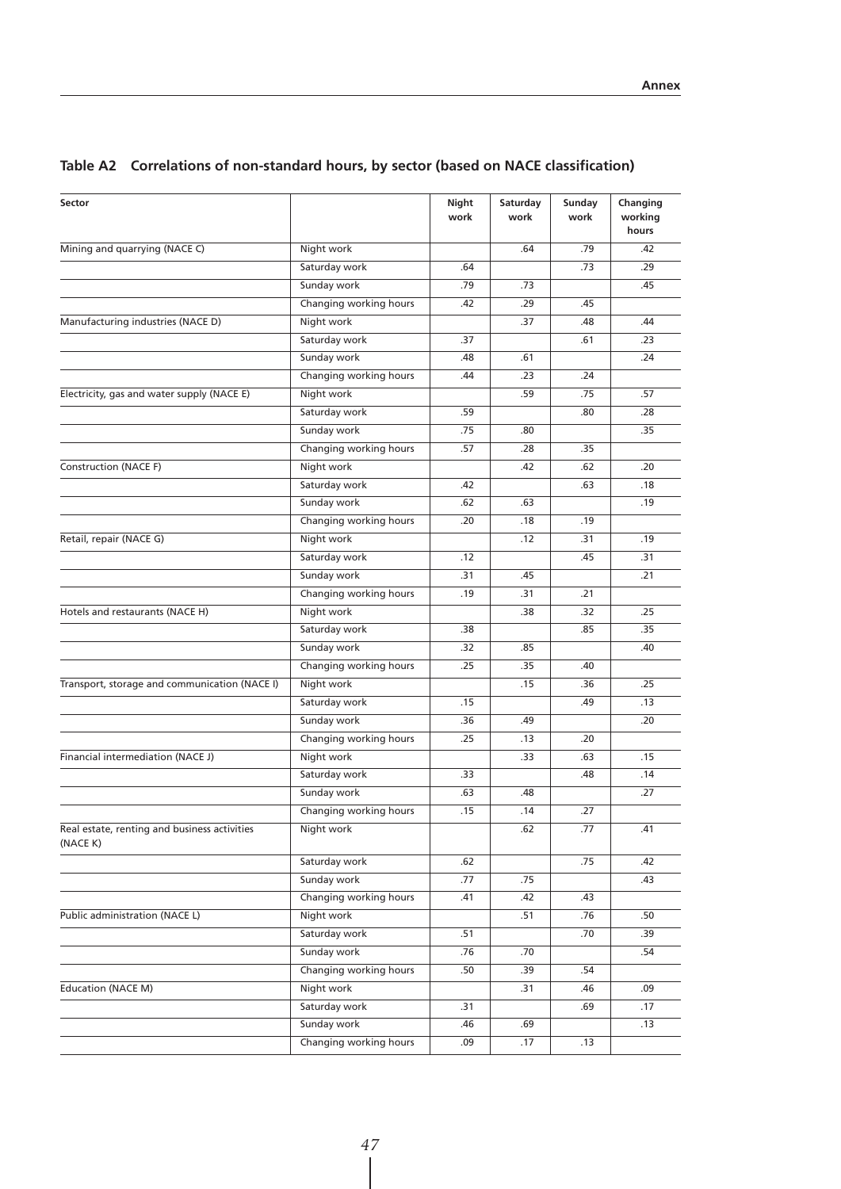## Table A2 Correlations of non-standard hours, by sector (based on NACE classification)

| Sector | | Night work | Saturday work | Sunday work | Changing working hours |
|---|---|---|---|---|---|
| Mining and quarrying (NACE C) | Night work | | .64 | .79 | .42 |
| | Saturday work | .64 | | .73 | .29 |
| | Sunday work | .79 | .73 | | .45 |
| | Changing working hours | .42 | .29 | .45 | |
| Manufacturing industries (NACE D) | Night work | | .37 | .48 | .44 |
| | Saturday work | .37 | | .61 | .23 |
| | Sunday work | .48 | .61 | | .24 |
| | Changing working hours | .44 | .23 | .24 | |
| Electricity, gas and water supply (NACE E) | Night work | | .59 | .75 | .57 |
| | Saturday work | .59 | | .80 | .28 |
| | Sunday work | .75 | .80 | | .35 |
| | Changing working hours | .57 | .28 | .35 | |
| Construction (NACE F) | Night work | | .42 | .62 | .20 |
| | Saturday work | .42 | | .63 | .18 |
| | Sunday work | .62 | .63 | | .19 |
| | Changing working hours | .20 | .18 | .19 | |
| Retail, repair (NACE G) | Night work | | .12 | .31 | .19 |
| | Saturday work | .12 | | .45 | .31 |
| | Sunday work | .31 | .45 | | .21 |
| | Changing working hours | .19 | .31 | .21 | |
| Hotels and restaurants (NACE H) | Night work | | .38 | .32 | .25 |
| | Saturday work | .38 | | .85 | .35 |
| | Sunday work | .32 | .85 | | .40 |
| | Changing working hours | .25 | .35 | .40 | |
| Transport, storage and communication (NACE I) | Night work | | .15 | .36 | .25 |
| | Saturday work | .15 | | .49 | .13 |
| | Sunday work | .36 | .49 | | .20 |
| | Changing working hours | .25 | .13 | .20 | |
| Financial intermediation (NACE J) | Night work | | .33 | .63 | .15 |
| | Saturday work | .33 | | .48 | .14 |
| | Sunday work | .63 | .48 | | .27 |
| | Changing working hours | .15 | .14 | .27 | |
| Real estate, renting and business activities (NACE K) | Night work | | .62 | .77 | .41 |
| | Saturday work | .62 | | .75 | .42 |
| | Sunday work | .77 | .75 | | .43 |
| | Changing working hours | .41 | .42 | .43 | |
| Public administration (NACE L) | Night work | | .51 | .76 | .50 |
| | Saturday work | .51 | | .70 | .39 |
| | Sunday work | .76 | .70 | | .54 |
| | Changing working hours | .50 | .39 | .54 | |
| Education (NACE M) | Night work | | .31 | .46 | .09 |
| | Saturday work | .31 | | .69 | .17 |
| | Sunday work | .46 | .69 | | .13 |
| | Changing working hours | .09 | .17 | .13 | |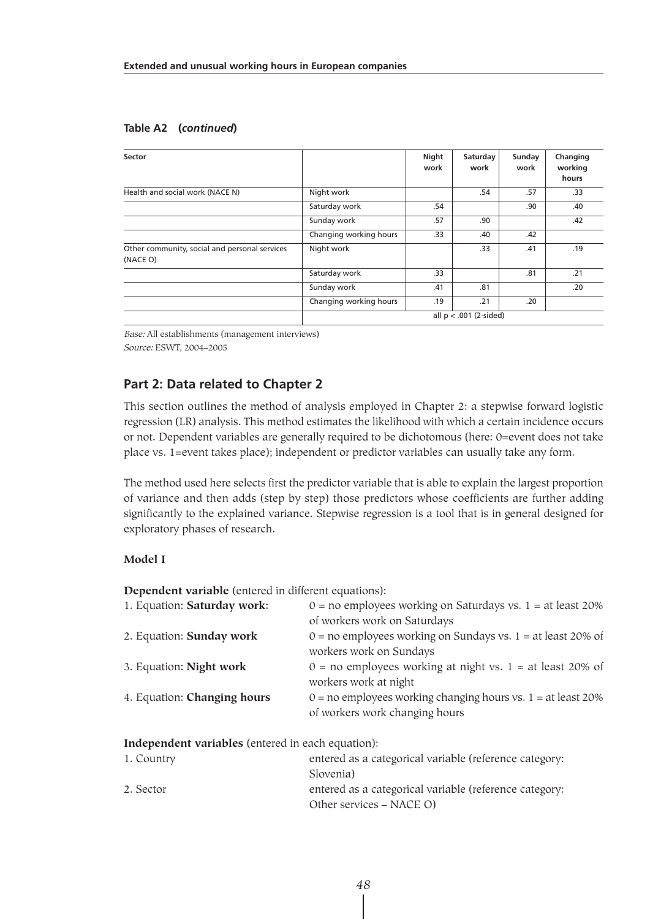**Table A2 (*continued*)**

| Sector | | Night work | Saturday work | Sunday work | Changing working hours |
|---|---|---|---|---|---|
| Health and social work (NACE N) | Night work | | .54 | .57 | .33 |
| | Saturday work | .54 | | .90 | .40 |
| | Sunday work | .57 | .90 | | .42 |
| | Changing working hours | .33 | .40 | .42 | |
| Other community, social and personal services (NACE O) | Night work | | .33 | .41 | .19 |
| | Saturday work | .33 | | .81 | .21 |
| | Sunday work | .41 | .81 | | .20 |
| | Changing working hours | .19 | .21 | .20 | |
| | all $p < .001$ (2-sided) | | | | |

*Base:* All establishments (management interviews)
*Source:* ESWT, 2004–2005

## Part 2: Data related to Chapter 2

This section outlines the method of analysis employed in Chapter 2: a stepwise forward logistic regression (LR) analysis. This method estimates the likelihood with which a certain incidence occurs or not. Dependent variables are generally required to be dichotomous (here: 0=event does not take place vs. 1=event takes place); independent or predictor variables can usually take any form.

The method used here selects first the predictor variable that is able to explain the largest proportion of variance and then adds (step by step) those predictors whose coefficients are further adding significantly to the explained variance. Stepwise regression is a tool that is in general designed for exploratory phases of research.

### Model I

**Dependent variable** (entered in different equations):

1. Equation: **Saturday work:** 0 = no employees working on Saturdays vs. 1 = at least 20% of workers work on Saturdays
2. Equation: **Sunday work** 0 = no employees working on Sundays vs. 1 = at least 20% of workers work on Sundays
3. Equation: **Night work** 0 = no employees working at night vs. 1 = at least 20% of workers work at night
4. Equation: **Changing hours** 0 = no employees working changing hours vs. 1 = at least 20% of workers work changing hours

**Independent variables** (entered in each equation):

1. Country entered as a categorical variable (reference category: Slovenia)
2. Sector entered as a categorical variable (reference category: Other services – NACE O)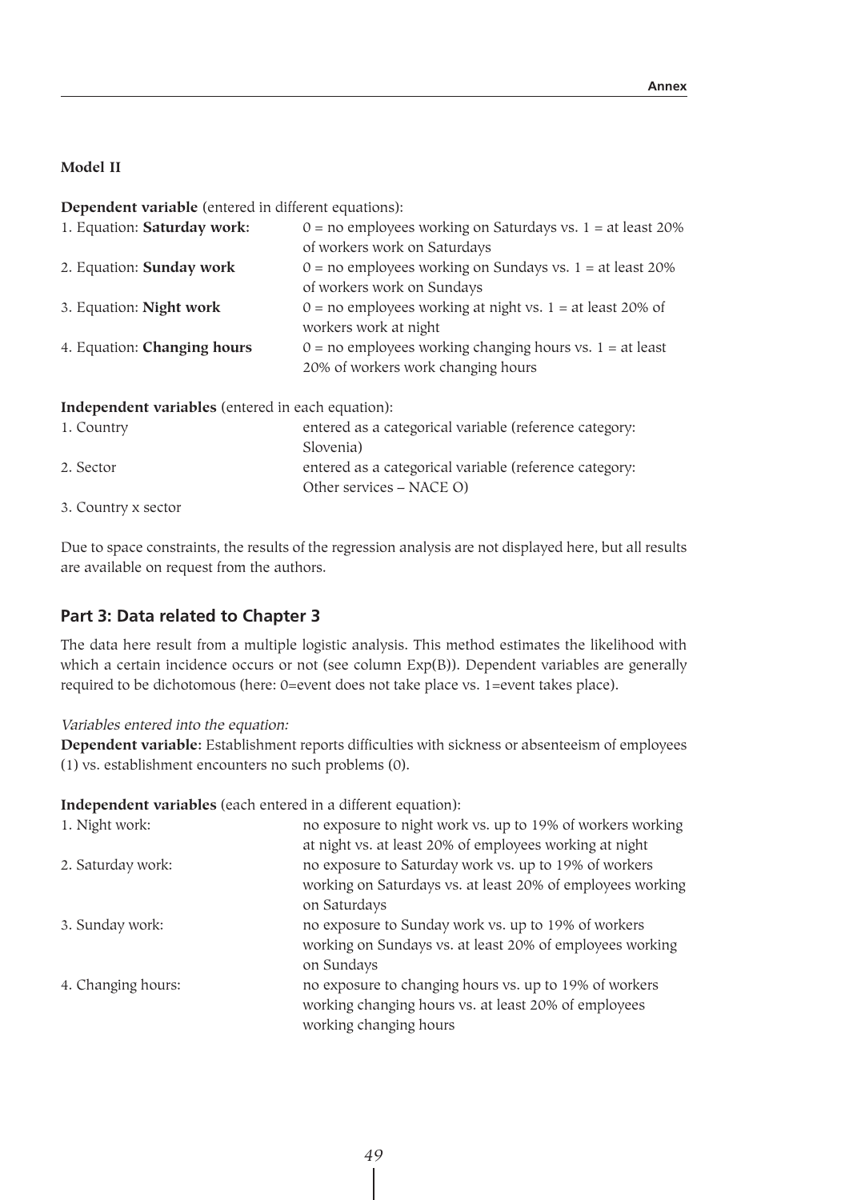**Model II**

**Dependent variable** (entered in different equations):

| | |
|---|---|
| 1. Equation: **Saturday work:** | 0 = no employees working on Saturdays vs. 1 = at least 20% of workers work on Saturdays |
| 2. Equation: **Sunday work** | 0 = no employees working on Sundays vs. 1 = at least 20% of workers work on Sundays |
| 3. Equation: **Night work** | 0 = no employees working at night vs. 1 = at least 20% of workers work at night |
| 4. Equation: **Changing hours** | 0 = no employees working changing hours vs. 1 = at least 20% of workers work changing hours |

**Independent variables** (entered in each equation):

| | |
|---|---|
| 1. Country | entered as a categorical variable (reference category: Slovenia) |
| 2. Sector | entered as a categorical variable (reference category: Other services – NACE O) |
| 3. Country x sector | |

Due to space constraints, the results of the regression analysis are not displayed here, but all results are available on request from the authors.

## Part 3: Data related to Chapter 3

The data here result from a multiple logistic analysis. This method estimates the likelihood with which a certain incidence occurs or not (see column Exp(B)). Dependent variables are generally required to be dichotomous (here: 0=event does not take place vs. 1=event takes place).

*Variables entered into the equation:*

**Dependent variable**: Establishment reports difficulties with sickness or absenteeism of employees (1) vs. establishment encounters no such problems (0).

**Independent variables** (each entered in a different equation):

| | |
|---|---|
| 1. Night work: | no exposure to night work vs. up to 19% of workers working at night vs. at least 20% of employees working at night |
| 2. Saturday work: | no exposure to Saturday work vs. up to 19% of workers working on Saturdays vs. at least 20% of employees working on Saturdays |
| 3. Sunday work: | no exposure to Sunday work vs. up to 19% of workers working on Sundays vs. at least 20% of employees working on Sundays |
| 4. Changing hours: | no exposure to changing hours vs. up to 19% of workers working changing hours vs. at least 20% of employees working changing hours |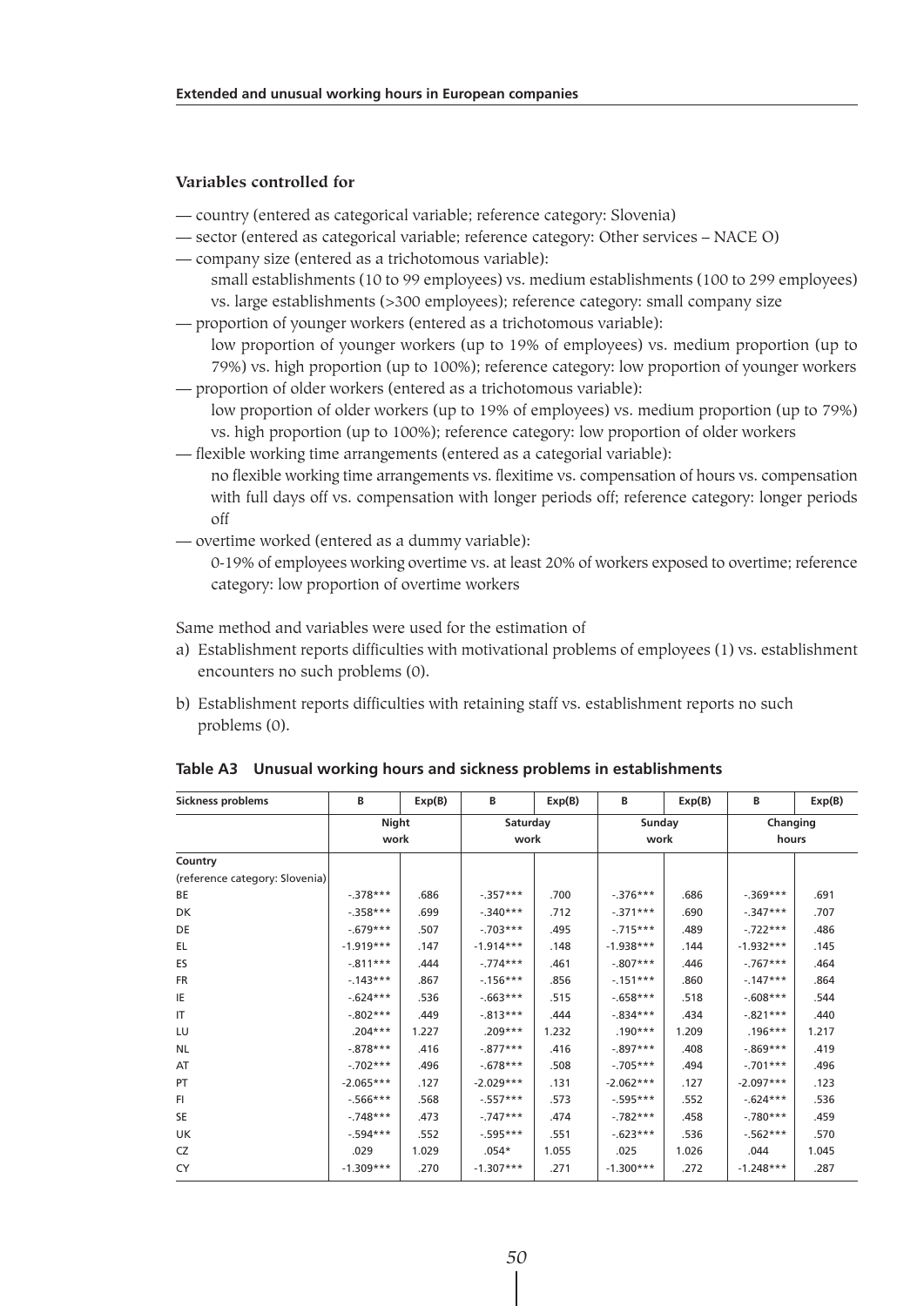**Variables controlled for**

- — country (entered as categorical variable; reference category: Slovenia)
- — sector (entered as categorical variable; reference category: Other services – NACE O)
- — company size (entered as a trichotomous variable):
  small establishments (10 to 99 employees) vs. medium establishments (100 to 299 employees) vs. large establishments (>300 employees); reference category: small company size
- — proportion of younger workers (entered as a trichotomous variable):
  low proportion of younger workers (up to 19% of employees) vs. medium proportion (up to 79%) vs. high proportion (up to 100%); reference category: low proportion of younger workers
- — proportion of older workers (entered as a trichotomous variable):
  low proportion of older workers (up to 19% of employees) vs. medium proportion (up to 79%) vs. high proportion (up to 100%); reference category: low proportion of older workers
- — flexible working time arrangements (entered as a categorial variable):
  no flexible working time arrangements vs. flexitime vs. compensation of hours vs. compensation with full days off vs. compensation with longer periods off; reference category: longer periods off
- — overtime worked (entered as a dummy variable):
  0-19% of employees working overtime vs. at least 20% of workers exposed to overtime; reference category: low proportion of overtime workers

Same method and variables were used for the estimation of

a) Establishment reports difficulties with motivational problems of employees (1) vs. establishment encounters no such problems (0).

b) Establishment reports difficulties with retaining staff vs. establishment reports no such problems (0).

**Table A3 Unusual working hours and sickness problems in establishments**

| Sickness problems | B | Exp(B) | B | Exp(B) | B | Exp(B) | B | Exp(B) |
|---|---|---|---|---|---|---|---|---|
| | Night work | | Saturday work | | Sunday work | | Changing hours | |
| **Country** | | | | | | | | |
| (reference category: Slovenia) | | | | | | | | |
| BE | -.378*** | .686 | -.357*** | .700 | -.376*** | .686 | -.369*** | .691 |
| DK | -.358*** | .699 | -.340*** | .712 | -.371*** | .690 | -.347*** | .707 |
| DE | -.679*** | .507 | -.703*** | .495 | -.715*** | .489 | -.722*** | .486 |
| EL | -1.919*** | .147 | -1.914*** | .148 | -1.938*** | .144 | -1.932*** | .145 |
| ES | -.811*** | .444 | -.774*** | .461 | -.807*** | .446 | -.767*** | .464 |
| FR | -.143*** | .867 | -.156*** | .856 | -.151*** | .860 | -.147*** | .864 |
| IE | -.624*** | .536 | -.663*** | .515 | -.658*** | .518 | -.608*** | .544 |
| IT | -.802*** | .449 | -.813*** | .444 | -.834*** | .434 | -.821*** | .440 |
| LU | .204*** | 1.227 | .209*** | 1.232 | .190*** | 1.209 | .196*** | 1.217 |
| NL | -.878*** | .416 | -.877*** | .416 | -.897*** | .408 | -.869*** | .419 |
| AT | -.702*** | .496 | -.678*** | .508 | -.705*** | .494 | -.701*** | .496 |
| PT | -2.065*** | .127 | -2.029*** | .131 | -2.062*** | .127 | -2.097*** | .123 |
| FI | -.566*** | .568 | -.557*** | .573 | -.595*** | .552 | -.624*** | .536 |
| SE | -.748*** | .473 | -.747*** | .474 | -.782*** | .458 | -.780*** | .459 |
| UK | -.594*** | .552 | -.595*** | .551 | -.623*** | .536 | -.562*** | .570 |
| CZ | .029 | 1.029 | .054* | 1.055 | .025 | 1.026 | .044 | 1.045 |
| CY | -1.309*** | .270 | -1.307*** | .271 | -1.300*** | .272 | -1.248*** | .287 |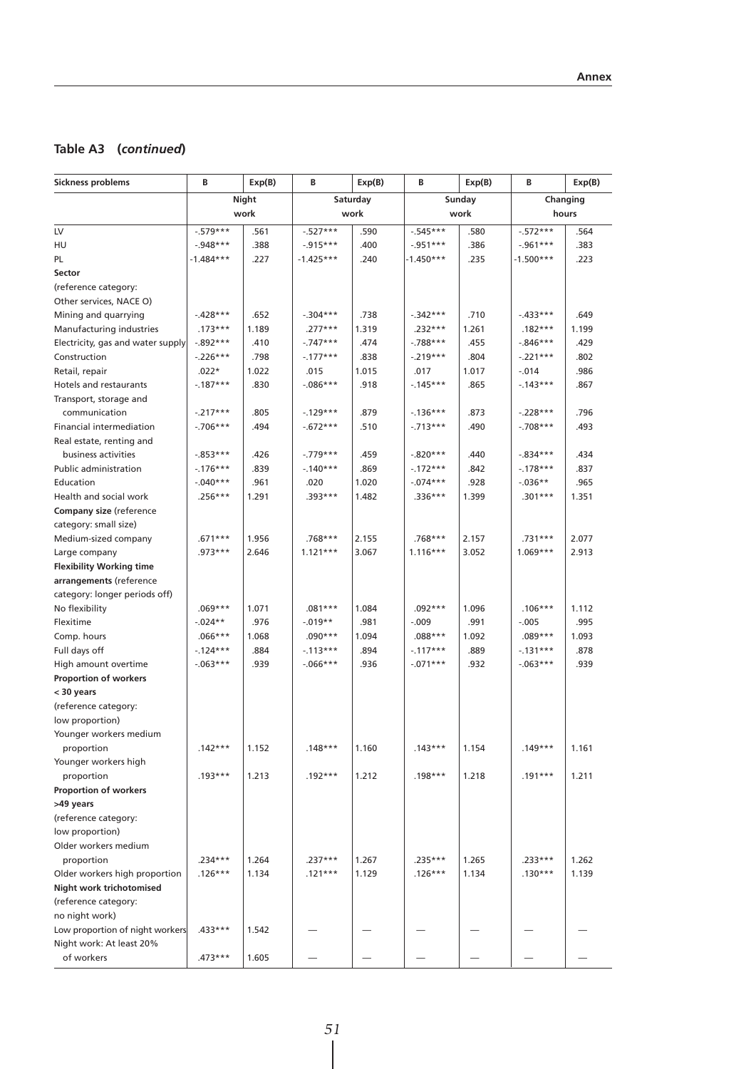## Table A3 (*continued*)

| Sickness problems | B | Exp(B) | B | Exp(B) | B | Exp(B) | B | Exp(B) |
|---|---|---|---|---|---|---|---|---|
| | Night work | | Saturday work | | Sunday work | | Changing hours | |
| LV | -.579*** | .561 | -.527*** | .590 | -.545*** | .580 | -.572*** | .564 |
| HU | -.948*** | .388 | -.915*** | .400 | -.951*** | .386 | -.961*** | .383 |
| PL | -1.484*** | .227 | -1.425*** | .240 | -1.450*** | .235 | -1.500*** | .223 |
| **Sector** | | | | | | | | |
| (reference category: | | | | | | | | |
| Other services, NACE O) | | | | | | | | |
| Mining and quarrying | -.428*** | .652 | -.304*** | .738 | -.342*** | .710 | -.433*** | .649 |
| Manufacturing industries | .173*** | 1.189 | .277*** | 1.319 | .232*** | 1.261 | .182*** | 1.199 |
| Electricity, gas and water supply | -.892*** | .410 | -.747*** | .474 | -.788*** | .455 | -.846*** | .429 |
| Construction | -.226*** | .798 | -.177*** | .838 | -.219*** | .804 | -.221*** | .802 |
| Retail, repair | .022* | 1.022 | .015 | 1.015 | .017 | 1.017 | -.014 | .986 |
| Hotels and restaurants | -.187*** | .830 | -.086*** | .918 | -.145*** | .865 | -.143*** | .867 |
| Transport, storage and communication | -.217*** | .805 | -.129*** | .879 | -.136*** | .873 | -.228*** | .796 |
| Financial intermediation | -.706*** | .494 | -.672*** | .510 | -.713*** | .490 | -.708*** | .493 |
| Real estate, renting and business activities | -.853*** | .426 | -.779*** | .459 | -.820*** | .440 | -.834*** | .434 |
| Public administration | -.176*** | .839 | -.140*** | .869 | -.172*** | .842 | -.178*** | .837 |
| Education | -.040*** | .961 | .020 | 1.020 | -.074*** | .928 | -.036** | .965 |
| Health and social work | .256*** | 1.291 | .393*** | 1.482 | .336*** | 1.399 | .301*** | 1.351 |
| **Company size** (reference | | | | | | | | |
| category: small size) | | | | | | | | |
| Medium-sized company | .671*** | 1.956 | .768*** | 2.155 | .768*** | 2.157 | .731*** | 2.077 |
| Large company | .973*** | 2.646 | 1.121*** | 3.067 | 1.116*** | 3.052 | 1.069*** | 2.913 |
| **Flexibility Working time** | | | | | | | | |
| **arrangements** (reference | | | | | | | | |
| category: longer periods off) | | | | | | | | |
| No flexibility | .069*** | 1.071 | .081*** | 1.084 | .092*** | 1.096 | .106*** | 1.112 |
| Flexitime | -.024** | .976 | -.019** | .981 | -.009 | .991 | -.005 | .995 |
| Comp. hours | .066*** | 1.068 | .090*** | 1.094 | .088*** | 1.092 | .089*** | 1.093 |
| Full days off | -.124*** | .884 | -.113*** | .894 | -.117*** | .889 | -.131*** | .878 |
| High amount overtime | -.063*** | .939 | -.066*** | .936 | -.071*** | .932 | -.063*** | .939 |
| **Proportion of workers** | | | | | | | | |
| **< 30 years** | | | | | | | | |
| (reference category: | | | | | | | | |
| low proportion) | | | | | | | | |
| Younger workers medium proportion | .142*** | 1.152 | .148*** | 1.160 | .143*** | 1.154 | .149*** | 1.161 |
| Younger workers high proportion | .193*** | 1.213 | .192*** | 1.212 | .198*** | 1.218 | .191*** | 1.211 |
| **Proportion of workers** | | | | | | | | |
| **>49 years** | | | | | | | | |
| (reference category: | | | | | | | | |
| low proportion) | | | | | | | | |
| Older workers medium proportion | .234*** | 1.264 | .237*** | 1.267 | .235*** | 1.265 | .233*** | 1.262 |
| Older workers high proportion | .126*** | 1.134 | .121*** | 1.129 | .126*** | 1.134 | .130*** | 1.139 |
| **Night work trichotomised** | | | | | | | | |
| (reference category: | | | | | | | | |
| no night work) | | | | | | | | |
| Low proportion of night workers | .433*** | 1.542 | — | — | — | — | — | — |
| Night work: At least 20% of workers | .473*** | 1.605 | — | — | — | — | — | — |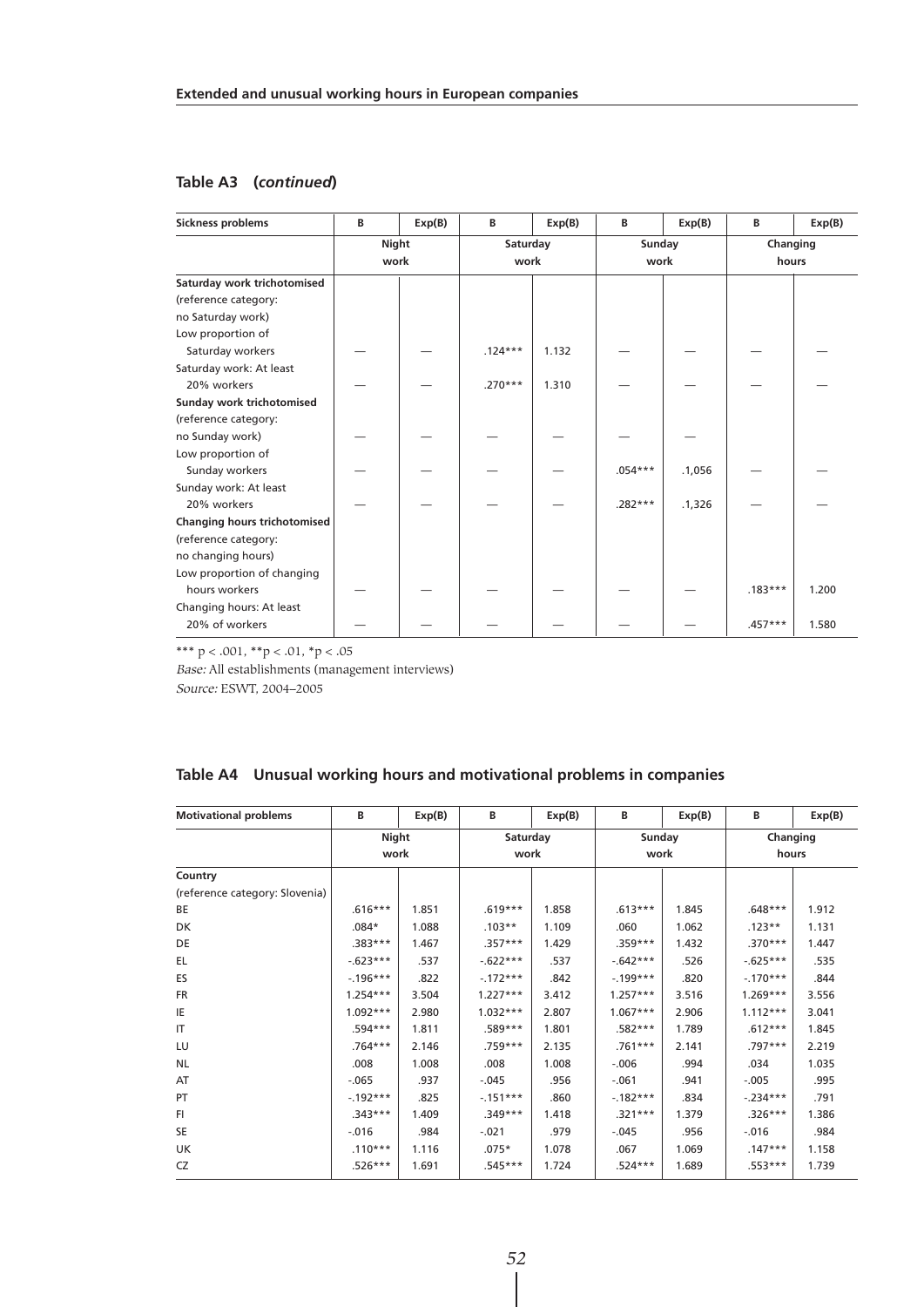## Table A3 (*continued*)

| Sickness problems | B | Exp(B) | B | Exp(B) | B | Exp(B) | B | Exp(B) |
|---|---|---|---|---|---|---|---|---|
| | Night work | | Saturday work | | Sunday work | | Changing hours | |
| **Saturday work trichotomised** (reference category: no Saturday work) | | | | | | | | |
| Low proportion of Saturday workers | — | — | .124*** | 1.132 | — | — | — | — |
| Saturday work: At least 20% workers | — | — | .270*** | 1.310 | — | — | — | — |
| **Sunday work trichotomised** (reference category: no Sunday work) | — | — | — | — | — | — | | |
| Low proportion of Sunday workers | — | — | — | — | .054*** | .1,056 | — | — |
| Sunday work: At least 20% workers | — | — | — | — | .282*** | .1,326 | — | — |
| **Changing hours trichotomised** (reference category: no changing hours) | | | | | | | | |
| Low proportion of changing hours workers | — | — | — | — | — | — | .183*** | 1.200 |
| Changing hours: At least 20% of workers | — | — | — | — | — | — | .457*** | 1.580 |

*** p < .001, **p < .01, *p < .05

*Base:* All establishments (management interviews)

*Source:* ESWT, 2004–2005

## Table A4 Unusual working hours and motivational problems in companies

| Motivational problems | B | Exp(B) | B | Exp(B) | B | Exp(B) | B | Exp(B) |
|---|---|---|---|---|---|---|---|---|
| | Night work | | Saturday work | | Sunday work | | Changing hours | |
| **Country** (reference category: Slovenia) | | | | | | | | |
| BE | .616*** | 1.851 | .619*** | 1.858 | .613*** | 1.845 | .648*** | 1.912 |
| DK | .084* | 1.088 | .103** | 1.109 | .060 | 1.062 | .123** | 1.131 |
| DE | .383*** | 1.467 | .357*** | 1.429 | .359*** | 1.432 | .370*** | 1.447 |
| EL | -.623*** | .537 | -.622*** | .537 | -.642*** | .526 | -.625*** | .535 |
| ES | -.196*** | .822 | -.172*** | .842 | -.199*** | .820 | -.170*** | .844 |
| FR | 1.254*** | 3.504 | 1.227*** | 3.412 | 1.257*** | 3.516 | 1.269*** | 3.556 |
| IE | 1.092*** | 2.980 | 1.032*** | 2.807 | 1.067*** | 2.906 | 1.112*** | 3.041 |
| IT | .594*** | 1.811 | .589*** | 1.801 | .582*** | 1.789 | .612*** | 1.845 |
| LU | .764*** | 2.146 | .759*** | 2.135 | .761*** | 2.141 | .797*** | 2.219 |
| NL | .008 | 1.008 | .008 | 1.008 | -.006 | .994 | .034 | 1.035 |
| AT | -.065 | .937 | -.045 | .956 | -.061 | .941 | -.005 | .995 |
| PT | -.192*** | .825 | -.151*** | .860 | -.182*** | .834 | -.234*** | .791 |
| FI | .343*** | 1.409 | .349*** | 1.418 | .321*** | 1.379 | .326*** | 1.386 |
| SE | -.016 | .984 | -.021 | .979 | -.045 | .956 | -.016 | .984 |
| UK | .110*** | 1.116 | .075* | 1.078 | .067 | 1.069 | .147*** | 1.158 |
| CZ | .526*** | 1.691 | .545*** | 1.724 | .524*** | 1.689 | .553*** | 1.739 |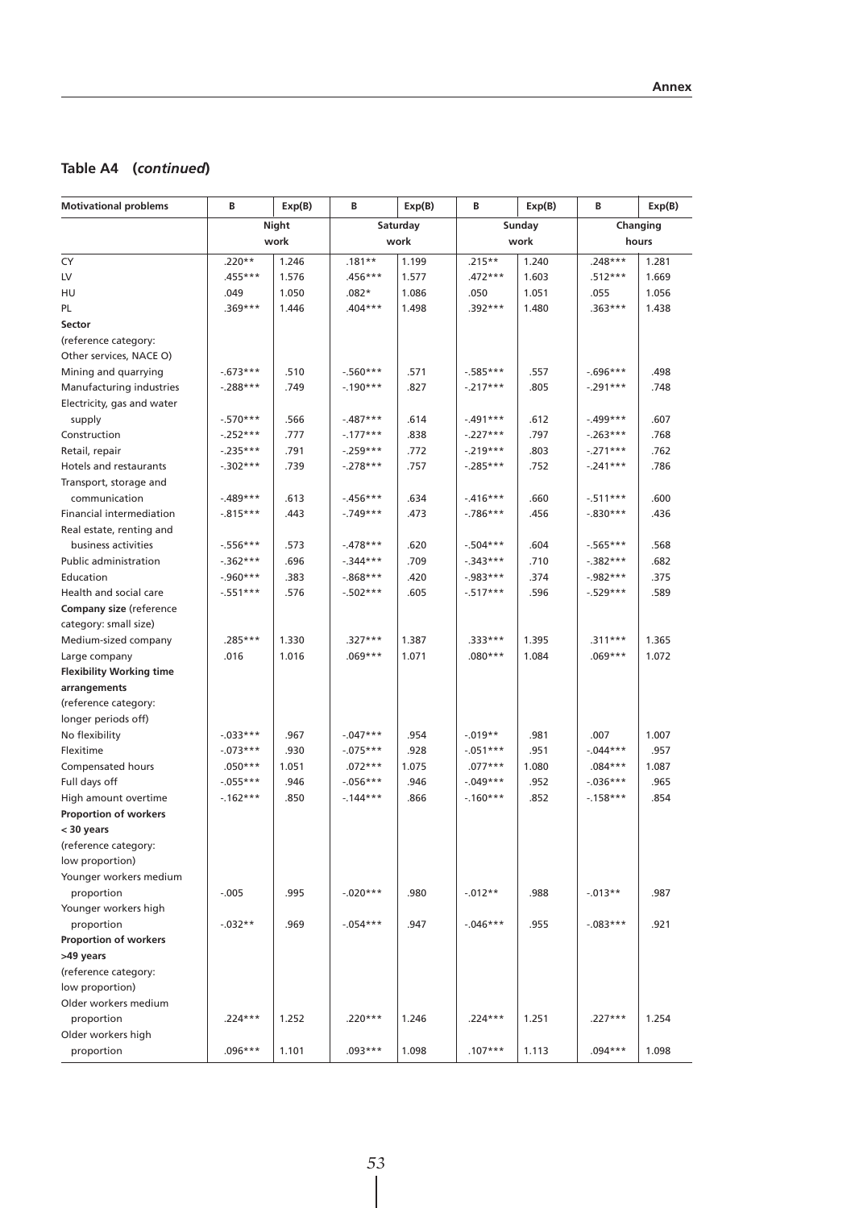## Table A4 (*continued*)

| Motivational problems | B | Exp(B) | B | Exp(B) | B | Exp(B) | B | Exp(B) |
|---|---|---|---|---|---|---|---|---|
| | Night work | | Saturday work | | Sunday work | | Changing hours | |
| CY | .220** | 1.246 | .181** | 1.199 | .215** | 1.240 | .248*** | 1.281 |
| LV | .455*** | 1.576 | .456*** | 1.577 | .472*** | 1.603 | .512*** | 1.669 |
| HU | .049 | 1.050 | .082* | 1.086 | .050 | 1.051 | .055 | 1.056 |
| PL | .369*** | 1.446 | .404*** | 1.498 | .392*** | 1.480 | .363*** | 1.438 |
| **Sector** | | | | | | | | |
| (reference category: Other services, NACE O) | | | | | | | | |
| Mining and quarrying | -.673*** | .510 | -.560*** | .571 | -.585*** | .557 | -.696*** | .498 |
| Manufacturing industries | -.288*** | .749 | -.190*** | .827 | -.217*** | .805 | -.291*** | .748 |
| Electricity, gas and water supply | -.570*** | .566 | -.487*** | .614 | -.491*** | .612 | -.499*** | .607 |
| Construction | -.252*** | .777 | -.177*** | .838 | -.227*** | .797 | -.263*** | .768 |
| Retail, repair | -.235*** | .791 | -.259*** | .772 | -.219*** | .803 | -.271*** | .762 |
| Hotels and restaurants | -.302*** | .739 | -.278*** | .757 | -.285*** | .752 | -.241*** | .786 |
| Transport, storage and communication | -.489*** | .613 | -.456*** | .634 | -.416*** | .660 | -.511*** | .600 |
| Financial intermediation | -.815*** | .443 | -.749*** | .473 | -.786*** | .456 | -.830*** | .436 |
| Real estate, renting and business activities | -.556*** | .573 | -.478*** | .620 | -.504*** | .604 | -.565*** | .568 |
| Public administration | -.362*** | .696 | -.344*** | .709 | -.343*** | .710 | -.382*** | .682 |
| Education | -.960*** | .383 | -.868*** | .420 | -.983*** | .374 | -.982*** | .375 |
| Health and social care | -.551*** | .576 | -.502*** | .605 | -.517*** | .596 | -.529*** | .589 |
| **Company size** (reference category: small size) | | | | | | | | |
| Medium-sized company | .285*** | 1.330 | .327*** | 1.387 | .333*** | 1.395 | .311*** | 1.365 |
| Large company | .016 | 1.016 | .069*** | 1.071 | .080*** | 1.084 | .069*** | 1.072 |
| **Flexibility Working time arrangements** | | | | | | | | |
| (reference category: longer periods off) | | | | | | | | |
| No flexibility | -.033*** | .967 | -.047*** | .954 | -.019** | .981 | .007 | 1.007 |
| Flexitime | -.073*** | .930 | -.075*** | .928 | -.051*** | .951 | -.044*** | .957 |
| Compensated hours | .050*** | 1.051 | .072*** | 1.075 | .077*** | 1.080 | .084*** | 1.087 |
| Full days off | -.055*** | .946 | -.056*** | .946 | -.049*** | .952 | -.036*** | .965 |
| High amount overtime | -.162*** | .850 | -.144*** | .866 | -.160*** | .852 | -.158*** | .854 |
| **Proportion of workers < 30 years** | | | | | | | | |
| (reference category: low proportion) | | | | | | | | |
| Younger workers medium proportion | -.005 | .995 | -.020*** | .980 | -.012** | .988 | -.013** | .987 |
| Younger workers high proportion | -.032** | .969 | -.054*** | .947 | -.046*** | .955 | -.083*** | .921 |
| **Proportion of workers >49 years** | | | | | | | | |
| (reference category: low proportion) | | | | | | | | |
| Older workers medium proportion | .224*** | 1.252 | .220*** | 1.246 | .224*** | 1.251 | .227*** | 1.254 |
| Older workers high proportion | .096*** | 1.101 | .093*** | 1.098 | .107*** | 1.113 | .094*** | 1.098 |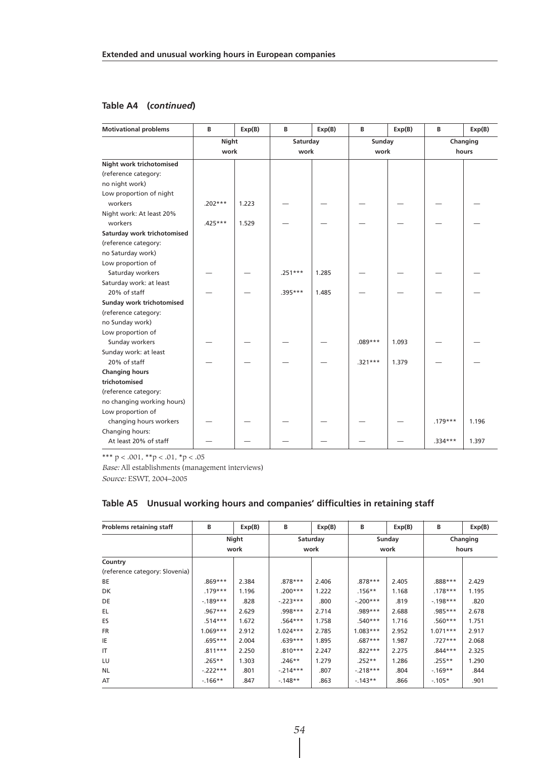## Table A4 (*continued*)

| Motivational problems | B | Exp(B) | B | Exp(B) | B | Exp(B) | B | Exp(B) |
|---|---|---|---|---|---|---|---|---|
| | Night work | | Saturday work | | Sunday work | | Changing hours | |
| **Night work trichotomised** (reference category: no night work) | | | | | | | | |
| Low proportion of night workers | .202*** | 1.223 | — | — | — | — | — | — |
| Night work: At least 20% workers | .425*** | 1.529 | — | — | — | — | — | — |
| **Saturday work trichotomised** (reference category: no Saturday work) | | | | | | | | |
| Low proportion of Saturday workers | — | — | .251*** | 1.285 | — | — | — | — |
| Saturday work: at least 20% of staff | — | — | .395*** | 1.485 | — | — | — | — |
| **Sunday work trichotomised** (reference category: no Sunday work) | | | | | | | | |
| Low proportion of Sunday workers | — | — | — | — | .089*** | 1.093 | — | — |
| Sunday work: at least 20% of staff | — | — | — | — | .321*** | 1.379 | — | — |
| **Changing hours trichotomised** (reference category: no changing working hours) | | | | | | | | |
| Low proportion of changing hours workers | — | — | — | — | — | — | .179*** | 1.196 |
| Changing hours: At least 20% of staff | — | — | — | — | — | — | .334*** | 1.397 |

*** p < .001, **p < .01, *p < .05

*Base:* All establishments (management interviews)

*Source:* ESWT, 2004–2005

## Table A5 Unusual working hours and companies' difficulties in retaining staff

| Problems retaining staff | B | Exp(B) | B | Exp(B) | B | Exp(B) | B | Exp(B) |
|---|---|---|---|---|---|---|---|---|
| | Night work | | Saturday work | | Sunday work | | Changing hours | |
| **Country** (reference category: Slovenia) | | | | | | | | |
| BE | .869*** | 2.384 | .878*** | 2.406 | .878*** | 2.405 | .888*** | 2.429 |
| DK | .179*** | 1.196 | .200*** | 1.222 | .156** | 1.168 | .178*** | 1.195 |
| DE | -.189*** | .828 | -.223*** | .800 | -.200*** | .819 | -.198*** | .820 |
| EL | .967*** | 2.629 | .998*** | 2.714 | .989*** | 2.688 | .985*** | 2.678 |
| ES | .514*** | 1.672 | .564*** | 1.758 | .540*** | 1.716 | .560*** | 1.751 |
| FR | 1.069*** | 2.912 | 1.024*** | 2.785 | 1.083*** | 2.952 | 1.071*** | 2.917 |
| IE | .695*** | 2.004 | .639*** | 1.895 | .687*** | 1.987 | .727*** | 2.068 |
| IT | .811*** | 2.250 | .810*** | 2.247 | .822*** | 2.275 | .844*** | 2.325 |
| LU | .265** | 1.303 | .246** | 1.279 | .252** | 1.286 | .255** | 1.290 |
| NL | -.222*** | .801 | -.214*** | .807 | -.218*** | .804 | -.169** | .844 |
| AT | -.166** | .847 | -.148** | .863 | -.143** | .866 | -.105* | .901 |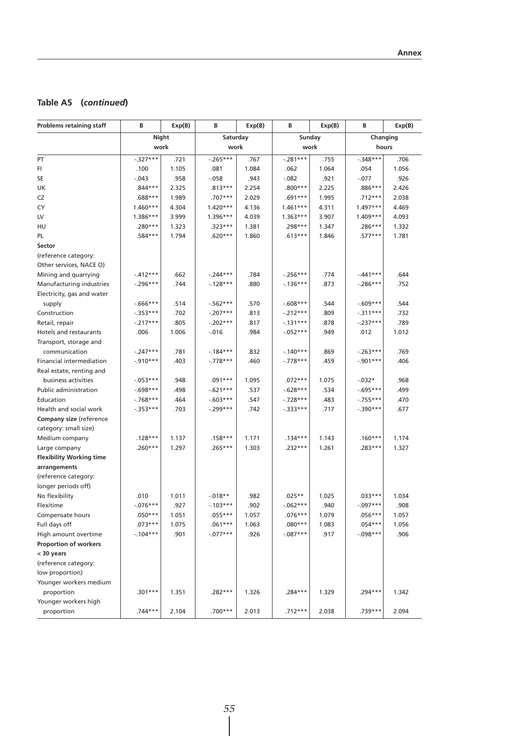## Table A5 (*continued*)

| Problems retaining staff | B | Exp(B) | B | Exp(B) | B | Exp(B) | B | Exp(B) |
|---|---|---|---|---|---|---|---|---|
| | Night work | | Saturday work | | Sunday work | | Changing hours | |
| PT | -.327*** | .721 | -.265*** | .767 | -.281*** | .755 | -.348*** | .706 |
| FI | .100 | 1.105 | .081 | 1.084 | .062 | 1.064 | .054 | 1.056 |
| SE | -.043 | .958 | -.058 | .943 | -.082 | .921 | -.077 | .926 |
| UK | .844*** | 2.325 | .813*** | 2.254 | .800*** | 2.225 | .886*** | 2.426 |
| CZ | .688*** | 1.989 | .707*** | 2.029 | .691*** | 1.995 | .712*** | 2.038 |
| CY | 1.460*** | 4.304 | 1.420*** | 4.136 | 1.461*** | 4.311 | 1.497*** | 4.469 |
| LV | 1.386*** | 3.999 | 1.396*** | 4.039 | 1.363*** | 3.907 | 1.409*** | 4.093 |
| HU | .280*** | 1.323 | .323*** | 1.381 | .298*** | 1.347 | .286*** | 1.332 |
| PL | .584*** | 1.794 | .620*** | 1.860 | .613*** | 1.846 | .577*** | 1.781 |
| **Sector** (reference category: Other services, NACE O) | | | | | | | | |
| Mining and quarrying | -.412*** | .662 | -.244*** | .784 | -.256*** | .774 | -.441*** | .644 |
| Manufacturing industries | -.296*** | .744 | -.128*** | .880 | -.136*** | .873 | -.286*** | .752 |
| Electricity, gas and water supply | -.666*** | .514 | -.562*** | .570 | -.608*** | .544 | -.609*** | .544 |
| Construction | -.353*** | .702 | -.207*** | .813 | -.212*** | .809 | -.311*** | .732 |
| Retail, repair | -.217*** | .805 | -.202*** | .817 | -.131*** | .878 | -.237*** | .789 |
| Hotels and restaurants | .006 | 1.006 | -.016 | .984 | -.052*** | .949 | .012 | 1.012 |
| Transport, storage and communication | -.247*** | .781 | -.184*** | .832 | -.140*** | .869 | -.263*** | .769 |
| Financial intermediation | -.910*** | .403 | -.778*** | .460 | -.778*** | .459 | -.901*** | .406 |
| Real estate, renting and business activities | -.053*** | .948 | .091*** | 1.095 | .072*** | 1.075 | -.032* | .968 |
| Public administration | -.698*** | .498 | -.621*** | .537 | -.628*** | .534 | -.695*** | .499 |
| Education | -.768*** | .464 | -.603*** | .547 | -.728*** | .483 | -.755*** | .470 |
| Health and social work | -.353*** | .703 | -.299*** | .742 | -.333*** | .717 | -.390*** | .677 |
| **Company size** (reference category: small size) | | | | | | | | |
| Medium company | .128*** | 1.137 | .158*** | 1.171 | .134*** | 1.143 | .160*** | 1.174 |
| Large company | .260*** | 1.297 | .265*** | 1.303 | .232*** | 1.261 | .283*** | 1.327 |
| **Flexibility Working time arrangements** (reference category: longer periods off) | | | | | | | | |
| No flexibility | .010 | 1.011 | -.018** | .982 | .025** | 1.025 | .033*** | 1.034 |
| Flexitime | -.076*** | .927 | -.103*** | .902 | -.062*** | .940 | -.097*** | .908 |
| Compensate hours | .050*** | 1.051 | .055*** | 1.057 | .076*** | 1.079 | .056*** | 1.057 |
| Full days off | .073*** | 1.075 | .061*** | 1.063 | .080*** | 1.083 | .054*** | 1.056 |
| High amount overtime | -.104*** | .901 | -.077*** | .926 | -.087*** | .917 | -.098*** | .906 |
| **Proportion of workers < 30 years** (reference category: low proportion) | | | | | | | | |
| Younger workers medium proportion | .301*** | 1.351 | .282*** | 1.326 | .284*** | 1.329 | .294*** | 1.342 |
| Younger workers high proportion | .744*** | 2.104 | .700*** | 2.013 | .712*** | 2.038 | .739*** | 2.094 |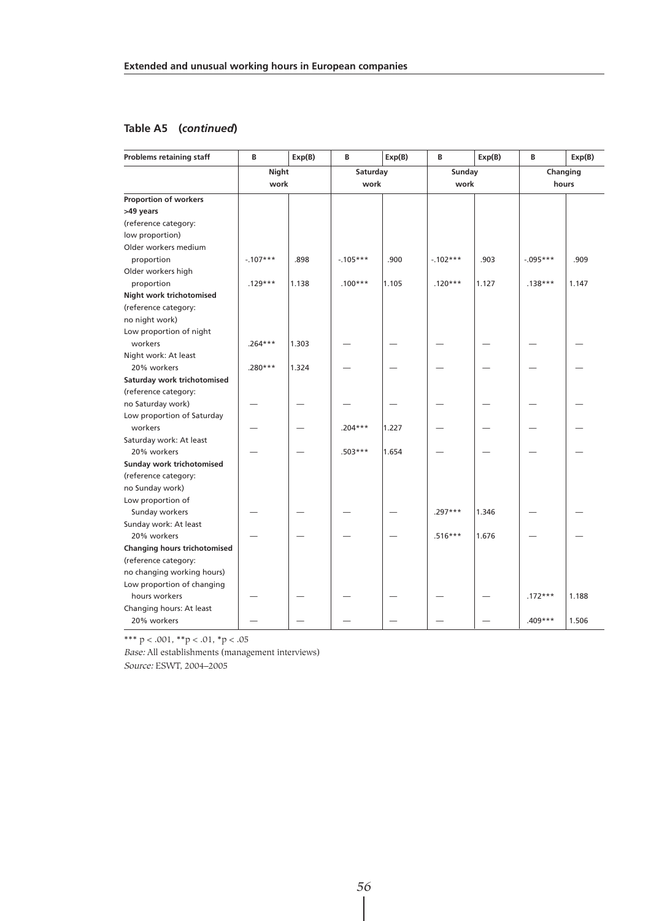## Table A5 (*continued*)

| Problems retaining staff | B | Exp(B) | B | Exp(B) | B | Exp(B) | B | Exp(B) |
|---|---|---|---|---|---|---|---|---|
| | Night work | | Saturday work | | Sunday work | | Changing hours | |
| **Proportion of workers >49 years** (reference category: low proportion) | | | | | | | | |
| Older workers medium proportion | -.107*** | .898 | -.105*** | .900 | -.102*** | .903 | -.095*** | .909 |
| Older workers high proportion | .129*** | 1.138 | .100*** | 1.105 | .120*** | 1.127 | .138*** | 1.147 |
| **Night work trichotomised** (reference category: no night work) | | | | | | | | |
| Low proportion of night workers | .264*** | 1.303 | — | — | — | — | — | — |
| Night work: At least 20% workers | .280*** | 1.324 | — | — | — | — | — | — |
| **Saturday work trichotomised** (reference category: no Saturday work) | — | — | — | — | — | — | — | — |
| Low proportion of Saturday workers | — | — | .204*** | 1.227 | — | — | — | — |
| Saturday work: At least 20% workers | — | — | .503*** | 1.654 | — | — | — | — |
| **Sunday work trichotomised** (reference category: no Sunday work) | | | | | | | | |
| Low proportion of Sunday workers | — | — | — | — | .297*** | 1.346 | — | — |
| Sunday work: At least 20% workers | — | — | — | — | .516*** | 1.676 | — | — |
| **Changing hours trichotomised** (reference category: no changing working hours) | | | | | | | | |
| Low proportion of changing hours workers | — | — | — | — | — | — | .172*** | 1.188 |
| Changing hours: At least 20% workers | — | — | — | — | — | — | .409*** | 1.506 |

*** p < .001, **p < .01, *p < .05

*Base:* All establishments (management interviews)

*Source:* ESWT, 2004–2005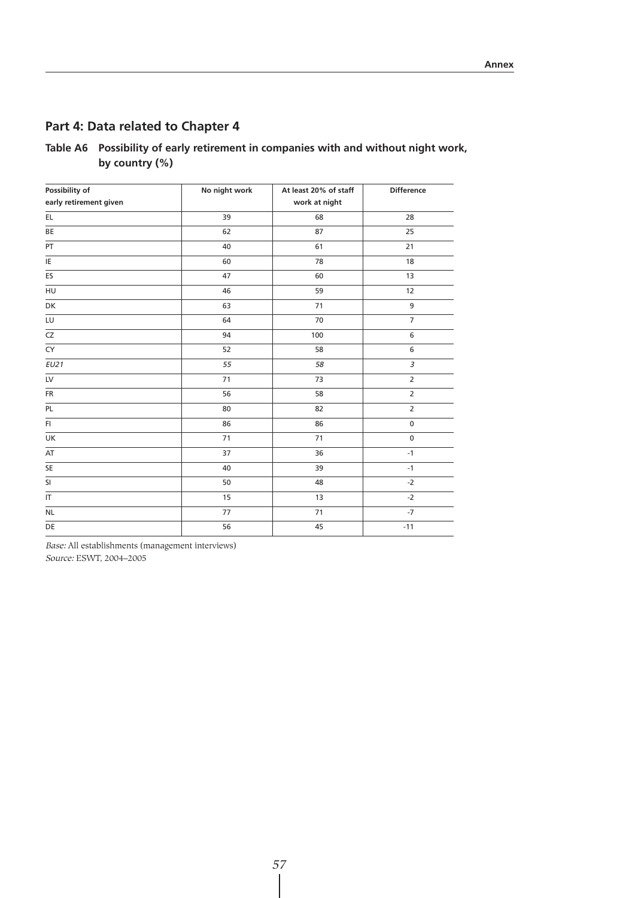## Part 4: Data related to Chapter 4

### Table A6 Possibility of early retirement in companies with and without night work, by country (%)

| Possibility of early retirement given | No night work | At least 20% of staff work at night | Difference |
|---|---|---|---|
| EL | 39 | 68 | 28 |
| BE | 62 | 87 | 25 |
| PT | 40 | 61 | 21 |
| IE | 60 | 78 | 18 |
| ES | 47 | 60 | 13 |
| HU | 46 | 59 | 12 |
| DK | 63 | 71 | 9 |
| LU | 64 | 70 | 7 |
| CZ | 94 | 100 | 6 |
| CY | 52 | 58 | 6 |
| *EU21* | *55* | *58* | *3* |
| LV | 71 | 73 | 2 |
| FR | 56 | 58 | 2 |
| PL | 80 | 82 | 2 |
| FI | 86 | 86 | 0 |
| UK | 71 | 71 | 0 |
| AT | 37 | 36 | -1 |
| SE | 40 | 39 | -1 |
| SI | 50 | 48 | -2 |
| IT | 15 | 13 | -2 |
| NL | 77 | 71 | -7 |
| DE | 56 | 45 | -11 |

*Base:* All establishments (management interviews)
*Source:* ESWT, 2004–2005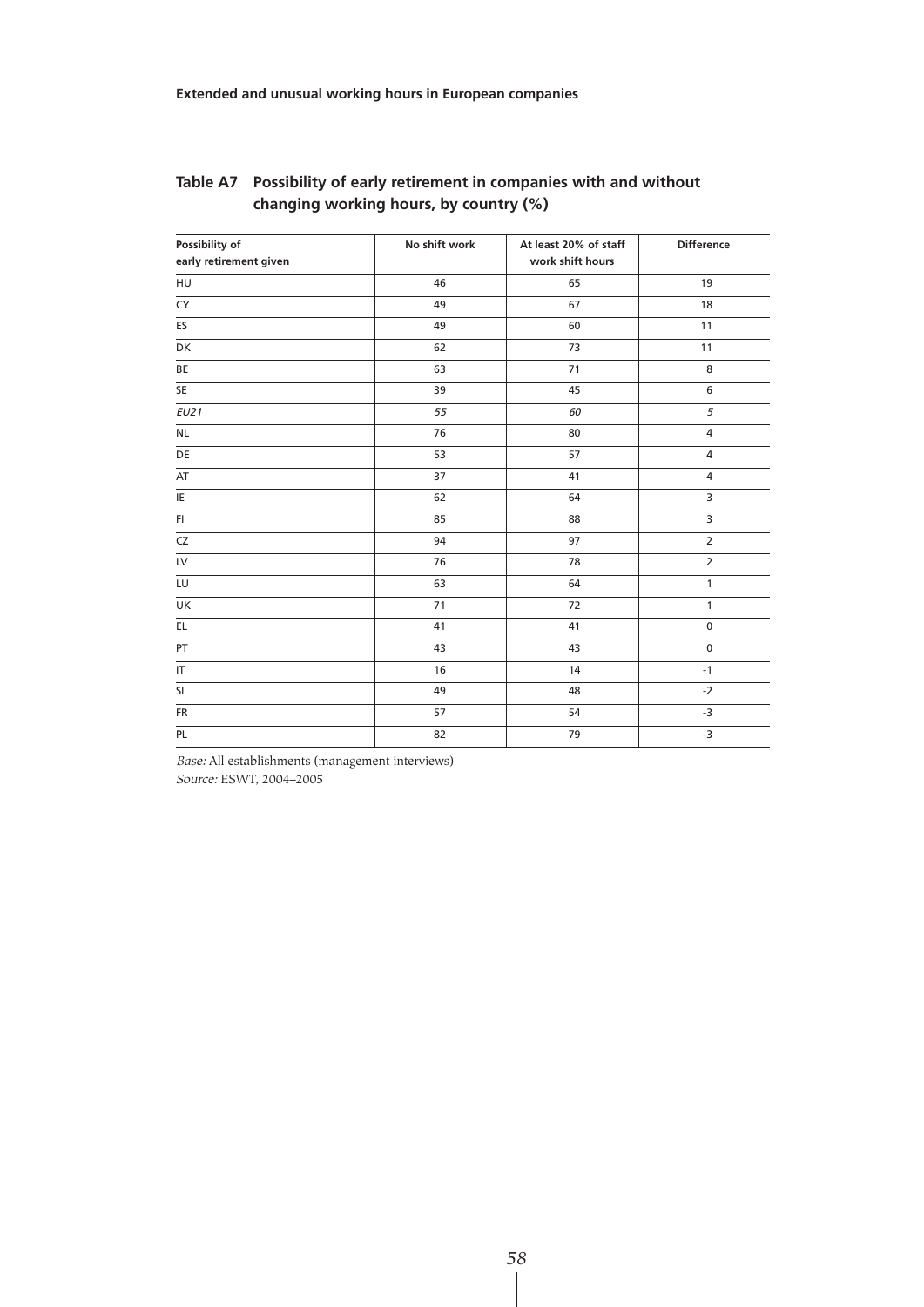## Table A7 Possibility of early retirement in companies with and without changing working hours, by country (%)

| Possibility of early retirement given | No shift work | At least 20% of staff work shift hours | Difference |
|---|---|---|---|
| HU | 46 | 65 | 19 |
| CY | 49 | 67 | 18 |
| ES | 49 | 60 | 11 |
| DK | 62 | 73 | 11 |
| BE | 63 | 71 | 8 |
| SE | 39 | 45 | 6 |
| *EU21* | *55* | *60* | *5* |
| NL | 76 | 80 | 4 |
| DE | 53 | 57 | 4 |
| AT | 37 | 41 | 4 |
| IE | 62 | 64 | 3 |
| FI | 85 | 88 | 3 |
| CZ | 94 | 97 | 2 |
| LV | 76 | 78 | 2 |
| LU | 63 | 64 | 1 |
| UK | 71 | 72 | 1 |
| EL | 41 | 41 | 0 |
| PT | 43 | 43 | 0 |
| IT | 16 | 14 | -1 |
| SI | 49 | 48 | -2 |
| FR | 57 | 54 | -3 |
| PL | 82 | 79 | -3 |

*Base:* All establishments (management interviews)
*Source:* ESWT, 2004–2005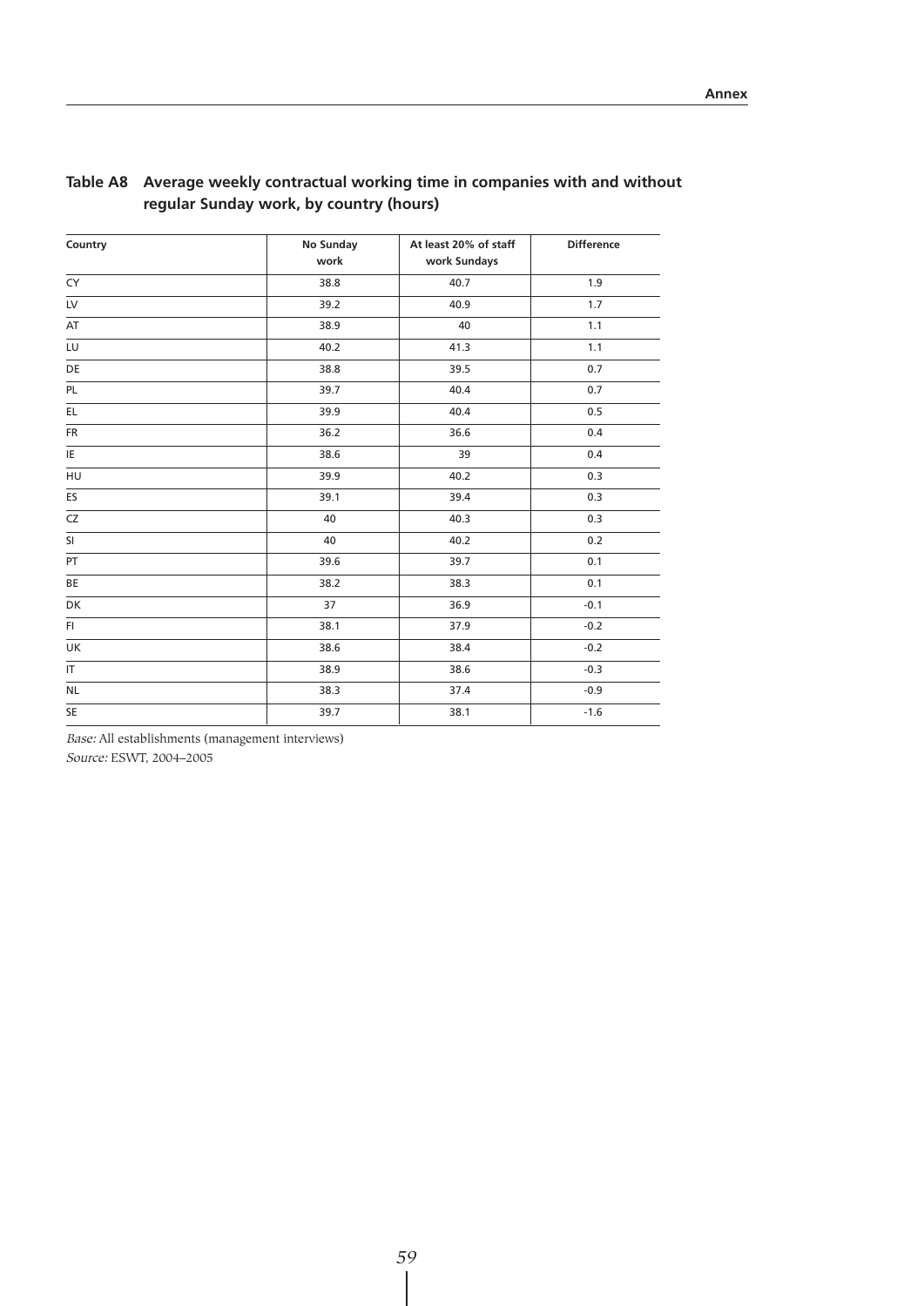**Table A8 Average weekly contractual working time in companies with and without regular Sunday work, by country (hours)**

| Country | No Sunday work | At least 20% of staff work Sundays | Difference |
|---|---|---|---|
| CY | 38.8 | 40.7 | 1.9 |
| LV | 39.2 | 40.9 | 1.7 |
| AT | 38.9 | 40 | 1.1 |
| LU | 40.2 | 41.3 | 1.1 |
| DE | 38.8 | 39.5 | 0.7 |
| PL | 39.7 | 40.4 | 0.7 |
| EL | 39.9 | 40.4 | 0.5 |
| FR | 36.2 | 36.6 | 0.4 |
| IE | 38.6 | 39 | 0.4 |
| HU | 39.9 | 40.2 | 0.3 |
| ES | 39.1 | 39.4 | 0.3 |
| CZ | 40 | 40.3 | 0.3 |
| SI | 40 | 40.2 | 0.2 |
| PT | 39.6 | 39.7 | 0.1 |
| BE | 38.2 | 38.3 | 0.1 |
| DK | 37 | 36.9 | -0.1 |
| FI | 38.1 | 37.9 | -0.2 |
| UK | 38.6 | 38.4 | -0.2 |
| IT | 38.9 | 38.6 | -0.3 |
| NL | 38.3 | 37.4 | -0.9 |
| SE | 39.7 | 38.1 | -1.6 |

*Base:* All establishments (management interviews)
*Source:* ESWT, 2004–2005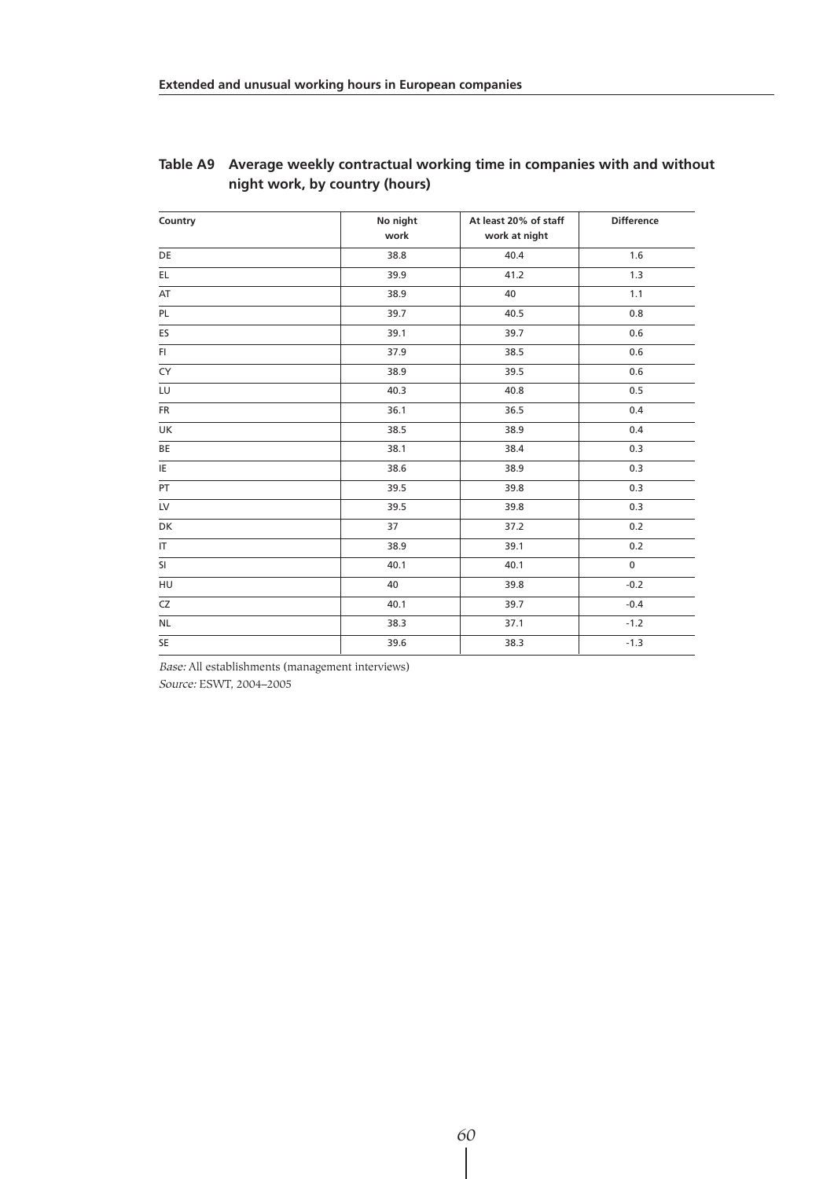## Table A9 Average weekly contractual working time in companies with and without night work, by country (hours)

| Country | No night work | At least 20% of staff work at night | Difference |
|---|---|---|---|
| DE | 38.8 | 40.4 | 1.6 |
| EL | 39.9 | 41.2 | 1.3 |
| AT | 38.9 | 40 | 1.1 |
| PL | 39.7 | 40.5 | 0.8 |
| ES | 39.1 | 39.7 | 0.6 |
| FI | 37.9 | 38.5 | 0.6 |
| CY | 38.9 | 39.5 | 0.6 |
| LU | 40.3 | 40.8 | 0.5 |
| FR | 36.1 | 36.5 | 0.4 |
| UK | 38.5 | 38.9 | 0.4 |
| BE | 38.1 | 38.4 | 0.3 |
| IE | 38.6 | 38.9 | 0.3 |
| PT | 39.5 | 39.8 | 0.3 |
| LV | 39.5 | 39.8 | 0.3 |
| DK | 37 | 37.2 | 0.2 |
| IT | 38.9 | 39.1 | 0.2 |
| SI | 40.1 | 40.1 | 0 |
| HU | 40 | 39.8 | -0.2 |
| CZ | 40.1 | 39.7 | -0.4 |
| NL | 38.3 | 37.1 | -1.2 |
| SE | 39.6 | 38.3 | -1.3 |

*Base:* All establishments (management interviews)
*Source:* ESWT, 2004–2005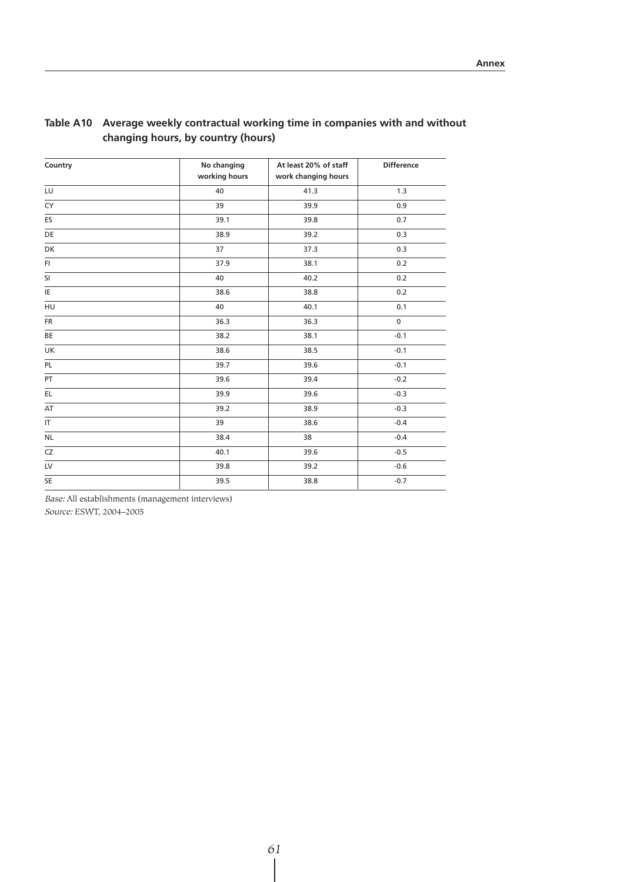**Table A10 Average weekly contractual working time in companies with and without changing hours, by country (hours)**

| Country | No changing working hours | At least 20% of staff work changing hours | Difference |
|---|---|---|---|
| LU | 40 | 41.3 | 1.3 |
| CY | 39 | 39.9 | 0.9 |
| ES | 39.1 | 39.8 | 0.7 |
| DE | 38.9 | 39.2 | 0.3 |
| DK | 37 | 37.3 | 0.3 |
| FI | 37.9 | 38.1 | 0.2 |
| SI | 40 | 40.2 | 0.2 |
| IE | 38.6 | 38.8 | 0.2 |
| HU | 40 | 40.1 | 0.1 |
| FR | 36.3 | 36.3 | 0 |
| BE | 38.2 | 38.1 | -0.1 |
| UK | 38.6 | 38.5 | -0.1 |
| PL | 39.7 | 39.6 | -0.1 |
| PT | 39.6 | 39.4 | -0.2 |
| EL | 39.9 | 39.6 | -0.3 |
| AT | 39.2 | 38.9 | -0.3 |
| IT | 39 | 38.6 | -0.4 |
| NL | 38.4 | 38 | -0.4 |
| CZ | 40.1 | 39.6 | -0.5 |
| LV | 39.8 | 39.2 | -0.6 |
| SE | 39.5 | 38.8 | -0.7 |

*Base:* All establishments (management interviews)
*Source:* ESWT, 2004–2005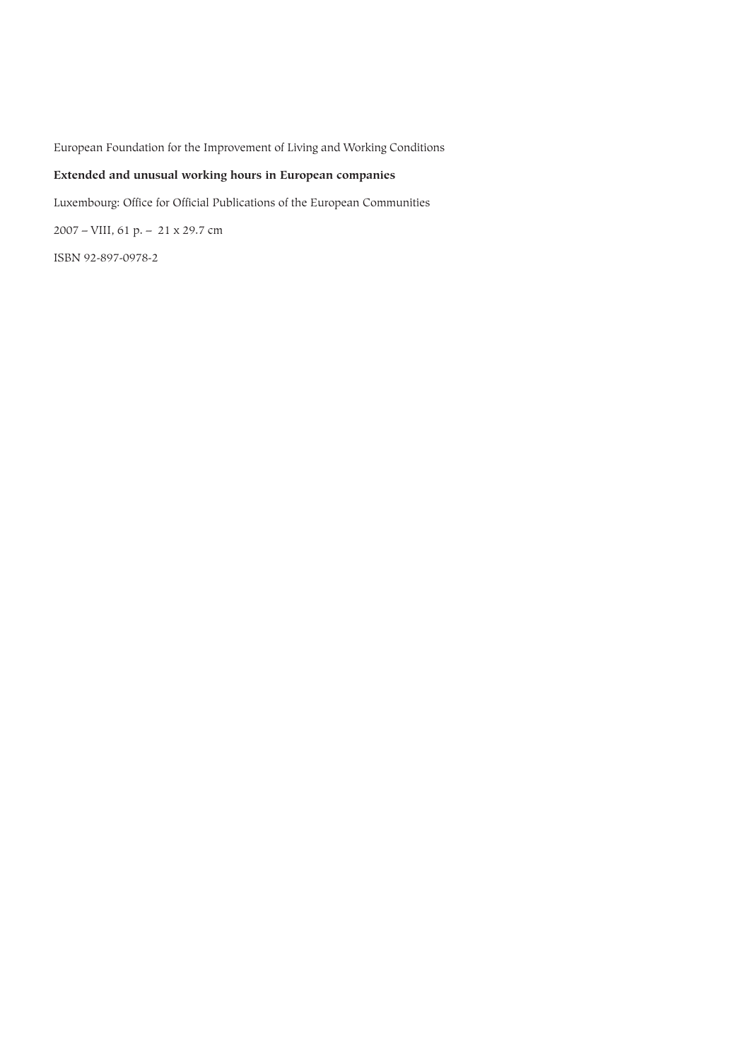European Foundation for the Improvement of Living and Working Conditions

**Extended and unusual working hours in European companies**

Luxembourg: Office for Official Publications of the European Communities

2007 – VIII, 61 p. – 21 x 29.7 cm

ISBN 92-897-0978-2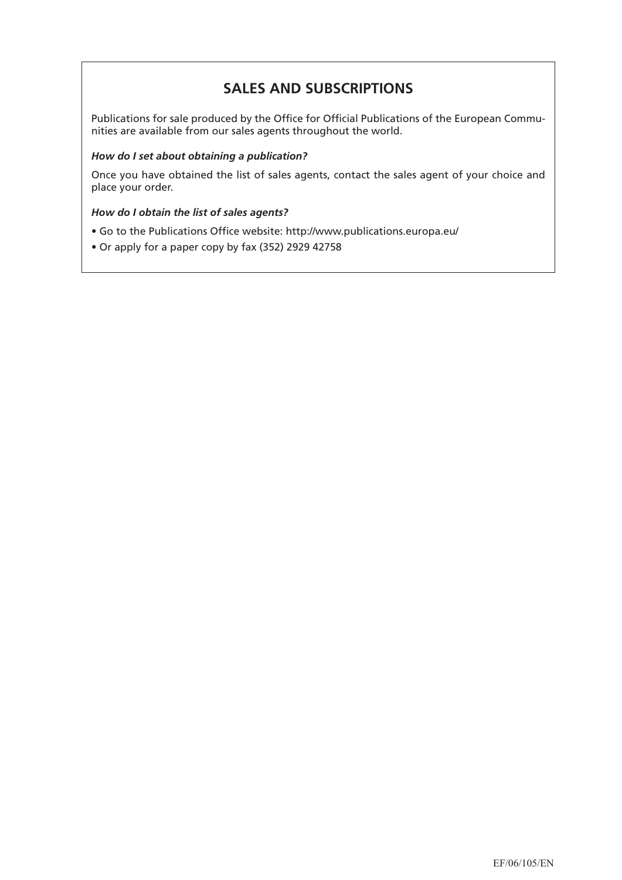## SALES AND SUBSCRIPTIONS

Publications for sale produced by the Office for Official Publications of the European Communities are available from our sales agents throughout the world.

***How do I set about obtaining a publication?***

Once you have obtained the list of sales agents, contact the sales agent of your choice and place your order.

***How do I obtain the list of sales agents?***

- Go to the Publications Office website: http://www.publications.europa.eu/
- Or apply for a paper copy by fax (352) 2929 42758

EF/06/105/EN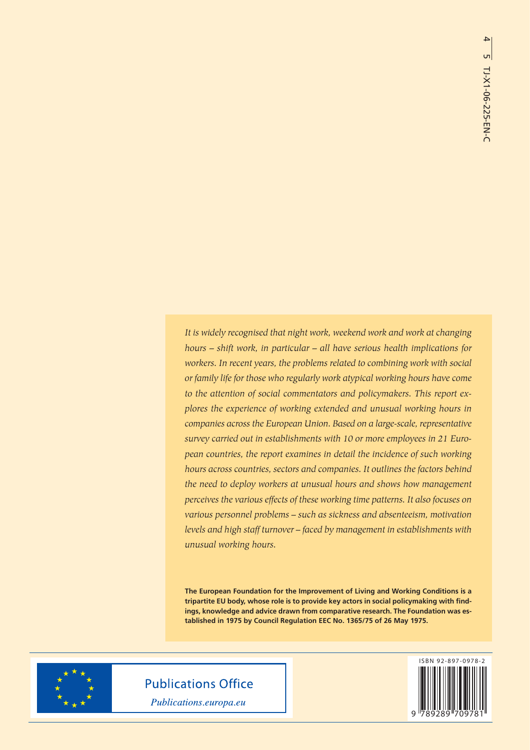TJ-X1-06-225-EN-C

*It is widely recognised that night work, weekend work and work at changing hours – shift work, in particular – all have serious health implications for workers. In recent years, the problems related to combining work with social or family life for those who regularly work atypical working hours have come to the attention of social commentators and policymakers. This report explores the experience of working extended and unusual working hours in companies across the European Union. Based on a large-scale, representative survey carried out in establishments with 10 or more employees in 21 European countries, the report examines in detail the incidence of such working hours across countries, sectors and companies. It outlines the factors behind the need to deploy workers at unusual hours and shows how management perceives the various effects of these working time patterns. It also focuses on various personnel problems – such as sickness and absenteeism, motivation levels and high staff turnover – faced by management in establishments with unusual working hours.*

**The European Foundation for the Improvement of Living and Working Conditions is a tripartite EU body, whose role is to provide key actors in social policymaking with findings, knowledge and advice drawn from comparative research. The Foundation was established in 1975 by Council Regulation EEC No. 1365/75 of 26 May 1975.**

Publications Office

*Publications.europa.eu*

ISBN 92-897-0978-2

9 789289 709781